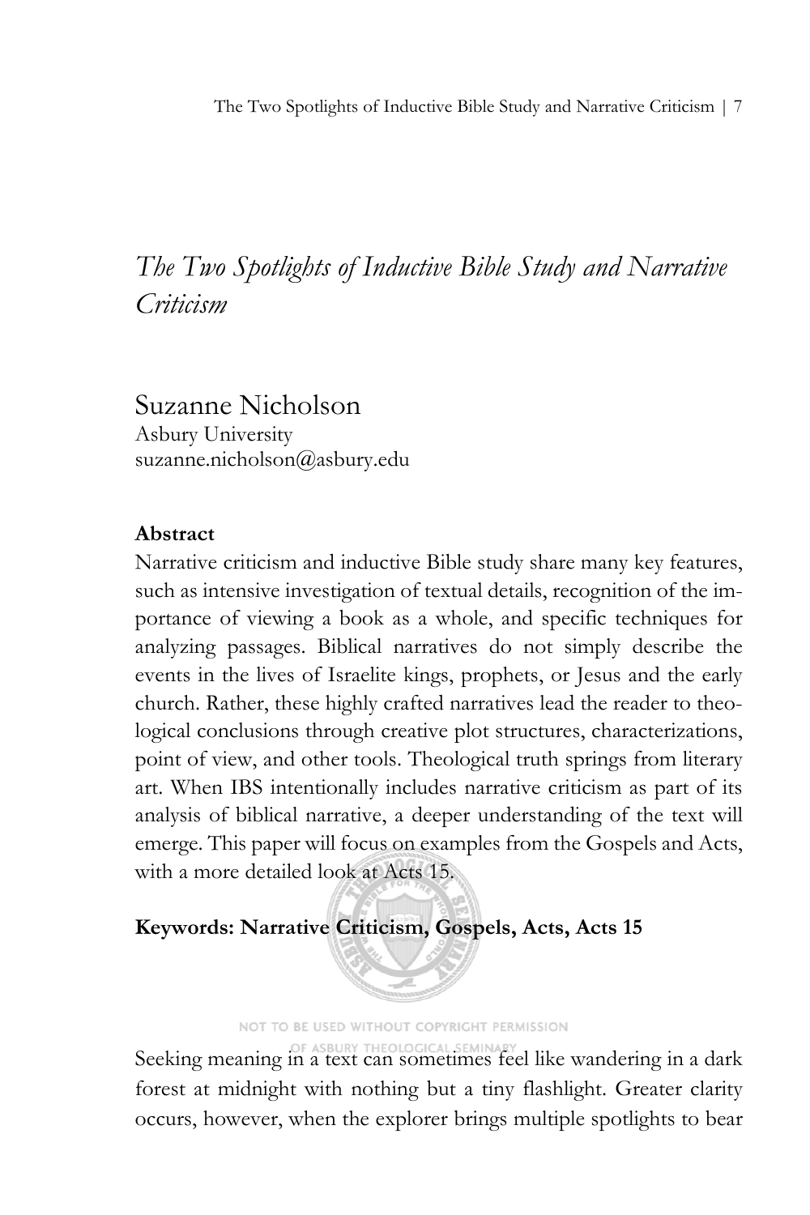# *The Two Spotlights of Inductive Bible Study and Narrative Criticism*

Suzanne Nicholson
Asbury University
suzanne.nicholson@asbury.edu

**Abstract**

Narrative criticism and inductive Bible study share many key features, such as intensive investigation of textual details, recognition of the importance of viewing a book as a whole, and specific techniques for analyzing passages. Biblical narratives do not simply describe the events in the lives of Israelite kings, prophets, or Jesus and the early church. Rather, these highly crafted narratives lead the reader to theological conclusions through creative plot structures, characterizations, point of view, and other tools. Theological truth springs from literary art. When IBS intentionally includes narrative criticism as part of its analysis of biblical narrative, a deeper understanding of the text will emerge. This paper will focus on examples from the Gospels and Acts, with a more detailed look at Acts 15.

**Keywords: Narrative Criticism, Gospels, Acts, Acts 15**

Seeking meaning in a text can sometimes feel like wandering in a dark forest at midnight with nothing but a tiny flashlight. Greater clarity occurs, however, when the explorer brings multiple spotlights to bear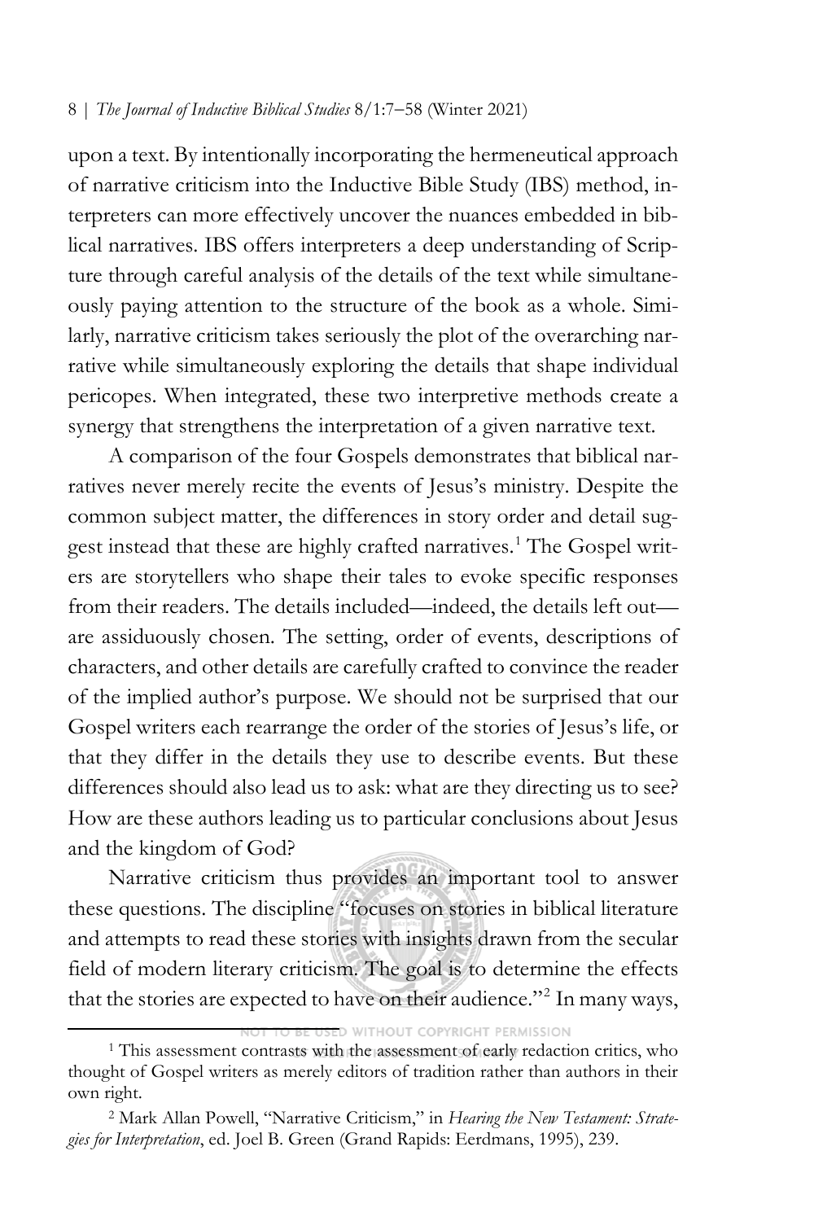upon a text. By intentionally incorporating the hermeneutical approach of narrative criticism into the Inductive Bible Study (IBS) method, interpreters can more effectively uncover the nuances embedded in biblical narratives. IBS offers interpreters a deep understanding of Scripture through careful analysis of the details of the text while simultaneously paying attention to the structure of the book as a whole. Similarly, narrative criticism takes seriously the plot of the overarching narrative while simultaneously exploring the details that shape individual pericopes. When integrated, these two interpretive methods create a synergy that strengthens the interpretation of a given narrative text.

A comparison of the four Gospels demonstrates that biblical narratives never merely recite the events of Jesus's ministry. Despite the common subject matter, the differences in story order and detail suggest instead that these are highly crafted narratives.[1] The Gospel writers are storytellers who shape their tales to evoke specific responses from their readers. The details included—indeed, the details left out—are assiduously chosen. The setting, order of events, descriptions of characters, and other details are carefully crafted to convince the reader of the implied author's purpose. We should not be surprised that our Gospel writers each rearrange the order of the stories of Jesus's life, or that they differ in the details they use to describe events. But these differences should also lead us to ask: what are they directing us to see? How are these authors leading us to particular conclusions about Jesus and the kingdom of God?

Narrative criticism thus provides an important tool to answer these questions. The discipline "focuses on stories in biblical literature and attempts to read these stories with insights drawn from the secular field of modern literary criticism. The goal is to determine the effects that the stories are expected to have on their audience."[2] In many ways,

---

[1] This assessment contrasts with the assessment of early redaction critics, who thought of Gospel writers as merely editors of tradition rather than authors in their own right.

[2] Mark Allan Powell, "Narrative Criticism," in *Hearing the New Testament: Strategies for Interpretation*, ed. Joel B. Green (Grand Rapids: Eerdmans, 1995), 239.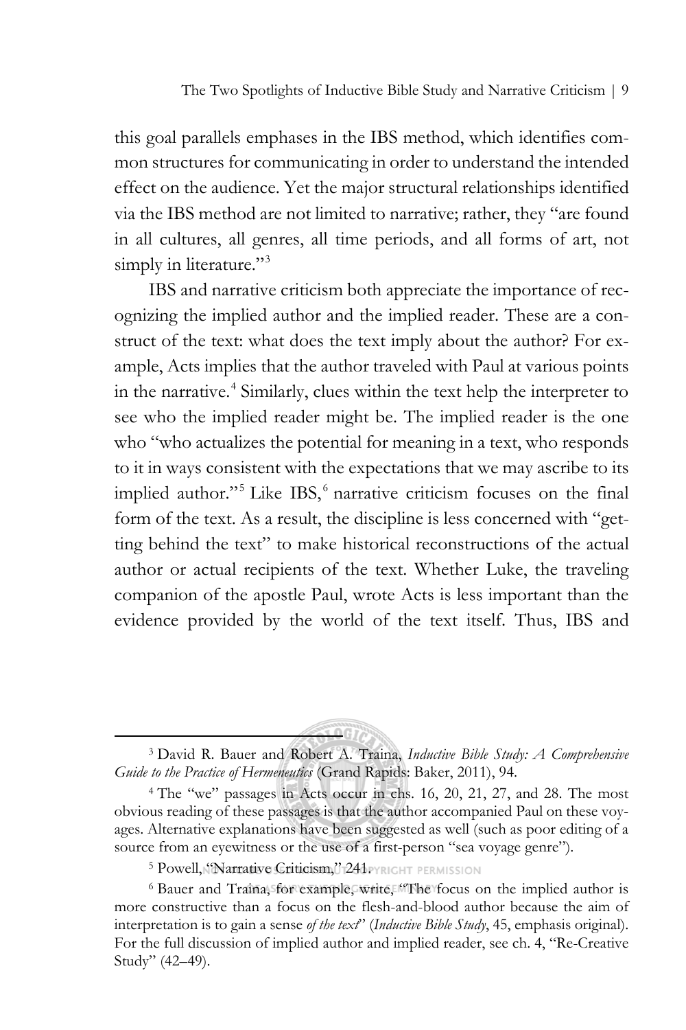this goal parallels emphases in the IBS method, which identifies common structures for communicating in order to understand the intended effect on the audience. Yet the major structural relationships identified via the IBS method are not limited to narrative; rather, they "are found in all cultures, all genres, all time periods, and all forms of art, not simply in literature."[3]

IBS and narrative criticism both appreciate the importance of recognizing the implied author and the implied reader. These are a construct of the text: what does the text imply about the author? For example, Acts implies that the author traveled with Paul at various points in the narrative.[4] Similarly, clues within the text help the interpreter to see who the implied reader might be. The implied reader is the one who "who actualizes the potential for meaning in a text, who responds to it in ways consistent with the expectations that we may ascribe to its implied author."[5] Like IBS,[6] narrative criticism focuses on the final form of the text. As a result, the discipline is less concerned with "getting behind the text" to make historical reconstructions of the actual author or actual recipients of the text. Whether Luke, the traveling companion of the apostle Paul, wrote Acts is less important than the evidence provided by the world of the text itself. Thus, IBS and

---

[3] David R. Bauer and Robert A. Traina, *Inductive Bible Study: A Comprehensive Guide to the Practice of Hermeneutics* (Grand Rapids: Baker, 2011), 94.

[4] The "we" passages in Acts occur in chs. 16, 20, 21, 27, and 28. The most obvious reading of these passages is that the author accompanied Paul on these voyages. Alternative explanations have been suggested as well (such as poor editing of a source from an eyewitness or the use of a first-person "sea voyage genre").

[5] Powell, "Narrative Criticism," 241.

[6] Bauer and Traina, for example, write, "The focus on the implied author is more constructive than a focus on the flesh-and-blood author because the aim of interpretation is to gain a sense *of the text*" (*Inductive Bible Study*, 45, emphasis original). For the full discussion of implied author and implied reader, see ch. 4, "Re-Creative Study" (42–49).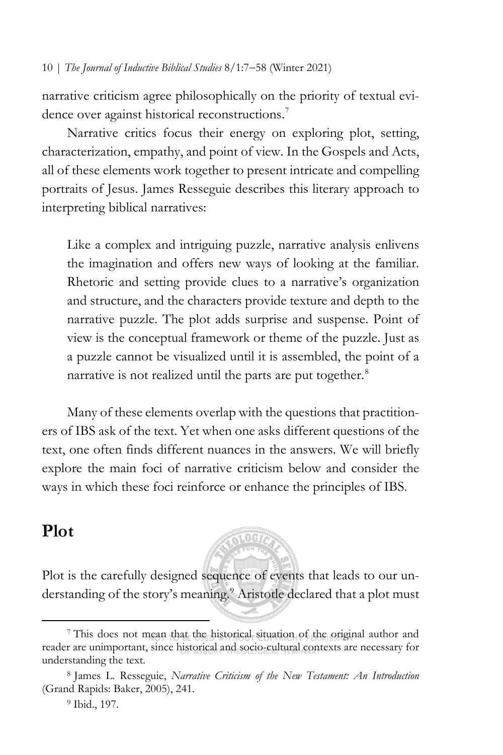narrative criticism agree philosophically on the priority of textual evidence over against historical reconstructions.[7]

Narrative critics focus their energy on exploring plot, setting, characterization, empathy, and point of view. In the Gospels and Acts, all of these elements work together to present intricate and compelling portraits of Jesus. James Resseguie describes this literary approach to interpreting biblical narratives:

> Like a complex and intriguing puzzle, narrative analysis enlivens the imagination and offers new ways of looking at the familiar. Rhetoric and setting provide clues to a narrative's organization and structure, and the characters provide texture and depth to the narrative puzzle. The plot adds surprise and suspense. Point of view is the conceptual framework or theme of the puzzle. Just as a puzzle cannot be visualized until it is assembled, the point of a narrative is not realized until the parts are put together.[8]

Many of these elements overlap with the questions that practitioners of IBS ask of the text. Yet when one asks different questions of the text, one often finds different nuances in the answers. We will briefly explore the main foci of narrative criticism below and consider the ways in which these foci reinforce or enhance the principles of IBS.

## Plot

Plot is the carefully designed sequence of events that leads to our understanding of the story's meaning.[9] Aristotle declared that a plot must

---

[7] This does not mean that the historical situation of the original author and reader are unimportant, since historical and socio-cultural contexts are necessary for understanding the text.

[8] James L. Resseguie, *Narrative Criticism of the New Testament: An Introduction* (Grand Rapids: Baker, 2005), 241.

[9] Ibid., 197.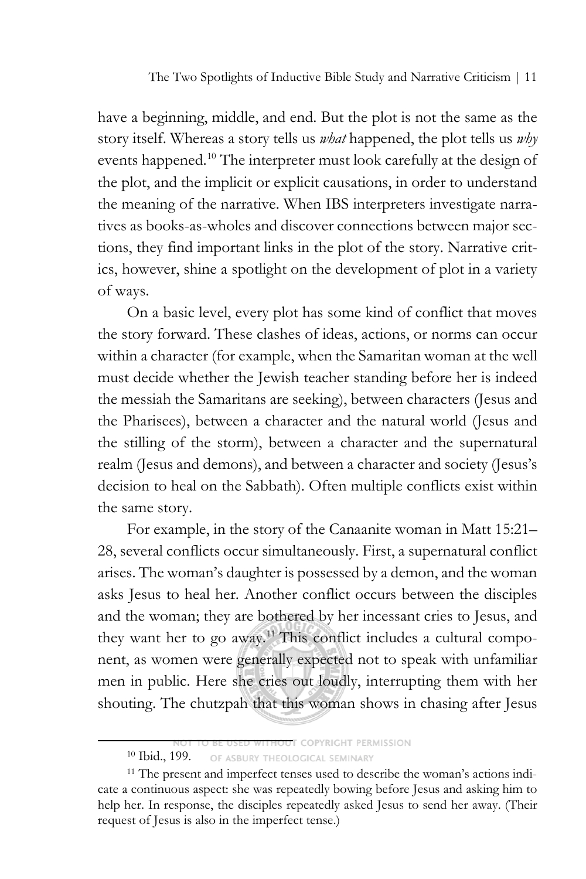have a beginning, middle, and end. But the plot is not the same as the story itself. Whereas a story tells us *what* happened, the plot tells us *why* events happened.[10] The interpreter must look carefully at the design of the plot, and the implicit or explicit causations, in order to understand the meaning of the narrative. When IBS interpreters investigate narratives as books-as-wholes and discover connections between major sections, they find important links in the plot of the story. Narrative critics, however, shine a spotlight on the development of plot in a variety of ways.

On a basic level, every plot has some kind of conflict that moves the story forward. These clashes of ideas, actions, or norms can occur within a character (for example, when the Samaritan woman at the well must decide whether the Jewish teacher standing before her is indeed the messiah the Samaritans are seeking), between characters (Jesus and the Pharisees), between a character and the natural world (Jesus and the stilling of the storm), between a character and the supernatural realm (Jesus and demons), and between a character and society (Jesus's decision to heal on the Sabbath). Often multiple conflicts exist within the same story.

For example, in the story of the Canaanite woman in Matt 15:21–28, several conflicts occur simultaneously. First, a supernatural conflict arises. The woman's daughter is possessed by a demon, and the woman asks Jesus to heal her. Another conflict occurs between the disciples and the woman; they are bothered by her incessant cries to Jesus, and they want her to go away.[11] This conflict includes a cultural component, as women were generally expected not to speak with unfamiliar men in public. Here she cries out loudly, interrupting them with her shouting. The chutzpah that this woman shows in chasing after Jesus

[10] Ibid., 199.

[11] The present and imperfect tenses used to describe the woman's actions indicate a continuous aspect: she was repeatedly bowing before Jesus and asking him to help her. In response, the disciples repeatedly asked Jesus to send her away. (Their request of Jesus is also in the imperfect tense.)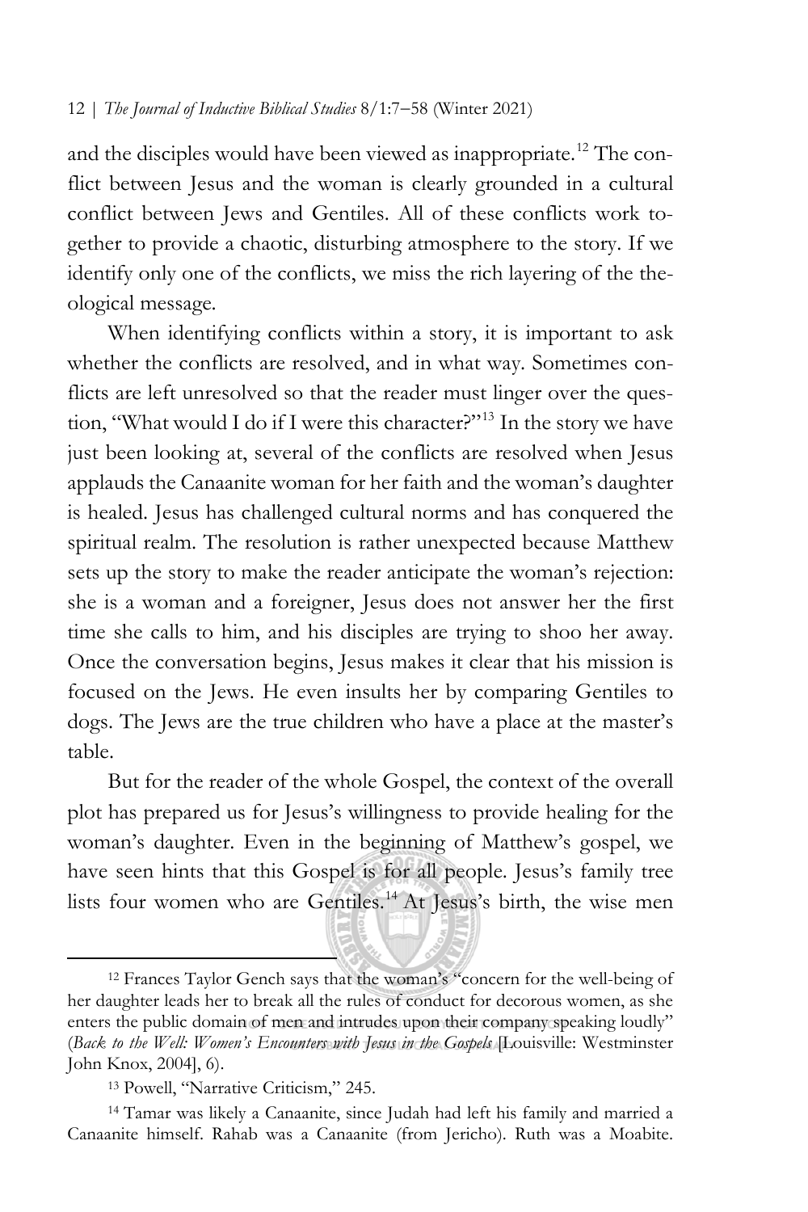and the disciples would have been viewed as inappropriate.[12] The conflict between Jesus and the woman is clearly grounded in a cultural conflict between Jews and Gentiles. All of these conflicts work together to provide a chaotic, disturbing atmosphere to the story. If we identify only one of the conflicts, we miss the rich layering of the theological message.

When identifying conflicts within a story, it is important to ask whether the conflicts are resolved, and in what way. Sometimes conflicts are left unresolved so that the reader must linger over the question, "What would I do if I were this character?"[13] In the story we have just been looking at, several of the conflicts are resolved when Jesus applauds the Canaanite woman for her faith and the woman's daughter is healed. Jesus has challenged cultural norms and has conquered the spiritual realm. The resolution is rather unexpected because Matthew sets up the story to make the reader anticipate the woman's rejection: she is a woman and a foreigner, Jesus does not answer her the first time she calls to him, and his disciples are trying to shoo her away. Once the conversation begins, Jesus makes it clear that his mission is focused on the Jews. He even insults her by comparing Gentiles to dogs. The Jews are the true children who have a place at the master's table.

But for the reader of the whole Gospel, the context of the overall plot has prepared us for Jesus's willingness to provide healing for the woman's daughter. Even in the beginning of Matthew's gospel, we have seen hints that this Gospel is for all people. Jesus's family tree lists four women who are Gentiles.[14] At Jesus's birth, the wise men

---

[12] Frances Taylor Gench says that the woman's "concern for the well-being of her daughter leads her to break all the rules of conduct for decorous women, as she enters the public domain of men and intrudes upon their company speaking loudly" (*Back to the Well: Women's Encounters with Jesus in the Gospels* [Louisville: Westminster John Knox, 2004], 6).

[13] Powell, "Narrative Criticism," 245.

[14] Tamar was likely a Canaanite, since Judah had left his family and married a Canaanite himself. Rahab was a Canaanite (from Jericho). Ruth was a Moabite.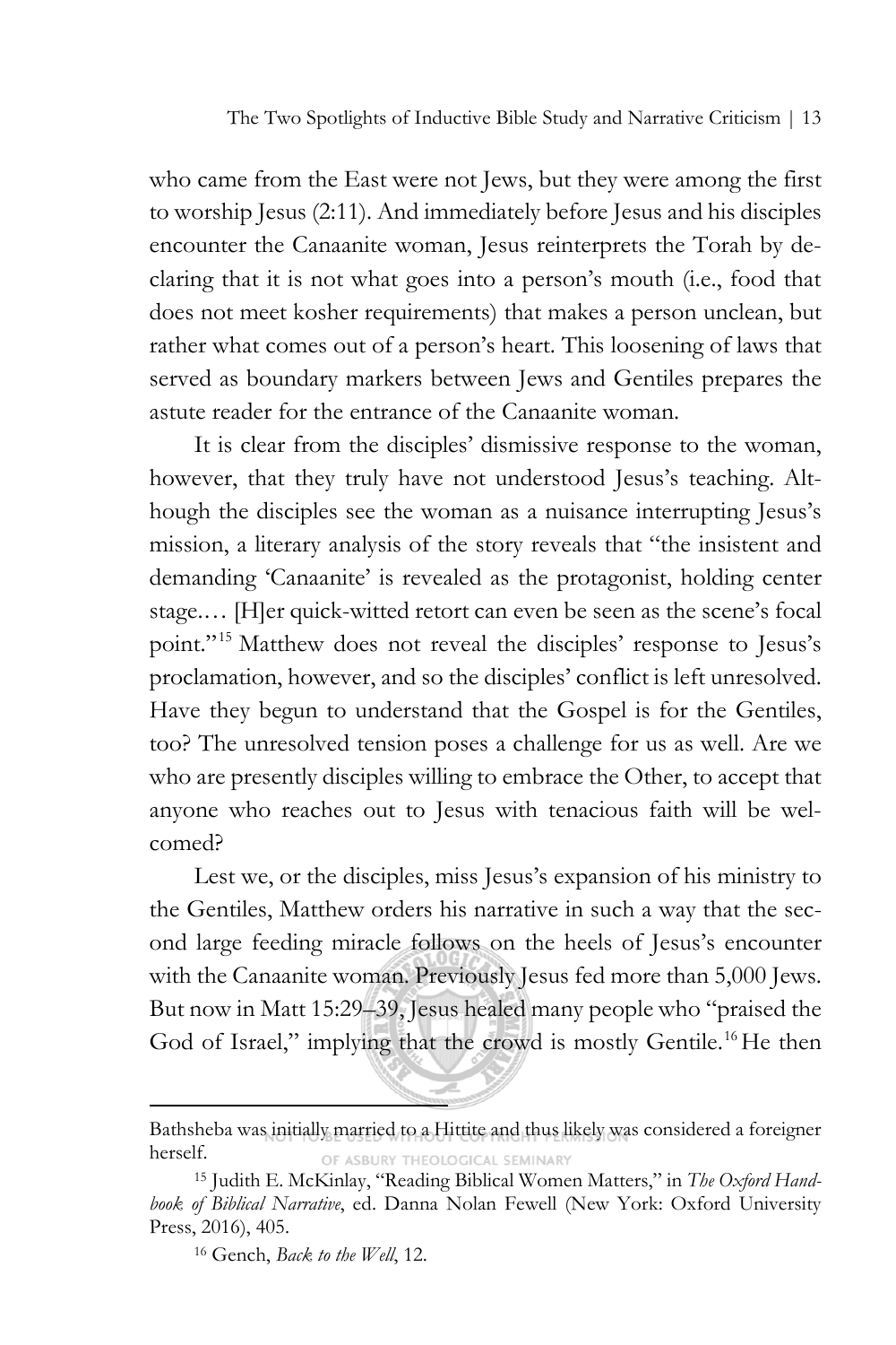who came from the East were not Jews, but they were among the first to worship Jesus (2:11). And immediately before Jesus and his disciples encounter the Canaanite woman, Jesus reinterprets the Torah by declaring that it is not what goes into a person's mouth (i.e., food that does not meet kosher requirements) that makes a person unclean, but rather what comes out of a person's heart. This loosening of laws that served as boundary markers between Jews and Gentiles prepares the astute reader for the entrance of the Canaanite woman.

It is clear from the disciples' dismissive response to the woman, however, that they truly have not understood Jesus's teaching. Although the disciples see the woman as a nuisance interrupting Jesus's mission, a literary analysis of the story reveals that "the insistent and demanding 'Canaanite' is revealed as the protagonist, holding center stage.… [H]er quick-witted retort can even be seen as the scene's focal point."[15] Matthew does not reveal the disciples' response to Jesus's proclamation, however, and so the disciples' conflict is left unresolved. Have they begun to understand that the Gospel is for the Gentiles, too? The unresolved tension poses a challenge for us as well. Are we who are presently disciples willing to embrace the Other, to accept that anyone who reaches out to Jesus with tenacious faith will be welcomed?

Lest we, or the disciples, miss Jesus's expansion of his ministry to the Gentiles, Matthew orders his narrative in such a way that the second large feeding miracle follows on the heels of Jesus's encounter with the Canaanite woman. Previously Jesus fed more than 5,000 Jews. But now in Matt 15:29–39, Jesus healed many people who "praised the God of Israel," implying that the crowd is mostly Gentile.[16] He then

---

Bathsheba was initially married to a Hittite and thus likely was considered a foreigner herself.

[15] Judith E. McKinlay, "Reading Biblical Women Matters," in *The Oxford Handbook of Biblical Narrative*, ed. Danna Nolan Fewell (New York: Oxford University Press, 2016), 405.

[16] Gench, *Back to the Well*, 12.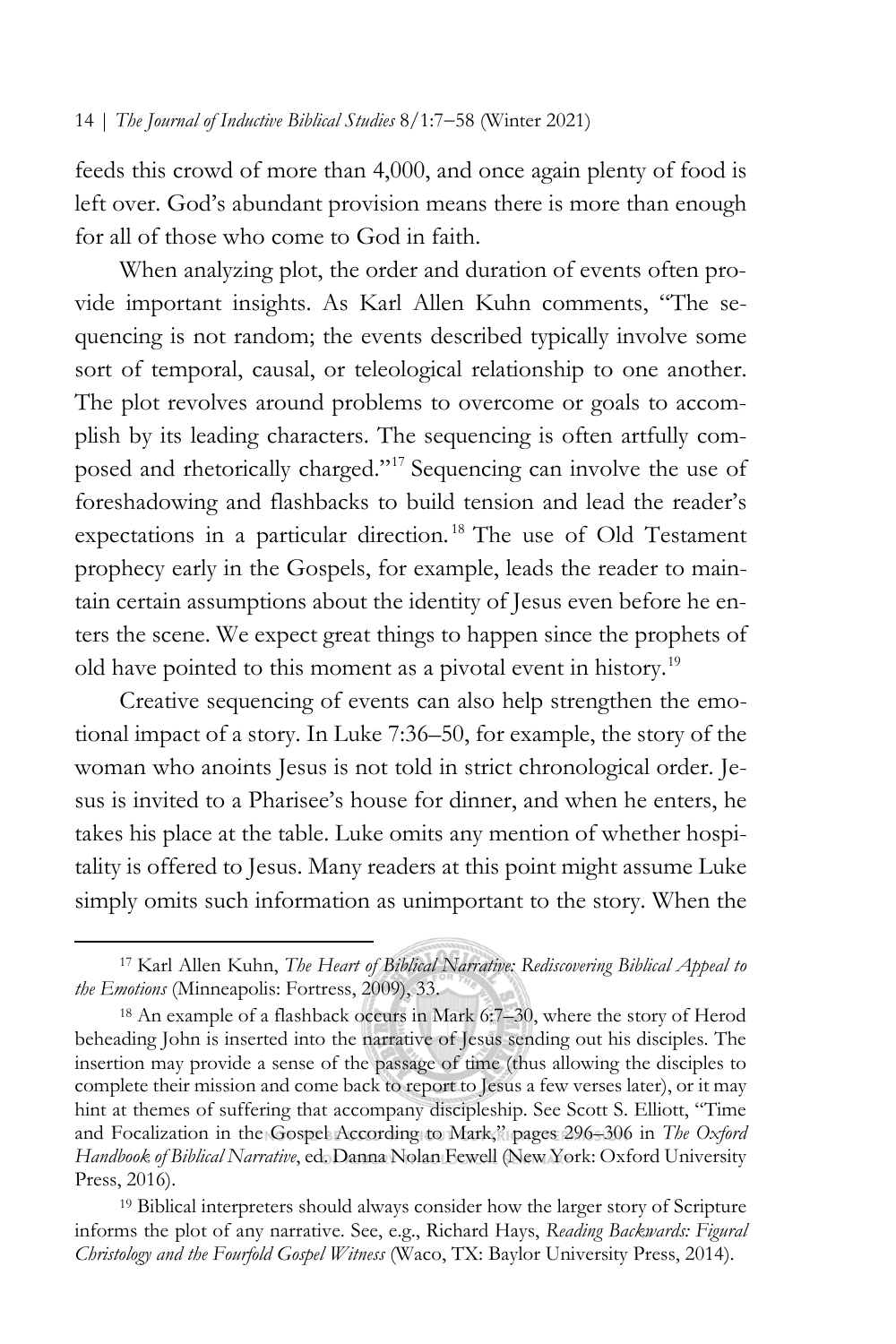feeds this crowd of more than 4,000, and once again plenty of food is left over. God's abundant provision means there is more than enough for all of those who come to God in faith.

When analyzing plot, the order and duration of events often provide important insights. As Karl Allen Kuhn comments, "The sequencing is not random; the events described typically involve some sort of temporal, causal, or teleological relationship to one another. The plot revolves around problems to overcome or goals to accomplish by its leading characters. The sequencing is often artfully composed and rhetorically charged."[17] Sequencing can involve the use of foreshadowing and flashbacks to build tension and lead the reader's expectations in a particular direction.[18] The use of Old Testament prophecy early in the Gospels, for example, leads the reader to maintain certain assumptions about the identity of Jesus even before he enters the scene. We expect great things to happen since the prophets of old have pointed to this moment as a pivotal event in history.[19]

Creative sequencing of events can also help strengthen the emotional impact of a story. In Luke 7:36–50, for example, the story of the woman who anoints Jesus is not told in strict chronological order. Jesus is invited to a Pharisee's house for dinner, and when he enters, he takes his place at the table. Luke omits any mention of whether hospitality is offered to Jesus. Many readers at this point might assume Luke simply omits such information as unimportant to the story. When the

---

[17] Karl Allen Kuhn, *The Heart of Biblical Narrative: Rediscovering Biblical Appeal to the Emotions* (Minneapolis: Fortress, 2009), 33.

[18] An example of a flashback occurs in Mark 6:7–30, where the story of Herod beheading John is inserted into the narrative of Jesus sending out his disciples. The insertion may provide a sense of the passage of time (thus allowing the disciples to complete their mission and come back to report to Jesus a few verses later), or it may hint at themes of suffering that accompany discipleship. See Scott S. Elliott, "Time and Focalization in the Gospel According to Mark," pages 296–306 in *The Oxford Handbook of Biblical Narrative*, ed. Danna Nolan Fewell (New York: Oxford University Press, 2016).

[19] Biblical interpreters should always consider how the larger story of Scripture informs the plot of any narrative. See, e.g., Richard Hays, *Reading Backwards: Figural Christology and the Fourfold Gospel Witness* (Waco, TX: Baylor University Press, 2014).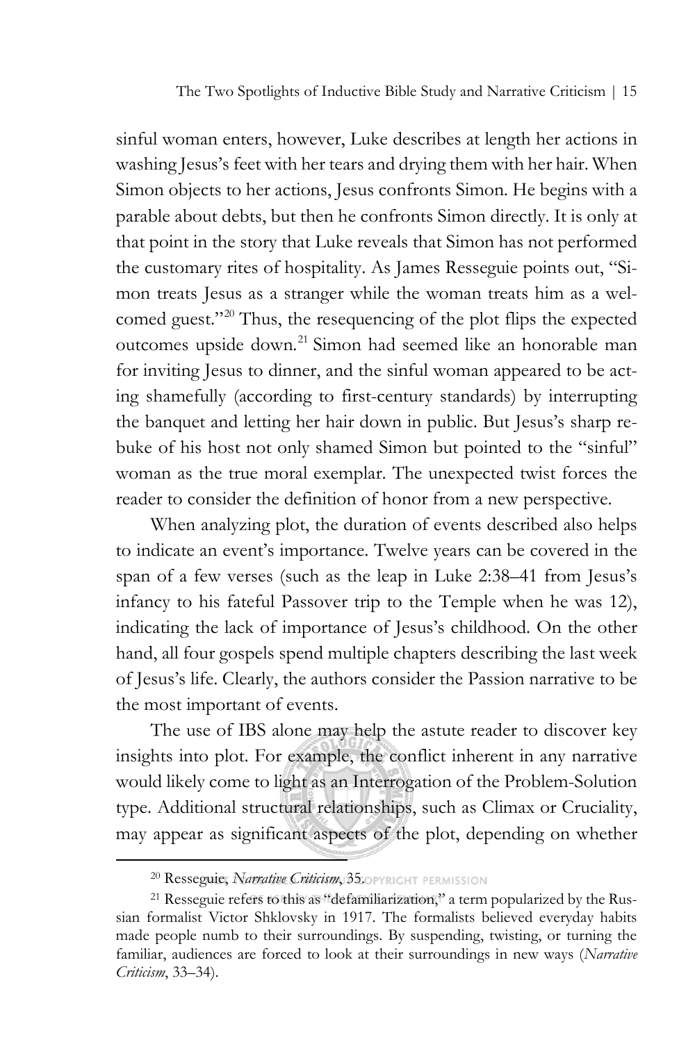sinful woman enters, however, Luke describes at length her actions in washing Jesus's feet with her tears and drying them with her hair. When Simon objects to her actions, Jesus confronts Simon. He begins with a parable about debts, but then he confronts Simon directly. It is only at that point in the story that Luke reveals that Simon has not performed the customary rites of hospitality. As James Resseguie points out, "Simon treats Jesus as a stranger while the woman treats him as a welcomed guest."[20] Thus, the resequencing of the plot flips the expected outcomes upside down.[21] Simon had seemed like an honorable man for inviting Jesus to dinner, and the sinful woman appeared to be acting shamefully (according to first-century standards) by interrupting the banquet and letting her hair down in public. But Jesus's sharp rebuke of his host not only shamed Simon but pointed to the "sinful" woman as the true moral exemplar. The unexpected twist forces the reader to consider the definition of honor from a new perspective.

When analyzing plot, the duration of events described also helps to indicate an event's importance. Twelve years can be covered in the span of a few verses (such as the leap in Luke 2:38–41 from Jesus's infancy to his fateful Passover trip to the Temple when he was 12), indicating the lack of importance of Jesus's childhood. On the other hand, all four gospels spend multiple chapters describing the last week of Jesus's life. Clearly, the authors consider the Passion narrative to be the most important of events.

The use of IBS alone may help the astute reader to discover key insights into plot. For example, the conflict inherent in any narrative would likely come to light as an Interrogation of the Problem-Solution type. Additional structural relationships, such as Climax or Cruciality, may appear as significant aspects of the plot, depending on whether

---

[20] Resseguie, *Narrative Criticism*, 35.

[21] Resseguie refers to this as "defamiliarization," a term popularized by the Russian formalist Victor Shklovsky in 1917. The formalists believed everyday habits made people numb to their surroundings. By suspending, twisting, or turning the familiar, audiences are forced to look at their surroundings in new ways (*Narrative Criticism*, 33–34).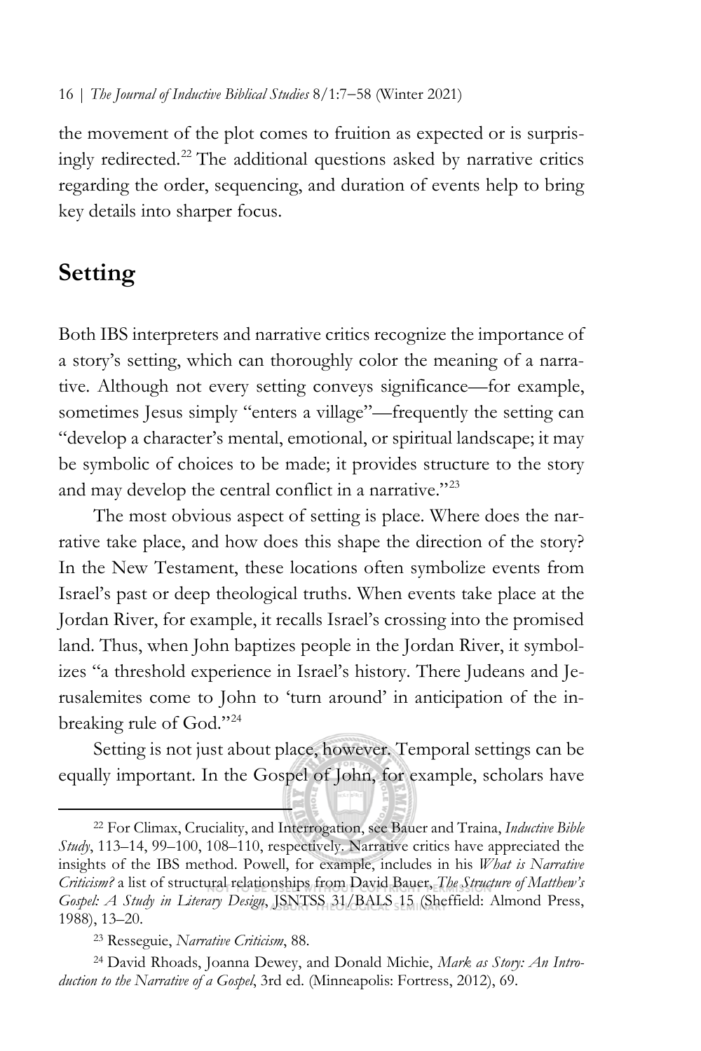the movement of the plot comes to fruition as expected or is surprisingly redirected.[22] The additional questions asked by narrative critics regarding the order, sequencing, and duration of events help to bring key details into sharper focus.

## Setting

Both IBS interpreters and narrative critics recognize the importance of a story's setting, which can thoroughly color the meaning of a narrative. Although not every setting conveys significance—for example, sometimes Jesus simply "enters a village"—frequently the setting can "develop a character's mental, emotional, or spiritual landscape; it may be symbolic of choices to be made; it provides structure to the story and may develop the central conflict in a narrative."[23]

The most obvious aspect of setting is place. Where does the narrative take place, and how does this shape the direction of the story? In the New Testament, these locations often symbolize events from Israel's past or deep theological truths. When events take place at the Jordan River, for example, it recalls Israel's crossing into the promised land. Thus, when John baptizes people in the Jordan River, it symbolizes "a threshold experience in Israel's history. There Judeans and Jerusalemites come to John to 'turn around' in anticipation of the inbreaking rule of God."[24]

Setting is not just about place, however. Temporal settings can be equally important. In the Gospel of John, for example, scholars have

---

[22] For Climax, Cruciality, and Interrogation, see Bauer and Traina, *Inductive Bible Study*, 113–14, 99–100, 108–110, respectively. Narrative critics have appreciated the insights of the IBS method. Powell, for example, includes in his *What is Narrative Criticism?* a list of structural relationships from David Bauer, *The Structure of Matthew's Gospel: A Study in Literary Design*, JSNTSS 31/BALS 15 (Sheffield: Almond Press, 1988), 13–20.

[23] Resseguie, *Narrative Criticism*, 88.

[24] David Rhoads, Joanna Dewey, and Donald Michie, *Mark as Story: An Introduction to the Narrative of a Gospel*, 3rd ed. (Minneapolis: Fortress, 2012), 69.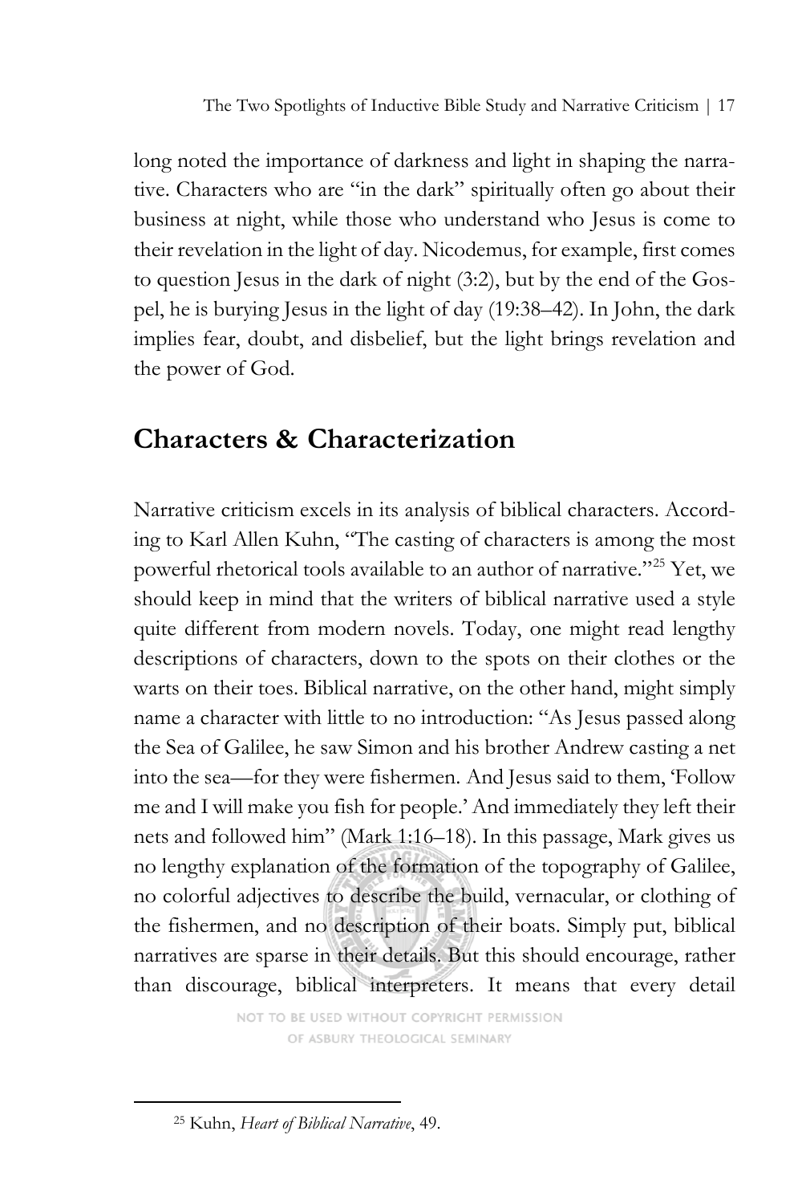long noted the importance of darkness and light in shaping the narrative. Characters who are "in the dark" spiritually often go about their business at night, while those who understand who Jesus is come to their revelation in the light of day. Nicodemus, for example, first comes to question Jesus in the dark of night (3:2), but by the end of the Gospel, he is burying Jesus in the light of day (19:38–42). In John, the dark implies fear, doubt, and disbelief, but the light brings revelation and the power of God.

## Characters & Characterization

Narrative criticism excels in its analysis of biblical characters. According to Karl Allen Kuhn, "The casting of characters is among the most powerful rhetorical tools available to an author of narrative."[25] Yet, we should keep in mind that the writers of biblical narrative used a style quite different from modern novels. Today, one might read lengthy descriptions of characters, down to the spots on their clothes or the warts on their toes. Biblical narrative, on the other hand, might simply name a character with little to no introduction: "As Jesus passed along the Sea of Galilee, he saw Simon and his brother Andrew casting a net into the sea—for they were fishermen. And Jesus said to them, 'Follow me and I will make you fish for people.' And immediately they left their nets and followed him" (Mark 1:16–18). In this passage, Mark gives us no lengthy explanation of the formation of the topography of Galilee, no colorful adjectives to describe the build, vernacular, or clothing of the fishermen, and no description of their boats. Simply put, biblical narratives are sparse in their details. But this should encourage, rather than discourage, biblical interpreters. It means that every detail

NOT TO BE USED WITHOUT COPYRIGHT PERMISSION OF ASBURY THEOLOGICAL SEMINARY

[25] Kuhn, *Heart of Biblical Narrative*, 49.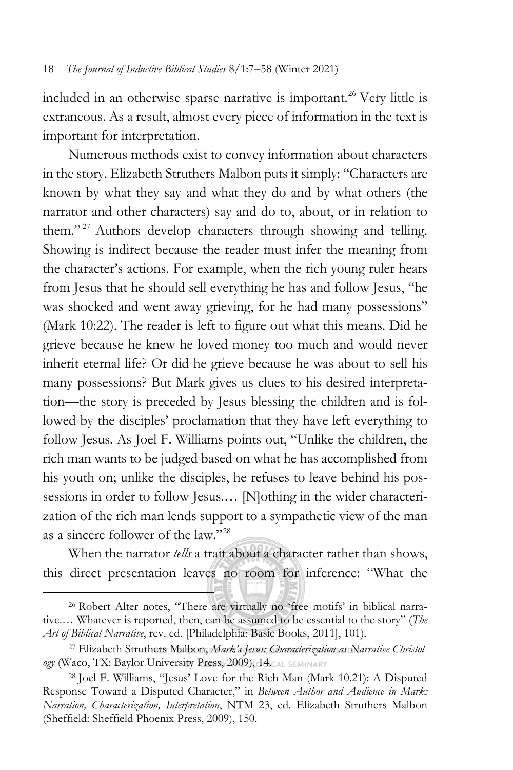included in an otherwise sparse narrative is important.[26] Very little is extraneous. As a result, almost every piece of information in the text is important for interpretation.

Numerous methods exist to convey information about characters in the story. Elizabeth Struthers Malbon puts it simply: "Characters are known by what they say and what they do and by what others (the narrator and other characters) say and do to, about, or in relation to them."[27] Authors develop characters through showing and telling. Showing is indirect because the reader must infer the meaning from the character's actions. For example, when the rich young ruler hears from Jesus that he should sell everything he has and follow Jesus, "he was shocked and went away grieving, for he had many possessions" (Mark 10:22). The reader is left to figure out what this means. Did he grieve because he knew he loved money too much and would never inherit eternal life? Or did he grieve because he was about to sell his many possessions? But Mark gives us clues to his desired interpretation—the story is preceded by Jesus blessing the children and is followed by the disciples' proclamation that they have left everything to follow Jesus. As Joel F. Williams points out, "Unlike the children, the rich man wants to be judged based on what he has accomplished from his youth on; unlike the disciples, he refuses to leave behind his possessions in order to follow Jesus.… [N]othing in the wider characterization of the rich man lends support to a sympathetic view of the man as a sincere follower of the law."[28]

When the narrator *tells* a trait about a character rather than shows, this direct presentation leaves no room for inference: "What the

---

[26] Robert Alter notes, "There are virtually no 'free motifs' in biblical narrative.… Whatever is reported, then, can be assumed to be essential to the story" (*The Art of Biblical Narrative*, rev. ed. [Philadelphia: Basic Books, 2011], 101).

[27] Elizabeth Struthers Malbon, *Mark's Jesus: Characterization as Narrative Christology* (Waco, TX: Baylor University Press, 2009), 14.

[28] Joel F. Williams, "Jesus' Love for the Rich Man (Mark 10.21): A Disputed Response Toward a Disputed Character," in *Between Author and Audience in Mark: Narration, Characterization, Interpretation*, NTM 23, ed. Elizabeth Struthers Malbon (Sheffield: Sheffield Phoenix Press, 2009), 150.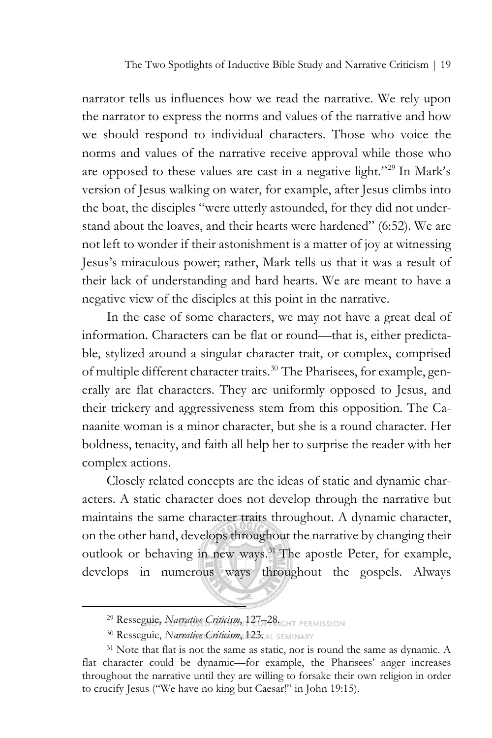narrator tells us influences how we read the narrative. We rely upon the narrator to express the norms and values of the narrative and how we should respond to individual characters. Those who voice the norms and values of the narrative receive approval while those who are opposed to these values are cast in a negative light."[29] In Mark's version of Jesus walking on water, for example, after Jesus climbs into the boat, the disciples "were utterly astounded, for they did not understand about the loaves, and their hearts were hardened" (6:52). We are not left to wonder if their astonishment is a matter of joy at witnessing Jesus's miraculous power; rather, Mark tells us that it was a result of their lack of understanding and hard hearts. We are meant to have a negative view of the disciples at this point in the narrative.

In the case of some characters, we may not have a great deal of information. Characters can be flat or round—that is, either predictable, stylized around a singular character trait, or complex, comprised of multiple different character traits.[30] The Pharisees, for example, generally are flat characters. They are uniformly opposed to Jesus, and their trickery and aggressiveness stem from this opposition. The Canaanite woman is a minor character, but she is a round character. Her boldness, tenacity, and faith all help her to surprise the reader with her complex actions.

Closely related concepts are the ideas of static and dynamic characters. A static character does not develop through the narrative but maintains the same character traits throughout. A dynamic character, on the other hand, develops throughout the narrative by changing their outlook or behaving in new ways.[31] The apostle Peter, for example, develops in numerous ways throughout the gospels. Always

---

[29] Resseguie, *Narrative Criticism*, 127–28.

[30] Resseguie, *Narrative Criticism*, 123.

[31] Note that flat is not the same as static, nor is round the same as dynamic. A flat character could be dynamic—for example, the Pharisees' anger increases throughout the narrative until they are willing to forsake their own religion in order to crucify Jesus ("We have no king but Caesar!" in John 19:15).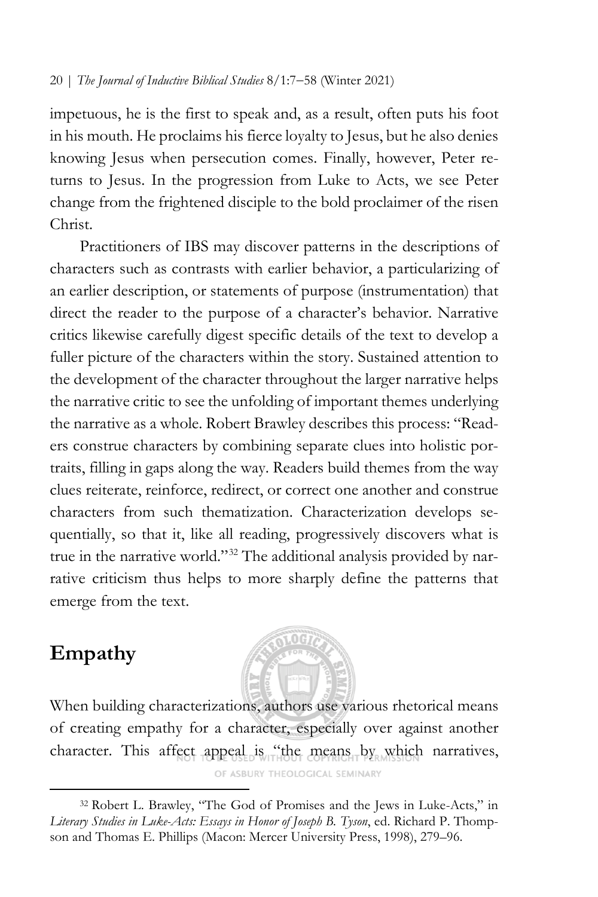impetuous, he is the first to speak and, as a result, often puts his foot in his mouth. He proclaims his fierce loyalty to Jesus, but he also denies knowing Jesus when persecution comes. Finally, however, Peter returns to Jesus. In the progression from Luke to Acts, we see Peter change from the frightened disciple to the bold proclaimer of the risen Christ.

Practitioners of IBS may discover patterns in the descriptions of characters such as contrasts with earlier behavior, a particularizing of an earlier description, or statements of purpose (instrumentation) that direct the reader to the purpose of a character's behavior. Narrative critics likewise carefully digest specific details of the text to develop a fuller picture of the characters within the story. Sustained attention to the development of the character throughout the larger narrative helps the narrative critic to see the unfolding of important themes underlying the narrative as a whole. Robert Brawley describes this process: "Readers construe characters by combining separate clues into holistic portraits, filling in gaps along the way. Readers build themes from the way clues reiterate, reinforce, redirect, or correct one another and construe characters from such thematization. Characterization develops sequentially, so that it, like all reading, progressively discovers what is true in the narrative world."[32] The additional analysis provided by narrative criticism thus helps to more sharply define the patterns that emerge from the text.

## Empathy

When building characterizations, authors use various rhetorical means of creating empathy for a character, especially over against another character. This affect appeal is "the means by which narratives,

[32] Robert L. Brawley, "The God of Promises and the Jews in Luke-Acts," in *Literary Studies in Luke-Acts: Essays in Honor of Joseph B. Tyson*, ed. Richard P. Thompson and Thomas E. Phillips (Macon: Mercer University Press, 1998), 279–96.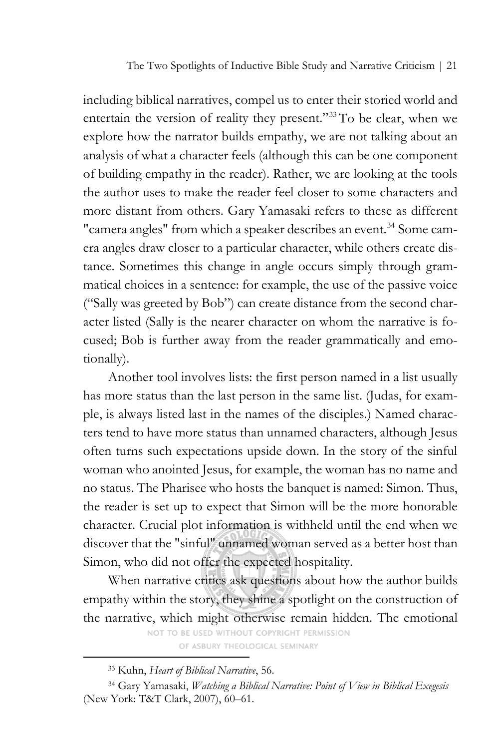including biblical narratives, compel us to enter their storied world and entertain the version of reality they present."[33] To be clear, when we explore how the narrator builds empathy, we are not talking about an analysis of what a character feels (although this can be one component of building empathy in the reader). Rather, we are looking at the tools the author uses to make the reader feel closer to some characters and more distant from others. Gary Yamasaki refers to these as different "camera angles" from which a speaker describes an event.[34] Some camera angles draw closer to a particular character, while others create distance. Sometimes this change in angle occurs simply through grammatical choices in a sentence: for example, the use of the passive voice ("Sally was greeted by Bob") can create distance from the second character listed (Sally is the nearer character on whom the narrative is focused; Bob is further away from the reader grammatically and emotionally).

Another tool involves lists: the first person named in a list usually has more status than the last person in the same list. (Judas, for example, is always listed last in the names of the disciples.) Named characters tend to have more status than unnamed characters, although Jesus often turns such expectations upside down. In the story of the sinful woman who anointed Jesus, for example, the woman has no name and no status. The Pharisee who hosts the banquet is named: Simon. Thus, the reader is set up to expect that Simon will be the more honorable character. Crucial plot information is withheld until the end when we discover that the "sinful" unnamed woman served as a better host than Simon, who did not offer the expected hospitality.

When narrative critics ask questions about how the author builds empathy within the story, they shine a spotlight on the construction of the narrative, which might otherwise remain hidden. The emotional

NOT TO BE USED WITHOUT COPYRIGHT PERMISSION OF ASBURY THEOLOGICAL SEMINARY

[33] Kuhn, *Heart of Biblical Narrative*, 56.

[34] Gary Yamasaki, *Watching a Biblical Narrative: Point of View in Biblical Exegesis* (New York: T&T Clark, 2007), 60–61.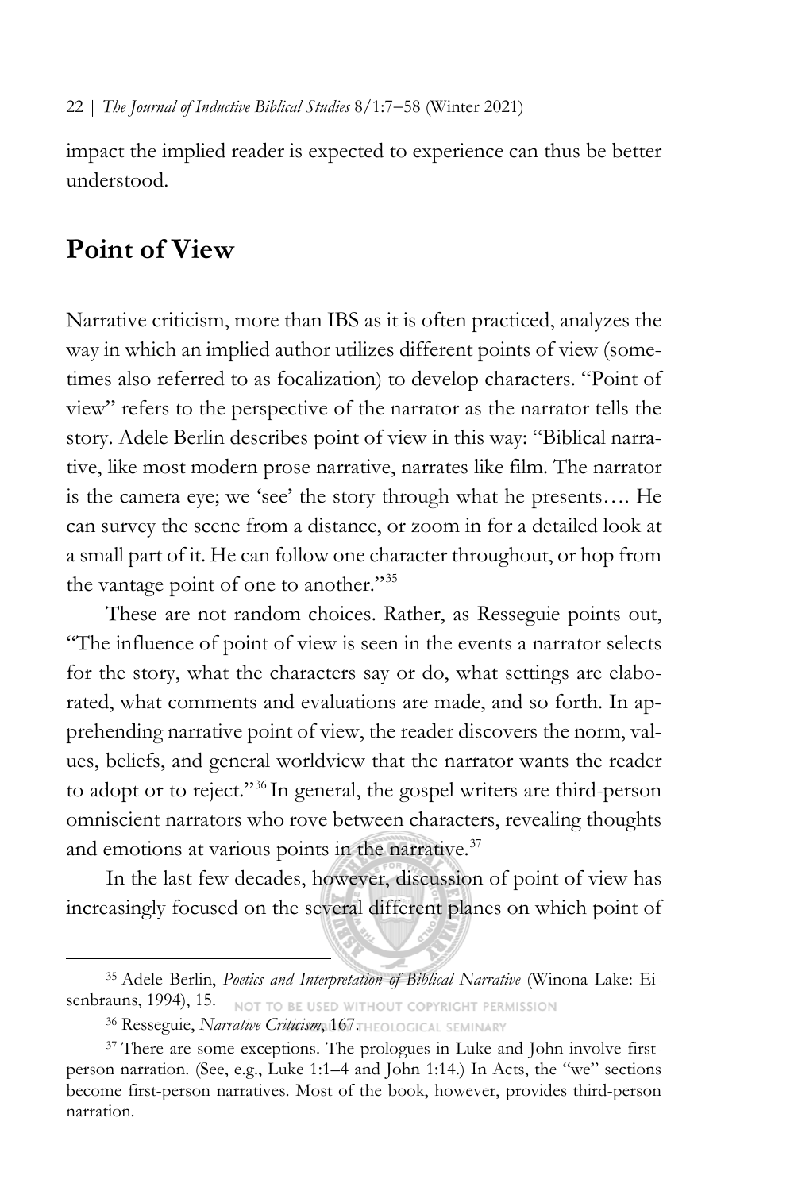impact the implied reader is expected to experience can thus be better understood.

## Point of View

Narrative criticism, more than IBS as it is often practiced, analyzes the way in which an implied author utilizes different points of view (sometimes also referred to as focalization) to develop characters. "Point of view" refers to the perspective of the narrator as the narrator tells the story. Adele Berlin describes point of view in this way: "Biblical narrative, like most modern prose narrative, narrates like film. The narrator is the camera eye; we 'see' the story through what he presents…. He can survey the scene from a distance, or zoom in for a detailed look at a small part of it. He can follow one character throughout, or hop from the vantage point of one to another."[35]

These are not random choices. Rather, as Resseguie points out, "The influence of point of view is seen in the events a narrator selects for the story, what the characters say or do, what settings are elaborated, what comments and evaluations are made, and so forth. In apprehending narrative point of view, the reader discovers the norm, values, beliefs, and general worldview that the narrator wants the reader to adopt or to reject."[36] In general, the gospel writers are third-person omniscient narrators who rove between characters, revealing thoughts and emotions at various points in the narrative.[37]

In the last few decades, however, discussion of point of view has increasingly focused on the several different planes on which point of

---

[35] Adele Berlin, *Poetics and Interpretation of Biblical Narrative* (Winona Lake: Eisenbrauns, 1994), 15.

[36] Resseguie, *Narrative Criticism*, 167.

[37] There are some exceptions. The prologues in Luke and John involve first-person narration. (See, e.g., Luke 1:1–4 and John 1:14.) In Acts, the "we" sections become first-person narratives. Most of the book, however, provides third-person narration.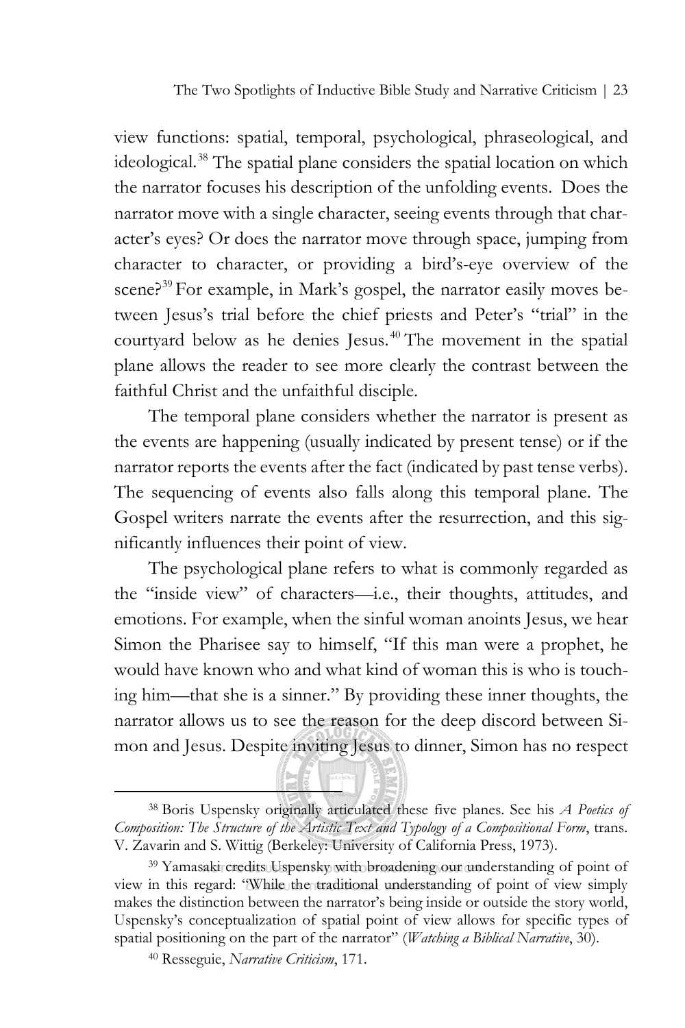view functions: spatial, temporal, psychological, phraseological, and ideological.[38] The spatial plane considers the spatial location on which the narrator focuses his description of the unfolding events. Does the narrator move with a single character, seeing events through that character's eyes? Or does the narrator move through space, jumping from character to character, or providing a bird's-eye overview of the scene?[39] For example, in Mark's gospel, the narrator easily moves between Jesus's trial before the chief priests and Peter's "trial" in the courtyard below as he denies Jesus.[40] The movement in the spatial plane allows the reader to see more clearly the contrast between the faithful Christ and the unfaithful disciple.

The temporal plane considers whether the narrator is present as the events are happening (usually indicated by present tense) or if the narrator reports the events after the fact (indicated by past tense verbs). The sequencing of events also falls along this temporal plane. The Gospel writers narrate the events after the resurrection, and this significantly influences their point of view.

The psychological plane refers to what is commonly regarded as the "inside view" of characters—i.e., their thoughts, attitudes, and emotions. For example, when the sinful woman anoints Jesus, we hear Simon the Pharisee say to himself, "If this man were a prophet, he would have known who and what kind of woman this is who is touching him—that she is a sinner." By providing these inner thoughts, the narrator allows us to see the reason for the deep discord between Simon and Jesus. Despite inviting Jesus to dinner, Simon has no respect

---

[38] Boris Uspensky originally articulated these five planes. See his *A Poetics of Composition: The Structure of the Artistic Text and Typology of a Compositional Form*, trans. V. Zavarin and S. Wittig (Berkeley: University of California Press, 1973).

[39] Yamasaki credits Uspensky with broadening our understanding of point of view in this regard: "While the traditional understanding of point of view simply makes the distinction between the narrator's being inside or outside the story world, Uspensky's conceptualization of spatial point of view allows for specific types of spatial positioning on the part of the narrator" (*Watching a Biblical Narrative*, 30).

[40] Resseguie, *Narrative Criticism*, 171.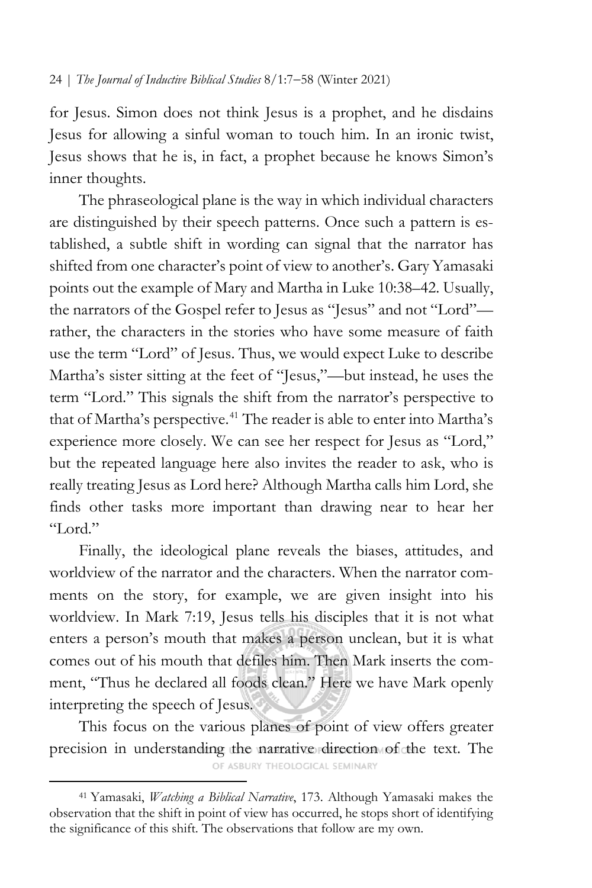for Jesus. Simon does not think Jesus is a prophet, and he disdains Jesus for allowing a sinful woman to touch him. In an ironic twist, Jesus shows that he is, in fact, a prophet because he knows Simon's inner thoughts.

The phraseological plane is the way in which individual characters are distinguished by their speech patterns. Once such a pattern is established, a subtle shift in wording can signal that the narrator has shifted from one character's point of view to another's. Gary Yamasaki points out the example of Mary and Martha in Luke 10:38–42. Usually, the narrators of the Gospel refer to Jesus as "Jesus" and not "Lord"—rather, the characters in the stories who have some measure of faith use the term "Lord" of Jesus. Thus, we would expect Luke to describe Martha's sister sitting at the feet of "Jesus,"—but instead, he uses the term "Lord." This signals the shift from the narrator's perspective to that of Martha's perspective.[41] The reader is able to enter into Martha's experience more closely. We can see her respect for Jesus as "Lord," but the repeated language here also invites the reader to ask, who is really treating Jesus as Lord here? Although Martha calls him Lord, she finds other tasks more important than drawing near to hear her "Lord."

Finally, the ideological plane reveals the biases, attitudes, and worldview of the narrator and the characters. When the narrator comments on the story, for example, we are given insight into his worldview. In Mark 7:19, Jesus tells his disciples that it is not what enters a person's mouth that makes a person unclean, but it is what comes out of his mouth that defiles him. Then Mark inserts the comment, "Thus he declared all foods clean." Here we have Mark openly interpreting the speech of Jesus.

This focus on the various planes of point of view offers greater precision in understanding the narrative direction of the text. The

[41] Yamasaki, *Watching a Biblical Narrative*, 173. Although Yamasaki makes the observation that the shift in point of view has occurred, he stops short of identifying the significance of this shift. The observations that follow are my own.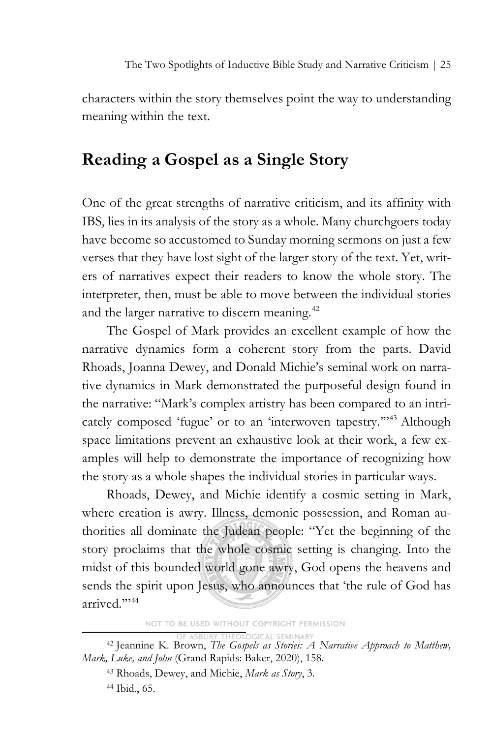characters within the story themselves point the way to understanding meaning within the text.

## Reading a Gospel as a Single Story

One of the great strengths of narrative criticism, and its affinity with IBS, lies in its analysis of the story as a whole. Many churchgoers today have become so accustomed to Sunday morning sermons on just a few verses that they have lost sight of the larger story of the text. Yet, writers of narratives expect their readers to know the whole story. The interpreter, then, must be able to move between the individual stories and the larger narrative to discern meaning.[42]

The Gospel of Mark provides an excellent example of how the narrative dynamics form a coherent story from the parts. David Rhoads, Joanna Dewey, and Donald Michie's seminal work on narrative dynamics in Mark demonstrated the purposeful design found in the narrative: "Mark's complex artistry has been compared to an intricately composed 'fugue' or to an 'interwoven tapestry.'"[43] Although space limitations prevent an exhaustive look at their work, a few examples will help to demonstrate the importance of recognizing how the story as a whole shapes the individual stories in particular ways.

Rhoads, Dewey, and Michie identify a cosmic setting in Mark, where creation is awry. Illness, demonic possession, and Roman authorities all dominate the Judean people: "Yet the beginning of the story proclaims that the whole cosmic setting is changing. Into the midst of this bounded world gone awry, God opens the heavens and sends the spirit upon Jesus, who announces that 'the rule of God has arrived.'"[44]

NOT TO BE USED WITHOUT COPYRIGHT PERMISSION OF ASBURY THEOLOGICAL SEMINARY

[42] Jeannine K. Brown, *The Gospels as Stories: A Narrative Approach to Matthew, Mark, Luke, and John* (Grand Rapids: Baker, 2020), 158.

[43] Rhoads, Dewey, and Michie, *Mark as Story*, 3.

[44] Ibid., 65.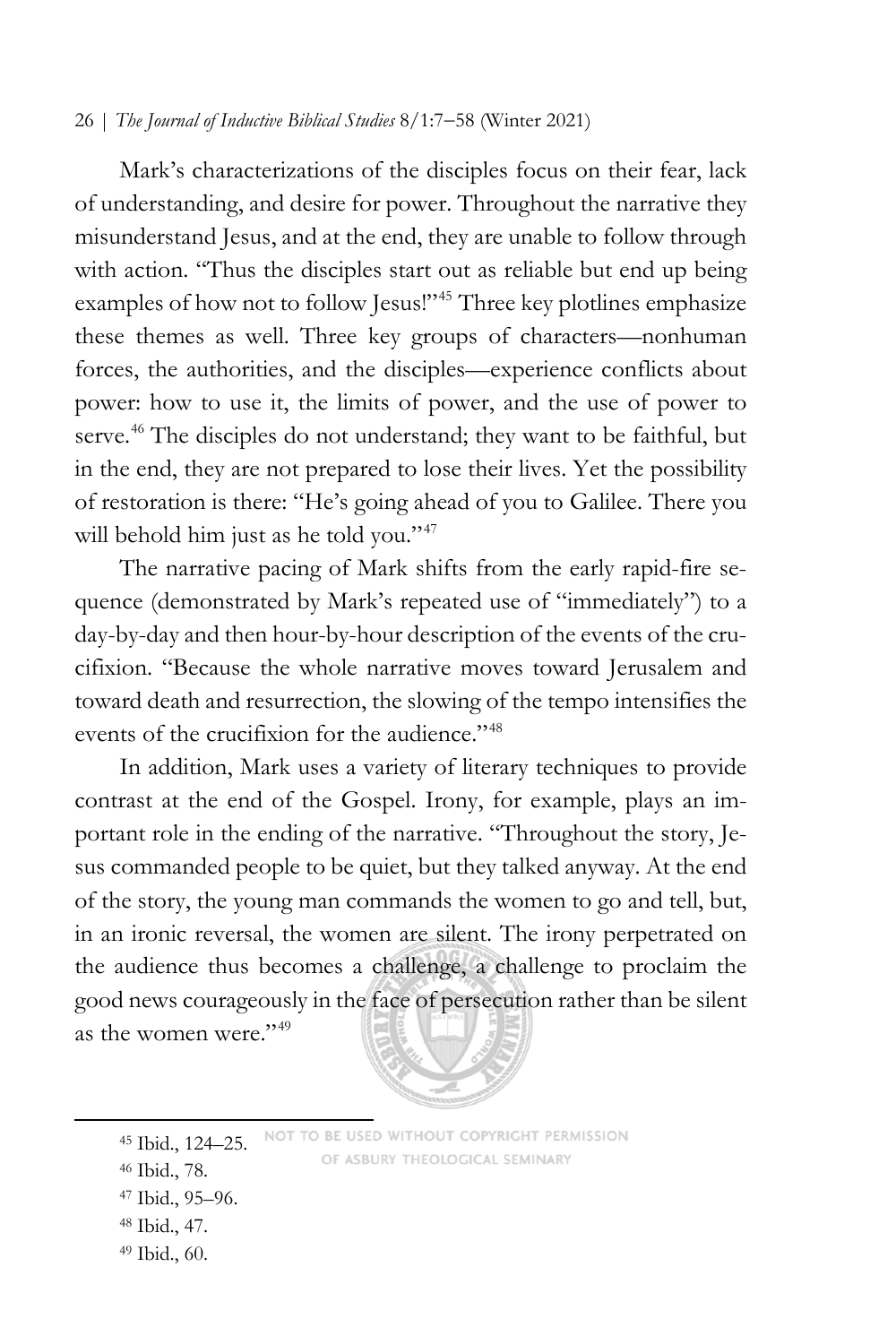Mark's characterizations of the disciples focus on their fear, lack of understanding, and desire for power. Throughout the narrative they misunderstand Jesus, and at the end, they are unable to follow through with action. "Thus the disciples start out as reliable but end up being examples of how not to follow Jesus!"[45] Three key plotlines emphasize these themes as well. Three key groups of characters—nonhuman forces, the authorities, and the disciples—experience conflicts about power: how to use it, the limits of power, and the use of power to serve.[46] The disciples do not understand; they want to be faithful, but in the end, they are not prepared to lose their lives. Yet the possibility of restoration is there: "He's going ahead of you to Galilee. There you will behold him just as he told you."[47]

The narrative pacing of Mark shifts from the early rapid-fire sequence (demonstrated by Mark's repeated use of "immediately") to a day-by-day and then hour-by-hour description of the events of the crucifixion. "Because the whole narrative moves toward Jerusalem and toward death and resurrection, the slowing of the tempo intensifies the events of the crucifixion for the audience."[48]

In addition, Mark uses a variety of literary techniques to provide contrast at the end of the Gospel. Irony, for example, plays an important role in the ending of the narrative. "Throughout the story, Jesus commanded people to be quiet, but they talked anyway. At the end of the story, the young man commands the women to go and tell, but, in an ironic reversal, the women are silent. The irony perpetrated on the audience thus becomes a challenge, a challenge to proclaim the good news courageously in the face of persecution rather than be silent as the women were."[49]

---

[45] Ibid., 124–25.

[46] Ibid., 78.

[47] Ibid., 95–96.

[48] Ibid., 47.

[49] Ibid., 60.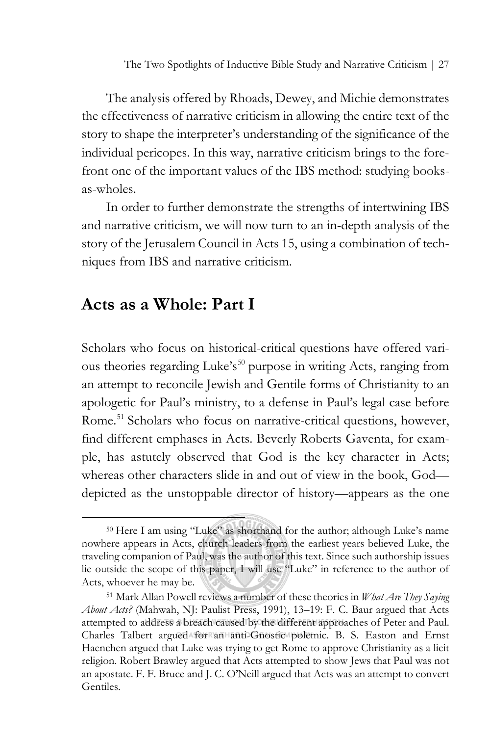The analysis offered by Rhoads, Dewey, and Michie demonstrates the effectiveness of narrative criticism in allowing the entire text of the story to shape the interpreter's understanding of the significance of the individual pericopes. In this way, narrative criticism brings to the forefront one of the important values of the IBS method: studying books-as-wholes.

In order to further demonstrate the strengths of intertwining IBS and narrative criticism, we will now turn to an in-depth analysis of the story of the Jerusalem Council in Acts 15, using a combination of techniques from IBS and narrative criticism.

## Acts as a Whole: Part I

Scholars who focus on historical-critical questions have offered various theories regarding Luke's[50] purpose in writing Acts, ranging from an attempt to reconcile Jewish and Gentile forms of Christianity to an apologetic for Paul's ministry, to a defense in Paul's legal case before Rome.[51] Scholars who focus on narrative-critical questions, however, find different emphases in Acts. Beverly Roberts Gaventa, for example, has astutely observed that God is the key character in Acts; whereas other characters slide in and out of view in the book, God—depicted as the unstoppable director of history—appears as the one

---

[50] Here I am using "Luke" as shorthand for the author; although Luke's name nowhere appears in Acts, church leaders from the earliest years believed Luke, the traveling companion of Paul, was the author of this text. Since such authorship issues lie outside the scope of this paper, I will use "Luke" in reference to the author of Acts, whoever he may be.

[51] Mark Allan Powell reviews a number of these theories in *What Are They Saying About Acts?* (Mahwah, NJ: Paulist Press, 1991), 13–19: F. C. Baur argued that Acts attempted to address a breach caused by the different approaches of Peter and Paul. Charles Talbert argued for an anti-Gnostic polemic. B. S. Easton and Ernst Haenchen argued that Luke was trying to get Rome to approve Christianity as a licit religion. Robert Brawley argued that Acts attempted to show Jews that Paul was not an apostate. F. F. Bruce and J. C. O'Neill argued that Acts was an attempt to convert Gentiles.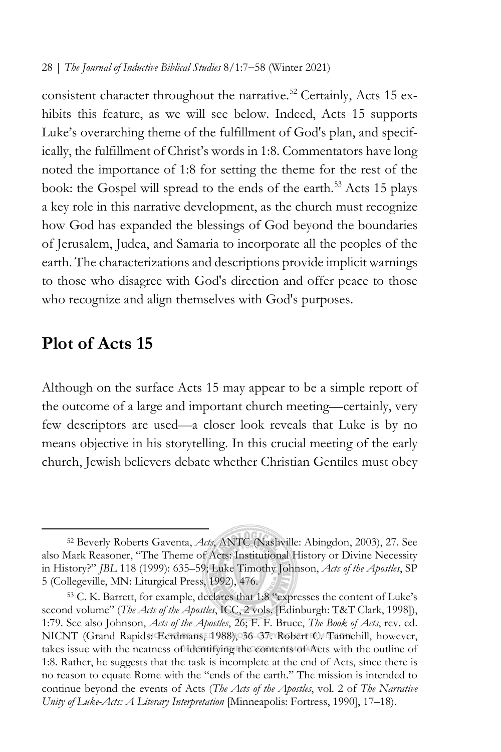consistent character throughout the narrative.[52] Certainly, Acts 15 exhibits this feature, as we will see below. Indeed, Acts 15 supports Luke's overarching theme of the fulfillment of God's plan, and specifically, the fulfillment of Christ's words in 1:8. Commentators have long noted the importance of 1:8 for setting the theme for the rest of the book: the Gospel will spread to the ends of the earth.[53] Acts 15 plays a key role in this narrative development, as the church must recognize how God has expanded the blessings of God beyond the boundaries of Jerusalem, Judea, and Samaria to incorporate all the peoples of the earth. The characterizations and descriptions provide implicit warnings to those who disagree with God's direction and offer peace to those who recognize and align themselves with God's purposes.

## Plot of Acts 15

Although on the surface Acts 15 may appear to be a simple report of the outcome of a large and important church meeting—certainly, very few descriptors are used—a closer look reveals that Luke is by no means objective in his storytelling. In this crucial meeting of the early church, Jewish believers debate whether Christian Gentiles must obey

---

[52] Beverly Roberts Gaventa, *Acts*, ANTC (Nashville: Abingdon, 2003), 27. See also Mark Reasoner, "The Theme of Acts: Institutional History or Divine Necessity in History?" *JBL* 118 (1999): 635–59; Luke Timothy Johnson, *Acts of the Apostles*, SP 5 (Collegeville, MN: Liturgical Press, 1992), 476.

[53] C. K. Barrett, for example, declares that 1:8 "expresses the content of Luke's second volume" (*The Acts of the Apostles*, ICC, 2 vols. [Edinburgh: T&T Clark, 1998]), 1:79. See also Johnson, *Acts of the Apostles*, 26; F. F. Bruce, *The Book of Acts*, rev. ed. NICNT (Grand Rapids: Eerdmans, 1988), 36–37. Robert C. Tannehill, however, takes issue with the neatness of identifying the contents of Acts with the outline of 1:8. Rather, he suggests that the task is incomplete at the end of Acts, since there is no reason to equate Rome with the "ends of the earth." The mission is intended to continue beyond the events of Acts (*The Acts of the Apostles*, vol. 2 of *The Narrative Unity of Luke-Acts: A Literary Interpretation* [Minneapolis: Fortress, 1990], 17–18).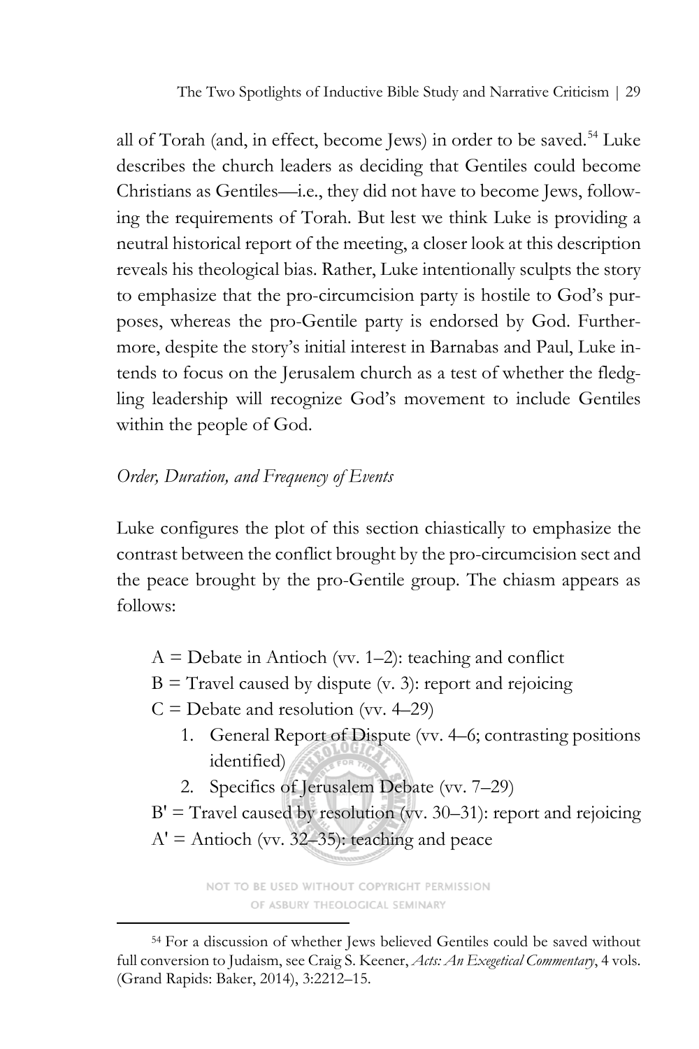all of Torah (and, in effect, become Jews) in order to be saved.[54] Luke describes the church leaders as deciding that Gentiles could become Christians as Gentiles—i.e., they did not have to become Jews, following the requirements of Torah. But lest we think Luke is providing a neutral historical report of the meeting, a closer look at this description reveals his theological bias. Rather, Luke intentionally sculpts the story to emphasize that the pro-circumcision party is hostile to God's purposes, whereas the pro-Gentile party is endorsed by God. Furthermore, despite the story's initial interest in Barnabas and Paul, Luke intends to focus on the Jerusalem church as a test of whether the fledgling leadership will recognize God's movement to include Gentiles within the people of God.

*Order, Duration, and Frequency of Events*

Luke configures the plot of this section chiastically to emphasize the contrast between the conflict brought by the pro-circumcision sect and the peace brought by the pro-Gentile group. The chiasm appears as follows:

A = Debate in Antioch (vv. 1–2): teaching and conflict
B = Travel caused by dispute (v. 3): report and rejoicing
C = Debate and resolution (vv. 4–29)

1. General Report of Dispute (vv. 4–6; contrasting positions identified)
2. Specifics of Jerusalem Debate (vv. 7–29)

B' = Travel caused by resolution (vv. 30–31): report and rejoicing
A' = Antioch (vv. 32–35): teaching and peace

NOT TO BE USED WITHOUT COPYRIGHT PERMISSION OF ASBURY THEOLOGICAL SEMINARY

[54] For a discussion of whether Jews believed Gentiles could be saved without full conversion to Judaism, see Craig S. Keener, *Acts: An Exegetical Commentary*, 4 vols. (Grand Rapids: Baker, 2014), 3:2212–15.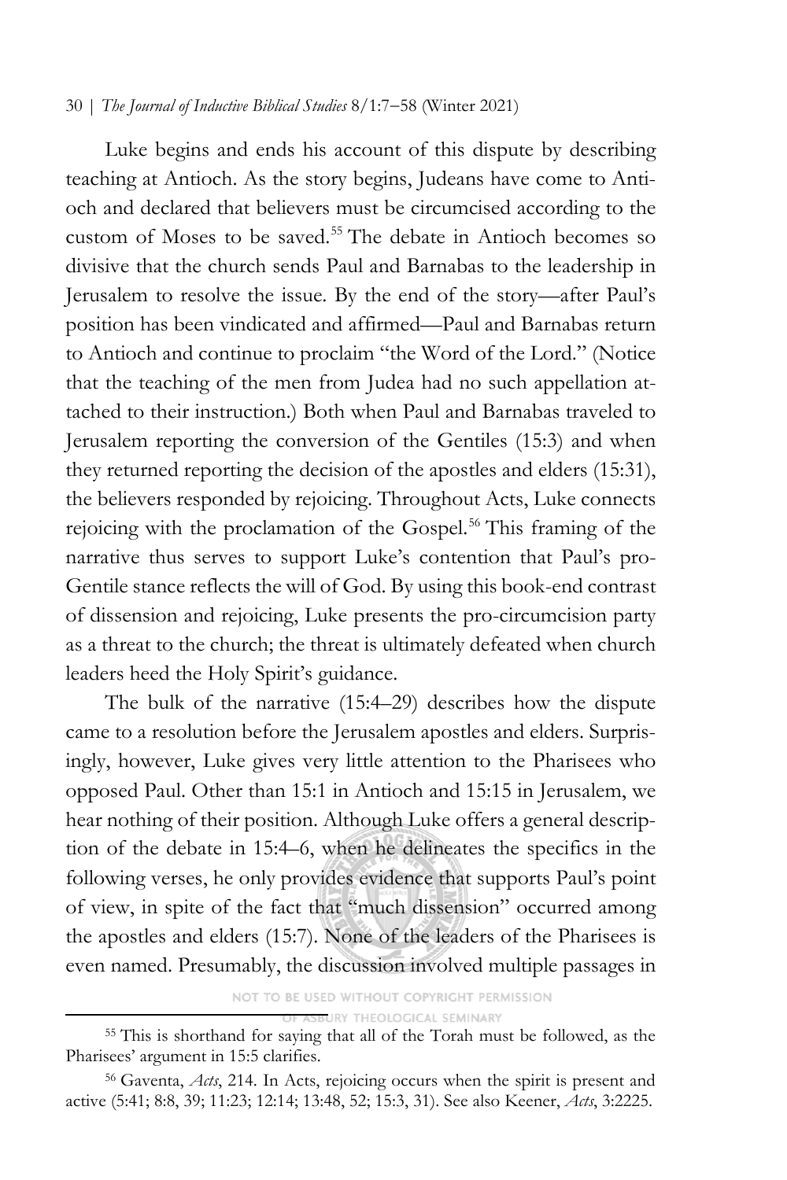Luke begins and ends his account of this dispute by describing teaching at Antioch. As the story begins, Judeans have come to Antioch and declared that believers must be circumcised according to the custom of Moses to be saved.[55] The debate in Antioch becomes so divisive that the church sends Paul and Barnabas to the leadership in Jerusalem to resolve the issue. By the end of the story—after Paul's position has been vindicated and affirmed—Paul and Barnabas return to Antioch and continue to proclaim "the Word of the Lord." (Notice that the teaching of the men from Judea had no such appellation attached to their instruction.) Both when Paul and Barnabas traveled to Jerusalem reporting the conversion of the Gentiles (15:3) and when they returned reporting the decision of the apostles and elders (15:31), the believers responded by rejoicing. Throughout Acts, Luke connects rejoicing with the proclamation of the Gospel.[56] This framing of the narrative thus serves to support Luke's contention that Paul's pro-Gentile stance reflects the will of God. By using this book-end contrast of dissension and rejoicing, Luke presents the pro-circumcision party as a threat to the church; the threat is ultimately defeated when church leaders heed the Holy Spirit's guidance.

The bulk of the narrative (15:4–29) describes how the dispute came to a resolution before the Jerusalem apostles and elders. Surprisingly, however, Luke gives very little attention to the Pharisees who opposed Paul. Other than 15:1 in Antioch and 15:15 in Jerusalem, we hear nothing of their position. Although Luke offers a general description of the debate in 15:4–6, when he delineates the specifics in the following verses, he only provides evidence that supports Paul's point of view, in spite of the fact that "much dissension" occurred among the apostles and elders (15:7). None of the leaders of the Pharisees is even named. Presumably, the discussion involved multiple passages in

[55] This is shorthand for saying that all of the Torah must be followed, as the Pharisees' argument in 15:5 clarifies.

[56] Gaventa, *Acts*, 214. In Acts, rejoicing occurs when the spirit is present and active (5:41; 8:8, 39; 11:23; 12:14; 13:48, 52; 15:3, 31). See also Keener, *Acts,* 3:2225.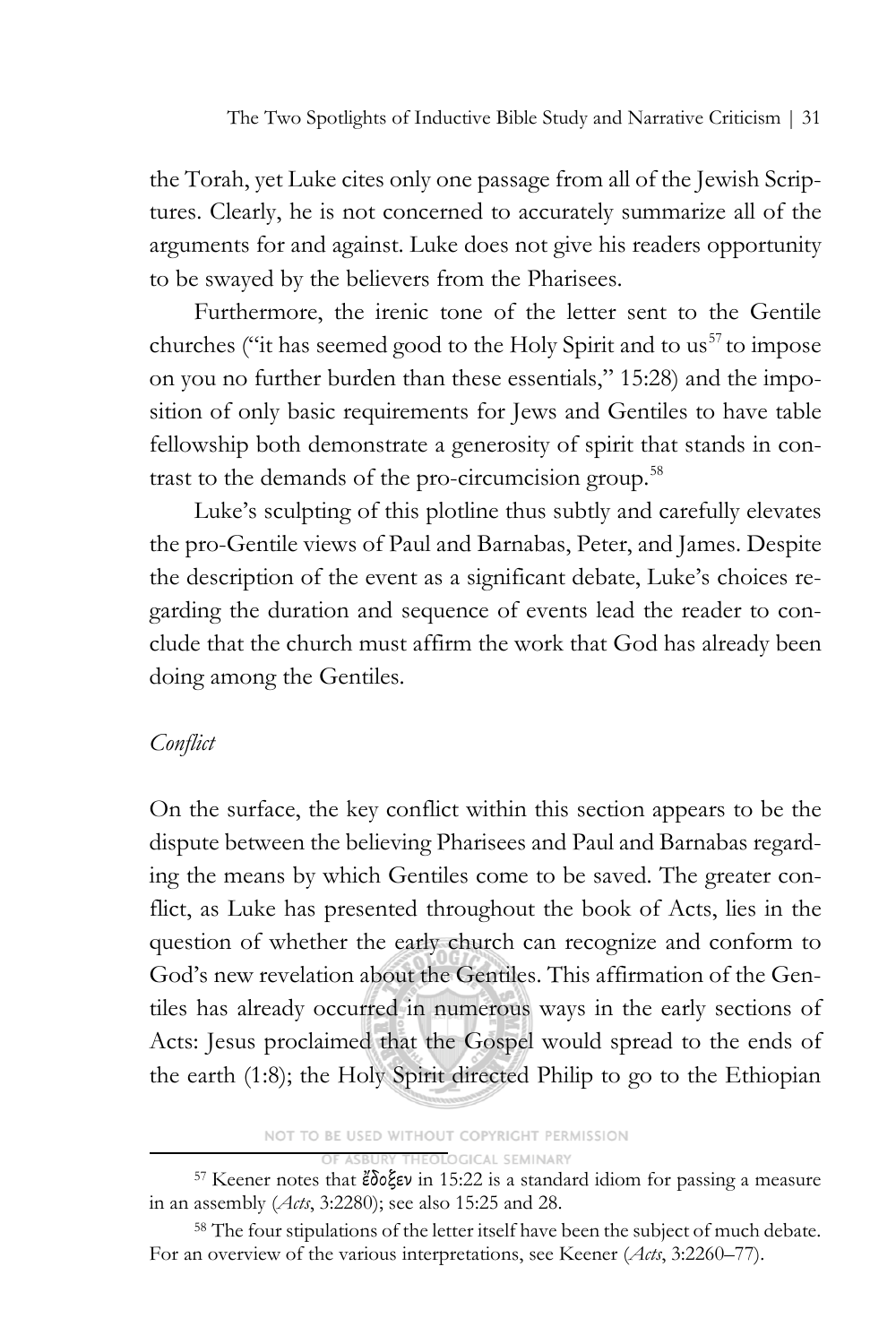the Torah, yet Luke cites only one passage from all of the Jewish Scriptures. Clearly, he is not concerned to accurately summarize all of the arguments for and against. Luke does not give his readers opportunity to be swayed by the believers from the Pharisees.

Furthermore, the irenic tone of the letter sent to the Gentile churches ("it has seemed good to the Holy Spirit and to us[57] to impose on you no further burden than these essentials," 15:28) and the imposition of only basic requirements for Jews and Gentiles to have table fellowship both demonstrate a generosity of spirit that stands in contrast to the demands of the pro-circumcision group.[58]

Luke's sculpting of this plotline thus subtly and carefully elevates the pro-Gentile views of Paul and Barnabas, Peter, and James. Despite the description of the event as a significant debate, Luke's choices regarding the duration and sequence of events lead the reader to conclude that the church must affirm the work that God has already been doing among the Gentiles.

*Conflict*

On the surface, the key conflict within this section appears to be the dispute between the believing Pharisees and Paul and Barnabas regarding the means by which Gentiles come to be saved. The greater conflict, as Luke has presented throughout the book of Acts, lies in the question of whether the early church can recognize and conform to God's new revelation about the Gentiles. This affirmation of the Gentiles has already occurred in numerous ways in the early sections of Acts: Jesus proclaimed that the Gospel would spread to the ends of the earth (1:8); the Holy Spirit directed Philip to go to the Ethiopian

NOT TO BE USED WITHOUT COPYRIGHT PERMISSION OF ASBURY THEOLOGICAL SEMINARY

---

[57] Keener notes that ἔδοξεν in 15:22 is a standard idiom for passing a measure in an assembly (*Acts*, 3:2280); see also 15:25 and 28.

[58] The four stipulations of the letter itself have been the subject of much debate. For an overview of the various interpretations, see Keener (*Acts*, 3:2260–77).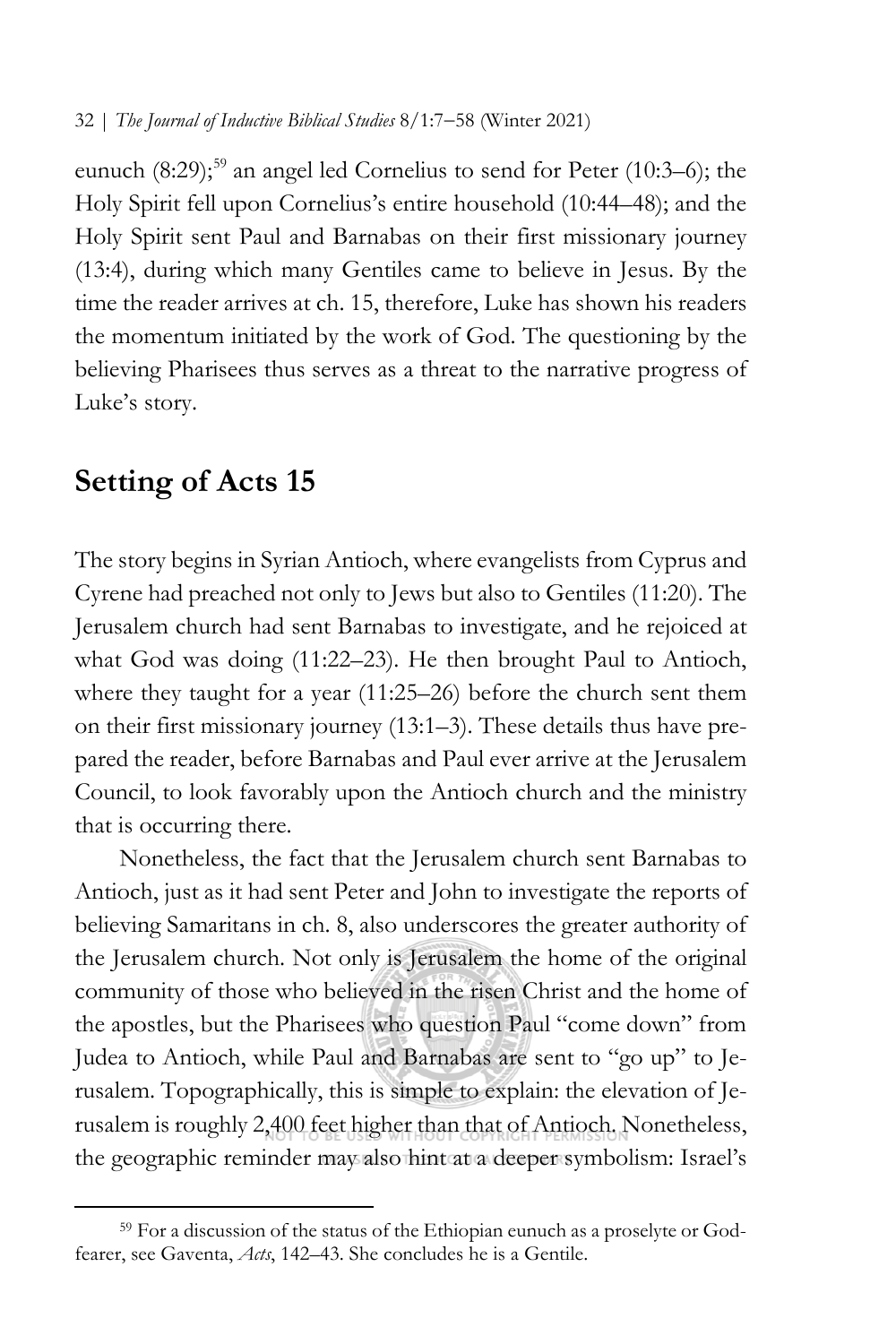eunuch (8:29);[59] an angel led Cornelius to send for Peter (10:3–6); the Holy Spirit fell upon Cornelius's entire household (10:44–48); and the Holy Spirit sent Paul and Barnabas on their first missionary journey (13:4), during which many Gentiles came to believe in Jesus. By the time the reader arrives at ch. 15, therefore, Luke has shown his readers the momentum initiated by the work of God. The questioning by the believing Pharisees thus serves as a threat to the narrative progress of Luke's story.

## Setting of Acts 15

The story begins in Syrian Antioch, where evangelists from Cyprus and Cyrene had preached not only to Jews but also to Gentiles (11:20). The Jerusalem church had sent Barnabas to investigate, and he rejoiced at what God was doing (11:22–23). He then brought Paul to Antioch, where they taught for a year (11:25–26) before the church sent them on their first missionary journey (13:1–3). These details thus have prepared the reader, before Barnabas and Paul ever arrive at the Jerusalem Council, to look favorably upon the Antioch church and the ministry that is occurring there.

Nonetheless, the fact that the Jerusalem church sent Barnabas to Antioch, just as it had sent Peter and John to investigate the reports of believing Samaritans in ch. 8, also underscores the greater authority of the Jerusalem church. Not only is Jerusalem the home of the original community of those who believed in the risen Christ and the home of the apostles, but the Pharisees who question Paul "come down" from Judea to Antioch, while Paul and Barnabas are sent to "go up" to Jerusalem. Topographically, this is simple to explain: the elevation of Jerusalem is roughly 2,400 feet higher than that of Antioch. Nonetheless, the geographic reminder may also hint at a deeper symbolism: Israel's

[59] For a discussion of the status of the Ethiopian eunuch as a proselyte or God-fearer, see Gaventa, *Acts*, 142–43. She concludes he is a Gentile.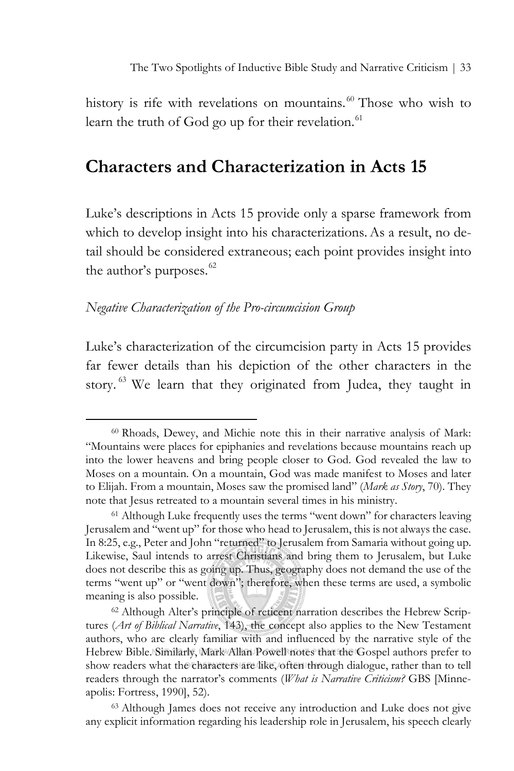history is rife with revelations on mountains.[60] Those who wish to learn the truth of God go up for their revelation.[61]

## Characters and Characterization in Acts 15

Luke's descriptions in Acts 15 provide only a sparse framework from which to develop insight into his characterizations. As a result, no detail should be considered extraneous; each point provides insight into the author's purposes.[62]

### *Negative Characterization of the Pro-circumcision Group*

Luke's characterization of the circumcision party in Acts 15 provides far fewer details than his depiction of the other characters in the story.[63] We learn that they originated from Judea, they taught in

---

[60] Rhoads, Dewey, and Michie note this in their narrative analysis of Mark: "Mountains were places for epiphanies and revelations because mountains reach up into the lower heavens and bring people closer to God. God revealed the law to Moses on a mountain. On a mountain, God was made manifest to Moses and later to Elijah. From a mountain, Moses saw the promised land" (*Mark as Story*, 70). They note that Jesus retreated to a mountain several times in his ministry.

[61] Although Luke frequently uses the terms "went down" for characters leaving Jerusalem and "went up" for those who head to Jerusalem, this is not always the case. In 8:25, e.g., Peter and John "returned" to Jerusalem from Samaria without going up. Likewise, Saul intends to arrest Christians and bring them to Jerusalem, but Luke does not describe this as going up. Thus, geography does not demand the use of the terms "went up" or "went down"; therefore, when these terms are used, a symbolic meaning is also possible.

[62] Although Alter's principle of reticent narration describes the Hebrew Scriptures (*Art of Biblical Narrative*, 143), the concept also applies to the New Testament authors, who are clearly familiar with and influenced by the narrative style of the Hebrew Bible. Similarly, Mark Allan Powell notes that the Gospel authors prefer to show readers what the characters are like, often through dialogue, rather than to tell readers through the narrator's comments (*What is Narrative Criticism?* GBS [Minneapolis: Fortress, 1990], 52).

[63] Although James does not receive any introduction and Luke does not give any explicit information regarding his leadership role in Jerusalem, his speech clearly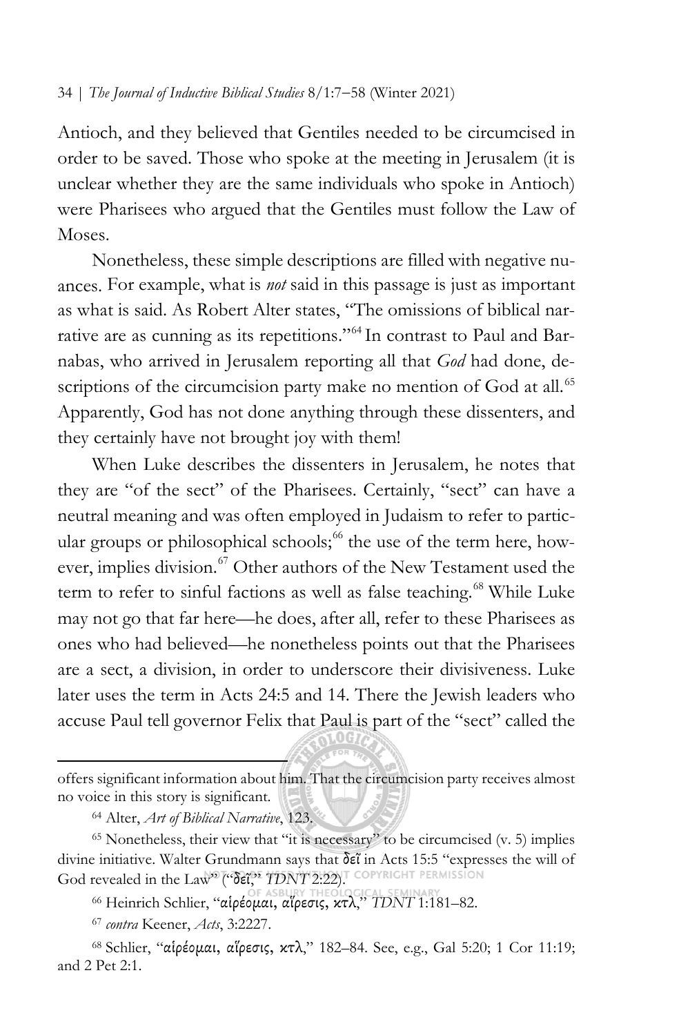Antioch, and they believed that Gentiles needed to be circumcised in order to be saved. Those who spoke at the meeting in Jerusalem (it is unclear whether they are the same individuals who spoke in Antioch) were Pharisees who argued that the Gentiles must follow the Law of Moses.

Nonetheless, these simple descriptions are filled with negative nuances. For example, what is *not* said in this passage is just as important as what is said. As Robert Alter states, "The omissions of biblical narrative are as cunning as its repetitions."[64] In contrast to Paul and Barnabas, who arrived in Jerusalem reporting all that *God* had done, descriptions of the circumcision party make no mention of God at all.[65] Apparently, God has not done anything through these dissenters, and they certainly have not brought joy with them!

When Luke describes the dissenters in Jerusalem, he notes that they are "of the sect" of the Pharisees. Certainly, "sect" can have a neutral meaning and was often employed in Judaism to refer to particular groups or philosophical schools;[66] the use of the term here, however, implies division.[67] Other authors of the New Testament used the term to refer to sinful factions as well as false teaching.[68] While Luke may not go that far here—he does, after all, refer to these Pharisees as ones who had believed—he nonetheless points out that the Pharisees are a sect, a division, in order to underscore their divisiveness. Luke later uses the term in Acts 24:5 and 14. There the Jewish leaders who accuse Paul tell governor Felix that Paul is part of the "sect" called the

---

offers significant information about him. That the circumcision party receives almost no voice in this story is significant.

[64] Alter, *Art of Biblical Narrative*, 123.

[65] Nonetheless, their view that "it is necessary" to be circumcised (v. 5) implies divine initiative. Walter Grundmann says that δεῖ in Acts 15:5 "expresses the will of God revealed in the Law" ("δεῖ," *TDNT* 2:22).

[66] Heinrich Schlier, "αἱρέομαι, αἵρεσις, κτλ," *TDNT* 1:181–82.

[67] *contra* Keener, *Acts*, 3:2227.

[68] Schlier, "αἱρέομαι, αἵρεσις, κτλ," 182–84. See, e.g., Gal 5:20; 1 Cor 11:19; and 2 Pet 2:1.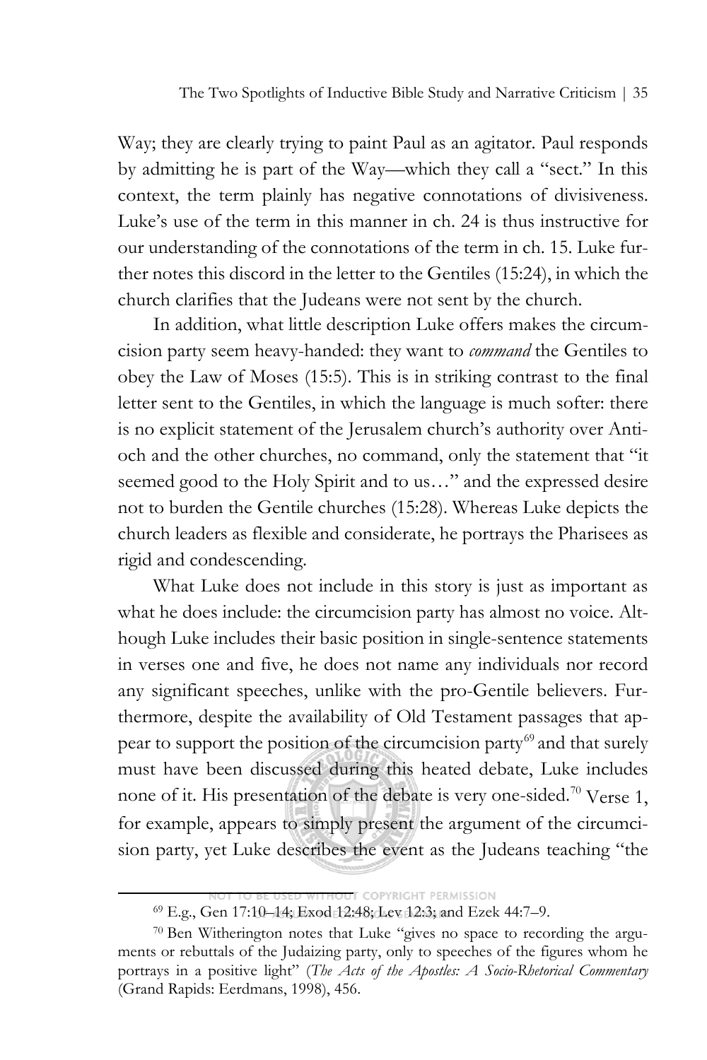Way; they are clearly trying to paint Paul as an agitator. Paul responds by admitting he is part of the Way—which they call a "sect." In this context, the term plainly has negative connotations of divisiveness. Luke's use of the term in this manner in ch. 24 is thus instructive for our understanding of the connotations of the term in ch. 15. Luke further notes this discord in the letter to the Gentiles (15:24), in which the church clarifies that the Judeans were not sent by the church.

In addition, what little description Luke offers makes the circumcision party seem heavy-handed: they want to *command* the Gentiles to obey the Law of Moses (15:5). This is in striking contrast to the final letter sent to the Gentiles, in which the language is much softer: there is no explicit statement of the Jerusalem church's authority over Antioch and the other churches, no command, only the statement that "it seemed good to the Holy Spirit and to us…" and the expressed desire not to burden the Gentile churches (15:28). Whereas Luke depicts the church leaders as flexible and considerate, he portrays the Pharisees as rigid and condescending.

What Luke does not include in this story is just as important as what he does include: the circumcision party has almost no voice. Although Luke includes their basic position in single-sentence statements in verses one and five, he does not name any individuals nor record any significant speeches, unlike with the pro-Gentile believers. Furthermore, despite the availability of Old Testament passages that appear to support the position of the circumcision party[69] and that surely must have been discussed during this heated debate, Luke includes none of it. His presentation of the debate is very one-sided.[70] Verse 1, for example, appears to simply present the argument of the circumcision party, yet Luke describes the event as the Judeans teaching "the

[69] E.g., Gen 17:10–14; Exod 12:48; Lev 12:3; and Ezek 44:7–9.

[70] Ben Witherington notes that Luke "gives no space to recording the arguments or rebuttals of the Judaizing party, only to speeches of the figures whom he portrays in a positive light" (*The Acts of the Apostles: A Socio-Rhetorical Commentary* (Grand Rapids: Eerdmans, 1998), 456.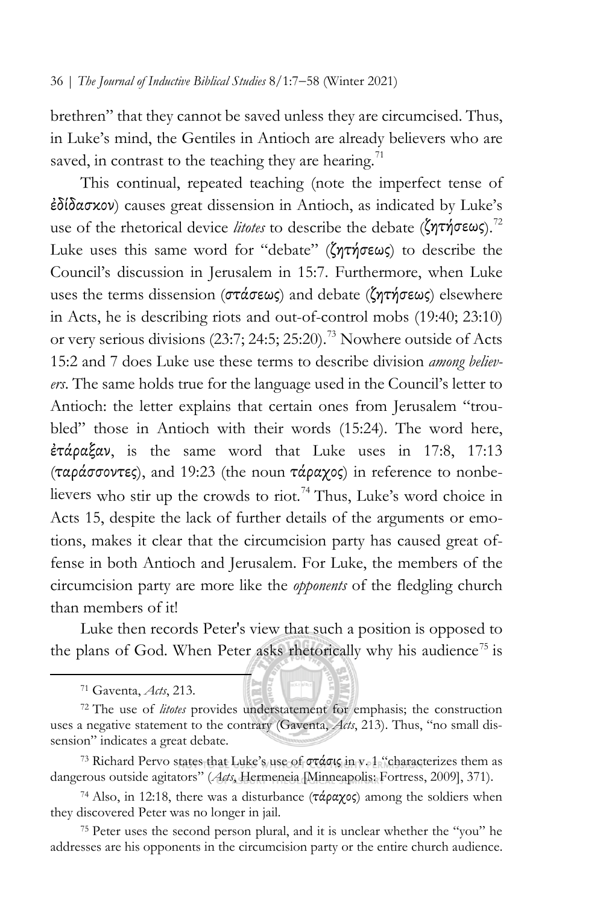brethren" that they cannot be saved unless they are circumcised. Thus, in Luke's mind, the Gentiles in Antioch are already believers who are saved, in contrast to the teaching they are hearing.[71]

This continual, repeated teaching (note the imperfect tense of ἐδίδασκον) causes great dissension in Antioch, as indicated by Luke's use of the rhetorical device *litotes* to describe the debate (ζητήσεως).[72] Luke uses this same word for "debate" (ζητήσεως) to describe the Council's discussion in Jerusalem in 15:7. Furthermore, when Luke uses the terms dissension (στάσεως) and debate (ζητήσεως) elsewhere in Acts, he is describing riots and out-of-control mobs (19:40; 23:10) or very serious divisions (23:7; 24:5; 25:20).[73] Nowhere outside of Acts 15:2 and 7 does Luke use these terms to describe division *among believers*. The same holds true for the language used in the Council's letter to Antioch: the letter explains that certain ones from Jerusalem "troubled" those in Antioch with their words (15:24). The word here, ἐτάραξαν, is the same word that Luke uses in 17:8, 17:13 (ταράσσοντες), and 19:23 (the noun τάραχος) in reference to nonbelievers who stir up the crowds to riot.[74] Thus, Luke's word choice in Acts 15, despite the lack of further details of the arguments or emotions, makes it clear that the circumcision party has caused great offense in both Antioch and Jerusalem. For Luke, the members of the circumcision party are more like the *opponents* of the fledgling church than members of it!

Luke then records Peter's view that such a position is opposed to the plans of God. When Peter asks rhetorically why his audience[75] is

---

[71] Gaventa, *Acts*, 213.

[72] The use of *litotes* provides understatement for emphasis; the construction uses a negative statement to the contrary (Gaventa, *Acts*, 213). Thus, "no small dissension" indicates a great debate.

[73] Richard Pervo states that Luke's use of στάσις in v. 1 "characterizes them as dangerous outside agitators" (*Acts*, Hermeneia [Minneapolis: Fortress, 2009], 371).

[74] Also, in 12:18, there was a disturbance (τάραχος) among the soldiers when they discovered Peter was no longer in jail.

[75] Peter uses the second person plural, and it is unclear whether the "you" he addresses are his opponents in the circumcision party or the entire church audience.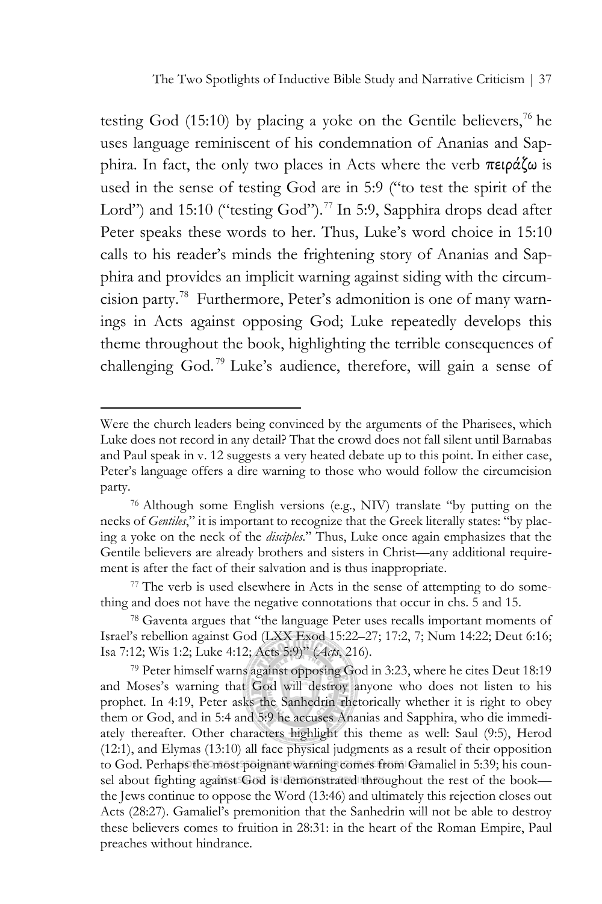testing God (15:10) by placing a yoke on the Gentile believers,[76] he uses language reminiscent of his condemnation of Ananias and Sapphira. In fact, the only two places in Acts where the verb πειράζω is used in the sense of testing God are in 5:9 ("to test the spirit of the Lord") and 15:10 ("testing God").[77] In 5:9, Sapphira drops dead after Peter speaks these words to her. Thus, Luke's word choice in 15:10 calls to his reader's minds the frightening story of Ananias and Sapphira and provides an implicit warning against siding with the circumcision party.[78] Furthermore, Peter's admonition is one of many warnings in Acts against opposing God; Luke repeatedly develops this theme throughout the book, highlighting the terrible consequences of challenging God.[79] Luke's audience, therefore, will gain a sense of

---

Were the church leaders being convinced by the arguments of the Pharisees, which Luke does not record in any detail? That the crowd does not fall silent until Barnabas and Paul speak in v. 12 suggests a very heated debate up to this point. In either case, Peter's language offers a dire warning to those who would follow the circumcision party.

[76] Although some English versions (e.g., NIV) translate "by putting on the necks of *Gentiles*," it is important to recognize that the Greek literally states: "by placing a yoke on the neck of the *disciples*." Thus, Luke once again emphasizes that the Gentile believers are already brothers and sisters in Christ—any additional requirement is after the fact of their salvation and is thus inappropriate.

[77] The verb is used elsewhere in Acts in the sense of attempting to do something and does not have the negative connotations that occur in chs. 5 and 15.

[78] Gaventa argues that "the language Peter uses recalls important moments of Israel's rebellion against God (LXX Exod 15:22–27; 17:2, 7; Num 14:22; Deut 6:16; Isa 7:12; Wis 1:2; Luke 4:12; Acts 5:9)" (*Acts*, 216).

[79] Peter himself warns against opposing God in 3:23, where he cites Deut 18:19 and Moses's warning that God will destroy anyone who does not listen to his prophet. In 4:19, Peter asks the Sanhedrin rhetorically whether it is right to obey them or God, and in 5:4 and 5:9 he accuses Ananias and Sapphira, who die immediately thereafter. Other characters highlight this theme as well: Saul (9:5), Herod (12:1), and Elymas (13:10) all face physical judgments as a result of their opposition to God. Perhaps the most poignant warning comes from Gamaliel in 5:39; his counsel about fighting against God is demonstrated throughout the rest of the book—the Jews continue to oppose the Word (13:46) and ultimately this rejection closes out Acts (28:27). Gamaliel's premonition that the Sanhedrin will not be able to destroy these believers comes to fruition in 28:31: in the heart of the Roman Empire, Paul preaches without hindrance.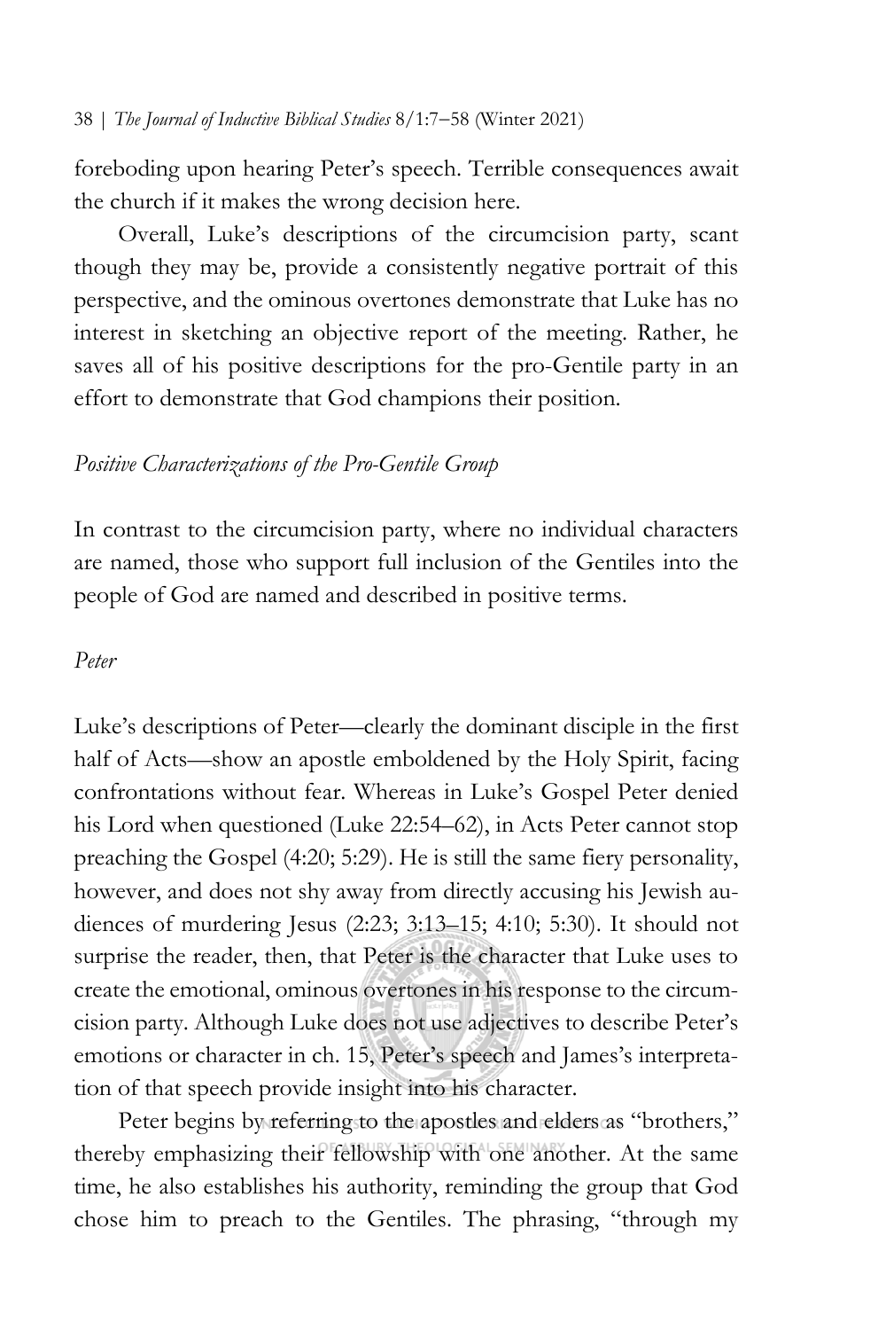foreboding upon hearing Peter's speech. Terrible consequences await the church if it makes the wrong decision here.

Overall, Luke's descriptions of the circumcision party, scant though they may be, provide a consistently negative portrait of this perspective, and the ominous overtones demonstrate that Luke has no interest in sketching an objective report of the meeting. Rather, he saves all of his positive descriptions for the pro-Gentile party in an effort to demonstrate that God champions their position.

### *Positive Characterizations of the Pro-Gentile Group*

In contrast to the circumcision party, where no individual characters are named, those who support full inclusion of the Gentiles into the people of God are named and described in positive terms.

#### *Peter*

Luke's descriptions of Peter—clearly the dominant disciple in the first half of Acts—show an apostle emboldened by the Holy Spirit, facing confrontations without fear. Whereas in Luke's Gospel Peter denied his Lord when questioned (Luke 22:54–62), in Acts Peter cannot stop preaching the Gospel (4:20; 5:29). He is still the same fiery personality, however, and does not shy away from directly accusing his Jewish audiences of murdering Jesus (2:23; 3:13–15; 4:10; 5:30). It should not surprise the reader, then, that Peter is the character that Luke uses to create the emotional, ominous overtones in his response to the circumcision party. Although Luke does not use adjectives to describe Peter's emotions or character in ch. 15, Peter's speech and James's interpretation of that speech provide insight into his character.

Peter begins by referring to the apostles and elders as "brothers," thereby emphasizing their fellowship with one another. At the same time, he also establishes his authority, reminding the group that God chose him to preach to the Gentiles. The phrasing, "through my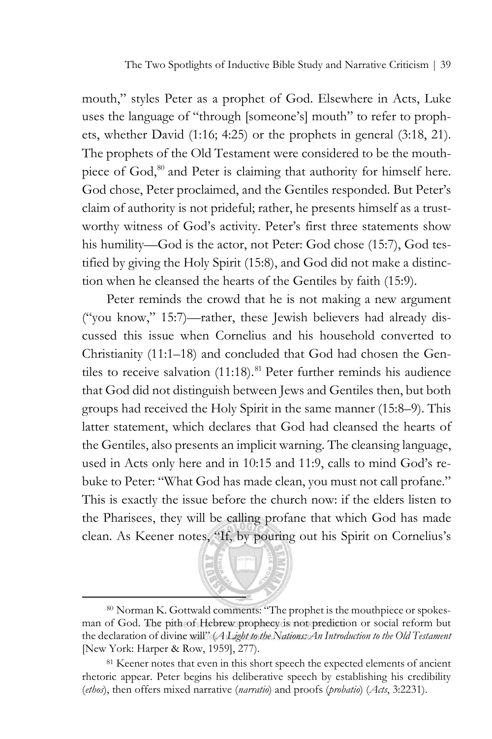mouth," styles Peter as a prophet of God. Elsewhere in Acts, Luke uses the language of "through [someone's] mouth" to refer to prophets, whether David (1:16; 4:25) or the prophets in general (3:18, 21). The prophets of the Old Testament were considered to be the mouthpiece of God,[80] and Peter is claiming that authority for himself here. God chose, Peter proclaimed, and the Gentiles responded. But Peter's claim of authority is not prideful; rather, he presents himself as a trustworthy witness of God's activity. Peter's first three statements show his humility—God is the actor, not Peter: God chose (15:7), God testified by giving the Holy Spirit (15:8), and God did not make a distinction when he cleansed the hearts of the Gentiles by faith (15:9).

Peter reminds the crowd that he is not making a new argument ("you know," 15:7)—rather, these Jewish believers had already discussed this issue when Cornelius and his household converted to Christianity (11:1–18) and concluded that God had chosen the Gentiles to receive salvation (11:18).[81] Peter further reminds his audience that God did not distinguish between Jews and Gentiles then, but both groups had received the Holy Spirit in the same manner (15:8–9). This latter statement, which declares that God had cleansed the hearts of the Gentiles, also presents an implicit warning. The cleansing language, used in Acts only here and in 10:15 and 11:9, calls to mind God's rebuke to Peter: "What God has made clean, you must not call profane." This is exactly the issue before the church now: if the elders listen to the Pharisees, they will be calling profane that which God has made clean. As Keener notes, "If, by pouring out his Spirit on Cornelius's

---

[80] Norman K. Gottwald comments: "The prophet is the mouthpiece or spokesman of God. The pith of Hebrew prophecy is not prediction or social reform but the declaration of divine will" (*A Light to the Nations: An Introduction to the Old Testament* [New York: Harper & Row, 1959], 277).

[81] Keener notes that even in this short speech the expected elements of ancient rhetoric appear. Peter begins his deliberative speech by establishing his credibility (*ethos*), then offers mixed narrative (*narratio*) and proofs (*probatio*) (*Acts*, 3:2231).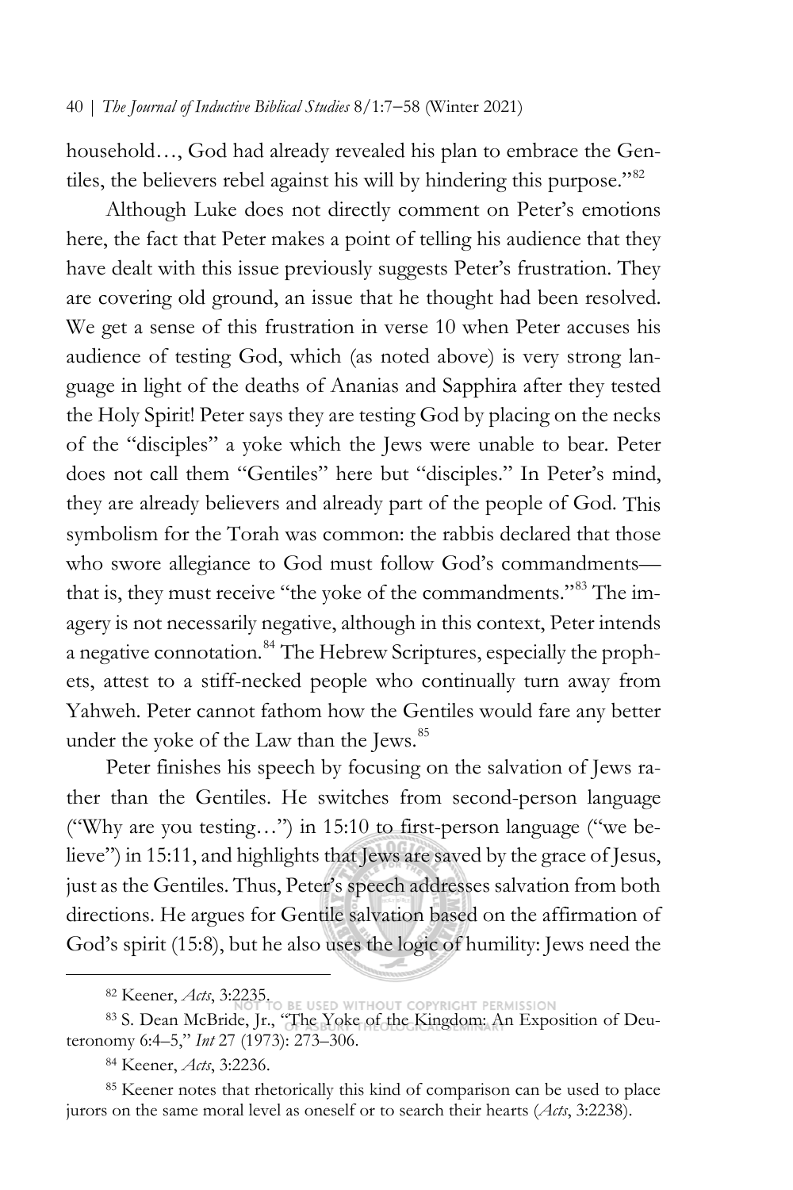household…, God had already revealed his plan to embrace the Gentiles, the believers rebel against his will by hindering this purpose."[82]

Although Luke does not directly comment on Peter's emotions here, the fact that Peter makes a point of telling his audience that they have dealt with this issue previously suggests Peter's frustration. They are covering old ground, an issue that he thought had been resolved. We get a sense of this frustration in verse 10 when Peter accuses his audience of testing God, which (as noted above) is very strong language in light of the deaths of Ananias and Sapphira after they tested the Holy Spirit! Peter says they are testing God by placing on the necks of the "disciples" a yoke which the Jews were unable to bear. Peter does not call them "Gentiles" here but "disciples." In Peter's mind, they are already believers and already part of the people of God. This symbolism for the Torah was common: the rabbis declared that those who swore allegiance to God must follow God's commandments—that is, they must receive "the yoke of the commandments."[83] The imagery is not necessarily negative, although in this context, Peter intends a negative connotation.[84] The Hebrew Scriptures, especially the prophets, attest to a stiff-necked people who continually turn away from Yahweh. Peter cannot fathom how the Gentiles would fare any better under the yoke of the Law than the Jews.[85]

Peter finishes his speech by focusing on the salvation of Jews rather than the Gentiles. He switches from second-person language ("Why are you testing…") in 15:10 to first-person language ("we believe") in 15:11, and highlights that Jews are saved by the grace of Jesus, just as the Gentiles. Thus, Peter's speech addresses salvation from both directions. He argues for Gentile salvation based on the affirmation of God's spirit (15:8), but he also uses the logic of humility: Jews need the

---

[82] Keener, *Acts*, 3:2235.

[83] S. Dean McBride, Jr., "The Yoke of the Kingdom: An Exposition of Deuteronomy 6:4–5," *Int* 27 (1973): 273–306.

[84] Keener, *Acts*, 3:2236.

[85] Keener notes that rhetorically this kind of comparison can be used to place jurors on the same moral level as oneself or to search their hearts (*Acts*, 3:2238).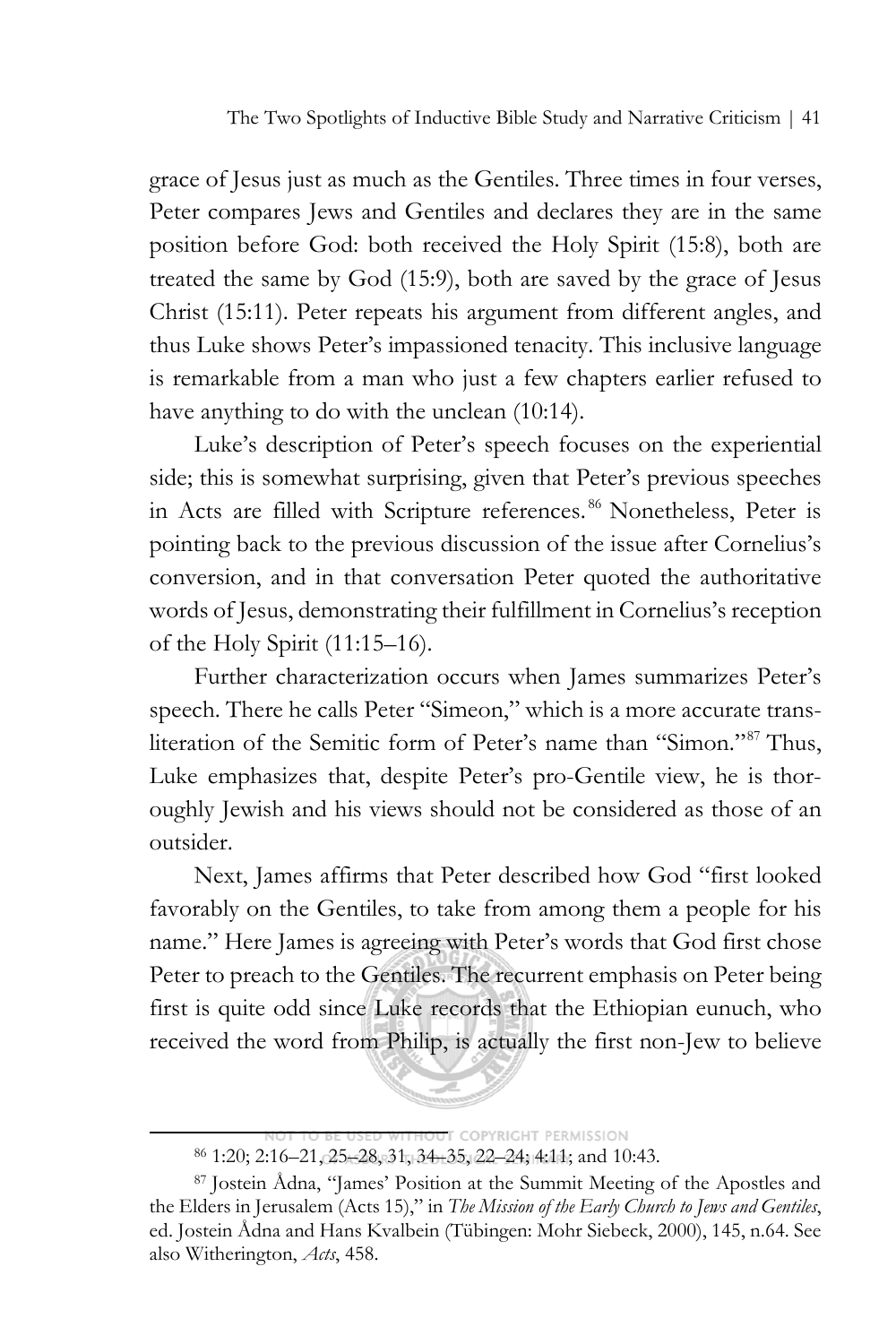grace of Jesus just as much as the Gentiles. Three times in four verses, Peter compares Jews and Gentiles and declares they are in the same position before God: both received the Holy Spirit (15:8), both are treated the same by God (15:9), both are saved by the grace of Jesus Christ (15:11). Peter repeats his argument from different angles, and thus Luke shows Peter's impassioned tenacity. This inclusive language is remarkable from a man who just a few chapters earlier refused to have anything to do with the unclean (10:14).

Luke's description of Peter's speech focuses on the experiential side; this is somewhat surprising, given that Peter's previous speeches in Acts are filled with Scripture references.[86] Nonetheless, Peter is pointing back to the previous discussion of the issue after Cornelius's conversion, and in that conversation Peter quoted the authoritative words of Jesus, demonstrating their fulfillment in Cornelius's reception of the Holy Spirit (11:15–16).

Further characterization occurs when James summarizes Peter's speech. There he calls Peter "Simeon," which is a more accurate transliteration of the Semitic form of Peter's name than "Simon."[87] Thus, Luke emphasizes that, despite Peter's pro-Gentile view, he is thoroughly Jewish and his views should not be considered as those of an outsider.

Next, James affirms that Peter described how God "first looked favorably on the Gentiles, to take from among them a people for his name." Here James is agreeing with Peter's words that God first chose Peter to preach to the Gentiles. The recurrent emphasis on Peter being first is quite odd since Luke records that the Ethiopian eunuch, who received the word from Philip, is actually the first non-Jew to believe

---

[86] 1:20; 2:16–21, 25–28, 31, 34–35, 22–24; 4:11; and 10:43.

[87] Jostein Ådna, "James' Position at the Summit Meeting of the Apostles and the Elders in Jerusalem (Acts 15)," in *The Mission of the Early Church to Jews and Gentiles*, ed. Jostein Ådna and Hans Kvalbein (Tübingen: Mohr Siebeck, 2000), 145, n.64. See also Witherington, *Acts*, 458.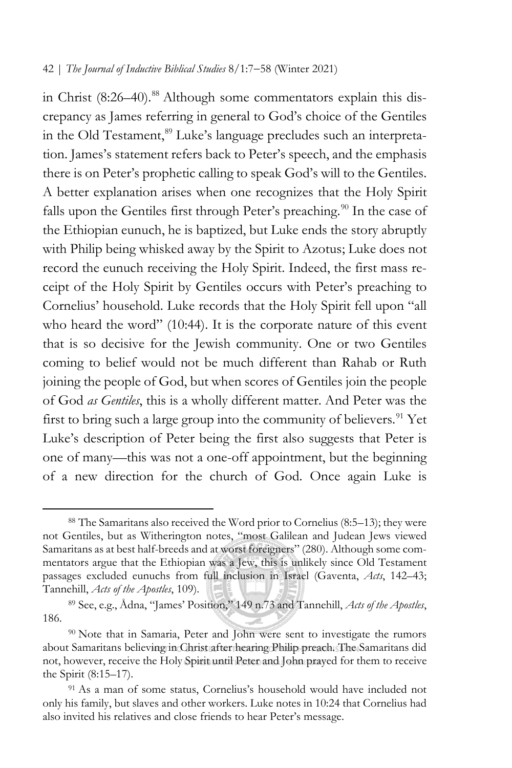in Christ (8:26–40).[88] Although some commentators explain this discrepancy as James referring in general to God's choice of the Gentiles in the Old Testament,[89] Luke's language precludes such an interpretation. James's statement refers back to Peter's speech, and the emphasis there is on Peter's prophetic calling to speak God's will to the Gentiles. A better explanation arises when one recognizes that the Holy Spirit falls upon the Gentiles first through Peter's preaching.[90] In the case of the Ethiopian eunuch, he is baptized, but Luke ends the story abruptly with Philip being whisked away by the Spirit to Azotus; Luke does not record the eunuch receiving the Holy Spirit. Indeed, the first mass receipt of the Holy Spirit by Gentiles occurs with Peter's preaching to Cornelius' household. Luke records that the Holy Spirit fell upon "all who heard the word" (10:44). It is the corporate nature of this event that is so decisive for the Jewish community. One or two Gentiles coming to belief would not be much different than Rahab or Ruth joining the people of God, but when scores of Gentiles join the people of God *as Gentiles*, this is a wholly different matter. And Peter was the first to bring such a large group into the community of believers.[91] Yet Luke's description of Peter being the first also suggests that Peter is one of many—this was not a one-off appointment, but the beginning of a new direction for the church of God. Once again Luke is

---

[88] The Samaritans also received the Word prior to Cornelius (8:5–13); they were not Gentiles, but as Witherington notes, "most Galilean and Judean Jews viewed Samaritans as at best half-breeds and at worst foreigners" (280). Although some commentators argue that the Ethiopian was a Jew, this is unlikely since Old Testament passages excluded eunuchs from full inclusion in Israel (Gaventa, *Acts*, 142–43; Tannehill, *Acts of the Apostles*, 109).

[89] See, e.g., Ådna, "James' Position," 149 n.73 and Tannehill, *Acts of the Apostles*, 186.

[90] Note that in Samaria, Peter and John were sent to investigate the rumors about Samaritans believing in Christ after hearing Philip preach. The Samaritans did not, however, receive the Holy Spirit until Peter and John prayed for them to receive the Spirit (8:15–17).

[91] As a man of some status, Cornelius's household would have included not only his family, but slaves and other workers. Luke notes in 10:24 that Cornelius had also invited his relatives and close friends to hear Peter's message.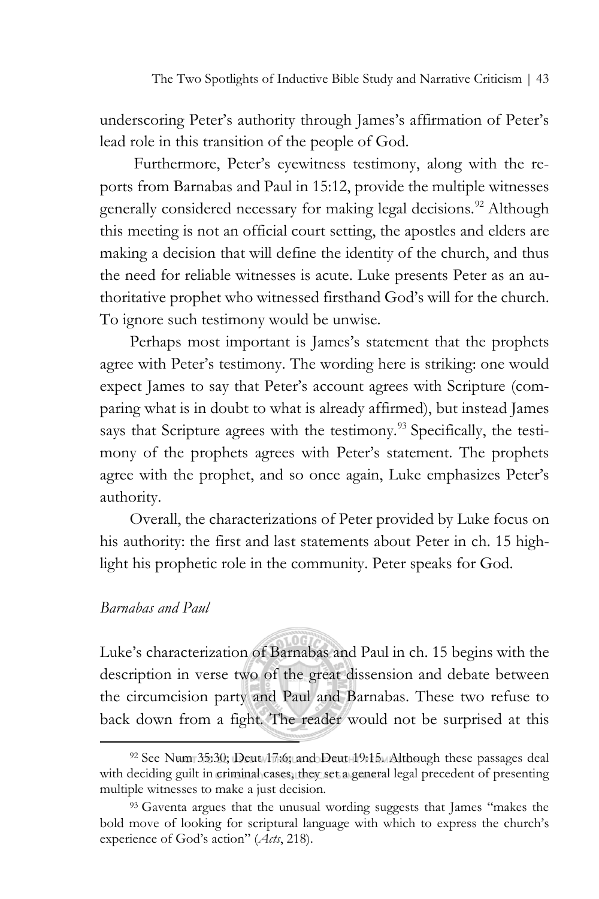underscoring Peter's authority through James's affirmation of Peter's lead role in this transition of the people of God.

Furthermore, Peter's eyewitness testimony, along with the reports from Barnabas and Paul in 15:12, provide the multiple witnesses generally considered necessary for making legal decisions.[92] Although this meeting is not an official court setting, the apostles and elders are making a decision that will define the identity of the church, and thus the need for reliable witnesses is acute. Luke presents Peter as an authoritative prophet who witnessed firsthand God's will for the church. To ignore such testimony would be unwise.

Perhaps most important is James's statement that the prophets agree with Peter's testimony. The wording here is striking: one would expect James to say that Peter's account agrees with Scripture (comparing what is in doubt to what is already affirmed), but instead James says that Scripture agrees with the testimony.[93] Specifically, the testimony of the prophets agrees with Peter's statement. The prophets agree with the prophet, and so once again, Luke emphasizes Peter's authority.

Overall, the characterizations of Peter provided by Luke focus on his authority: the first and last statements about Peter in ch. 15 highlight his prophetic role in the community. Peter speaks for God.

### *Barnabas and Paul*

Luke's characterization of Barnabas and Paul in ch. 15 begins with the description in verse two of the great dissension and debate between the circumcision party and Paul and Barnabas. These two refuse to back down from a fight. The reader would not be surprised at this

---

[92] See Num 35:30; Deut 17:6; and Deut 19:15. Although these passages deal with deciding guilt in criminal cases, they set a general legal precedent of presenting multiple witnesses to make a just decision.

[93] Gaventa argues that the unusual wording suggests that James "makes the bold move of looking for scriptural language with which to express the church's experience of God's action" (*Acts*, 218).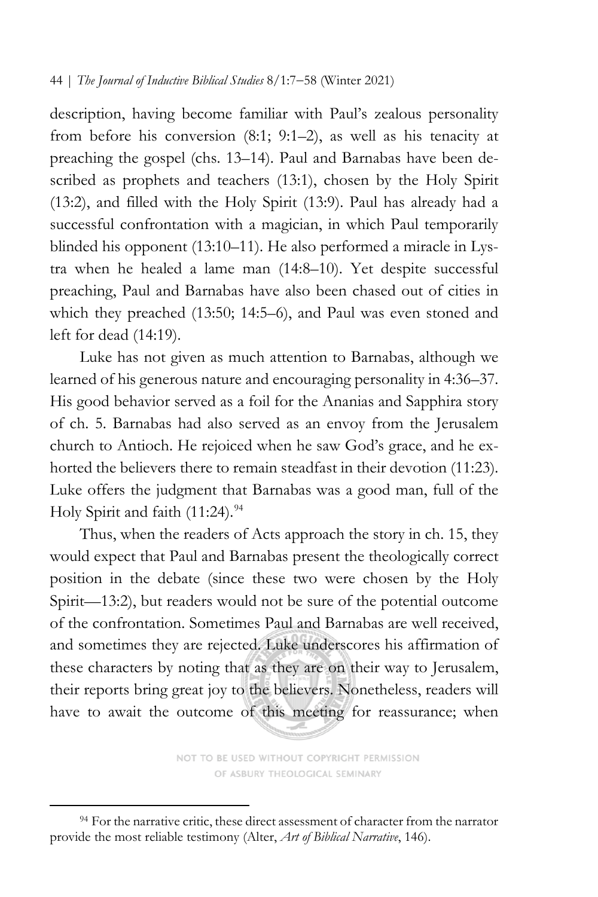description, having become familiar with Paul's zealous personality from before his conversion (8:1; 9:1–2), as well as his tenacity at preaching the gospel (chs. 13–14). Paul and Barnabas have been described as prophets and teachers (13:1), chosen by the Holy Spirit (13:2), and filled with the Holy Spirit (13:9). Paul has already had a successful confrontation with a magician, in which Paul temporarily blinded his opponent (13:10–11). He also performed a miracle in Lystra when he healed a lame man (14:8–10). Yet despite successful preaching, Paul and Barnabas have also been chased out of cities in which they preached (13:50; 14:5–6), and Paul was even stoned and left for dead (14:19).

Luke has not given as much attention to Barnabas, although we learned of his generous nature and encouraging personality in 4:36–37. His good behavior served as a foil for the Ananias and Sapphira story of ch. 5. Barnabas had also served as an envoy from the Jerusalem church to Antioch. He rejoiced when he saw God's grace, and he exhorted the believers there to remain steadfast in their devotion (11:23). Luke offers the judgment that Barnabas was a good man, full of the Holy Spirit and faith (11:24).[94]

Thus, when the readers of Acts approach the story in ch. 15, they would expect that Paul and Barnabas present the theologically correct position in the debate (since these two were chosen by the Holy Spirit—13:2), but readers would not be sure of the potential outcome of the confrontation. Sometimes Paul and Barnabas are well received, and sometimes they are rejected. Luke underscores his affirmation of these characters by noting that as they are on their way to Jerusalem, their reports bring great joy to the believers. Nonetheless, readers will have to await the outcome of this meeting for reassurance; when

NOT TO BE USED WITHOUT COPYRIGHT PERMISSION OF ASBURY THEOLOGICAL SEMINARY

[94] For the narrative critic, these direct assessment of character from the narrator provide the most reliable testimony (Alter, *Art of Biblical Narrative*, 146).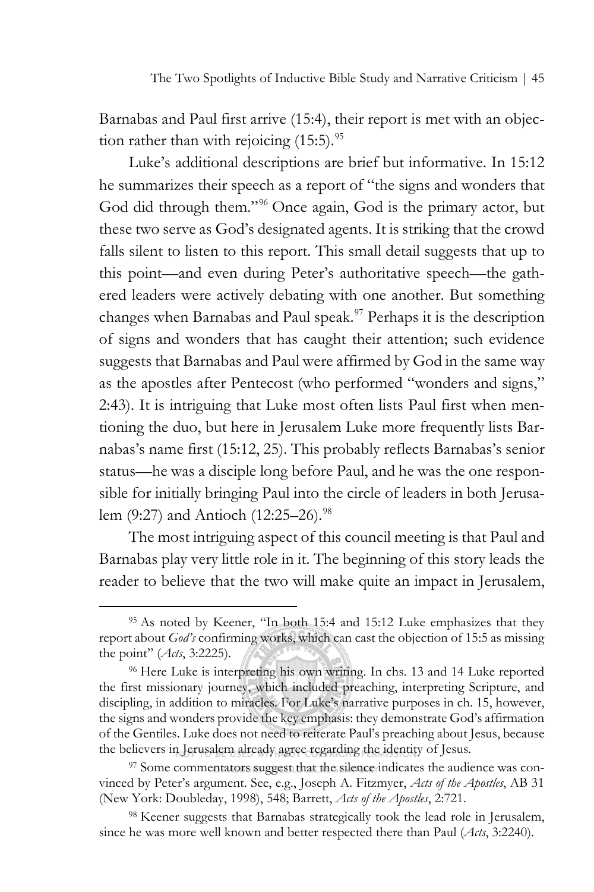Barnabas and Paul first arrive (15:4), their report is met with an objection rather than with rejoicing (15:5).[95]

Luke's additional descriptions are brief but informative. In 15:12 he summarizes their speech as a report of "the signs and wonders that God did through them."[96] Once again, God is the primary actor, but these two serve as God's designated agents. It is striking that the crowd falls silent to listen to this report. This small detail suggests that up to this point—and even during Peter's authoritative speech—the gathered leaders were actively debating with one another. But something changes when Barnabas and Paul speak.[97] Perhaps it is the description of signs and wonders that has caught their attention; such evidence suggests that Barnabas and Paul were affirmed by God in the same way as the apostles after Pentecost (who performed "wonders and signs," 2:43). It is intriguing that Luke most often lists Paul first when mentioning the duo, but here in Jerusalem Luke more frequently lists Barnabas's name first (15:12, 25). This probably reflects Barnabas's senior status—he was a disciple long before Paul, and he was the one responsible for initially bringing Paul into the circle of leaders in both Jerusalem (9:27) and Antioch (12:25–26).[98]

The most intriguing aspect of this council meeting is that Paul and Barnabas play very little role in it. The beginning of this story leads the reader to believe that the two will make quite an impact in Jerusalem,

---

[95] As noted by Keener, "In both 15:4 and 15:12 Luke emphasizes that they report about *God's* confirming works, which can cast the objection of 15:5 as missing the point" (*Acts*, 3:2225).

[96] Here Luke is interpreting his own writing. In chs. 13 and 14 Luke reported the first missionary journey, which included preaching, interpreting Scripture, and discipling, in addition to miracles. For Luke's narrative purposes in ch. 15, however, the signs and wonders provide the key emphasis: they demonstrate God's affirmation of the Gentiles. Luke does not need to reiterate Paul's preaching about Jesus, because the believers in Jerusalem already agree regarding the identity of Jesus.

[97] Some commentators suggest that the silence indicates the audience was convinced by Peter's argument. See, e.g., Joseph A. Fitzmyer, *Acts of the Apostles*, AB 31 (New York: Doubleday, 1998), 548; Barrett, *Acts of the Apostles*, 2:721.

[98] Keener suggests that Barnabas strategically took the lead role in Jerusalem, since he was more well known and better respected there than Paul (*Acts*, 3:2240).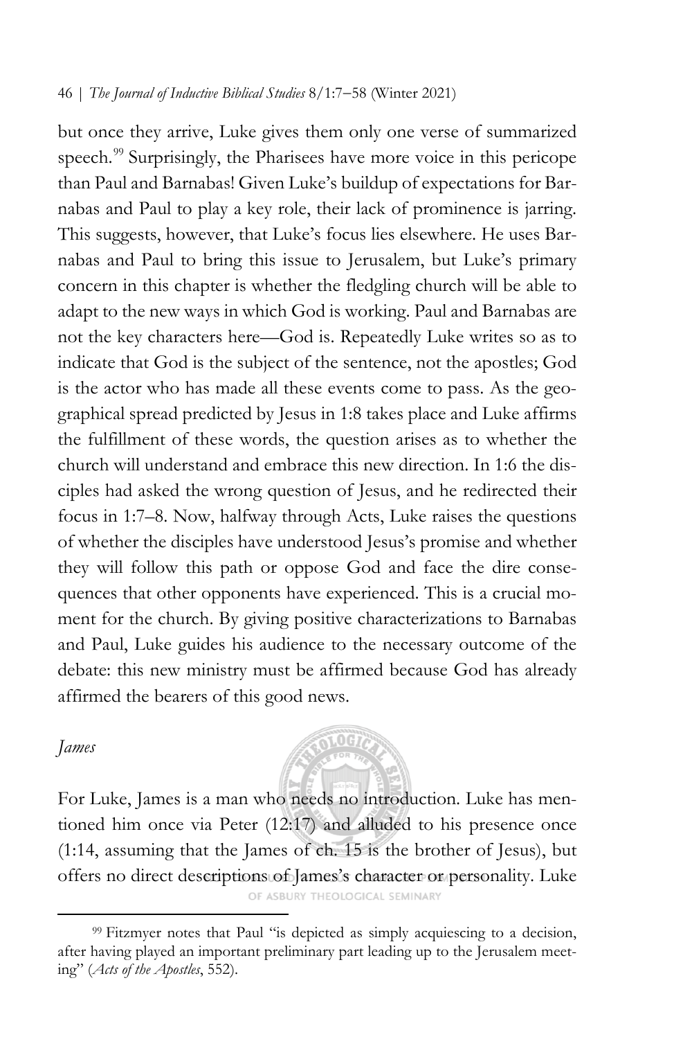but once they arrive, Luke gives them only one verse of summarized speech.[99] Surprisingly, the Pharisees have more voice in this pericope than Paul and Barnabas! Given Luke's buildup of expectations for Barnabas and Paul to play a key role, their lack of prominence is jarring. This suggests, however, that Luke's focus lies elsewhere. He uses Barnabas and Paul to bring this issue to Jerusalem, but Luke's primary concern in this chapter is whether the fledgling church will be able to adapt to the new ways in which God is working. Paul and Barnabas are not the key characters here—God is. Repeatedly Luke writes so as to indicate that God is the subject of the sentence, not the apostles; God is the actor who has made all these events come to pass. As the geographical spread predicted by Jesus in 1:8 takes place and Luke affirms the fulfillment of these words, the question arises as to whether the church will understand and embrace this new direction. In 1:6 the disciples had asked the wrong question of Jesus, and he redirected their focus in 1:7–8. Now, halfway through Acts, Luke raises the questions of whether the disciples have understood Jesus's promise and whether they will follow this path or oppose God and face the dire consequences that other opponents have experienced. This is a crucial moment for the church. By giving positive characterizations to Barnabas and Paul, Luke guides his audience to the necessary outcome of the debate: this new ministry must be affirmed because God has already affirmed the bearers of this good news.

### *James*

For Luke, James is a man who needs no introduction. Luke has mentioned him once via Peter (12:17) and alluded to his presence once (1:14, assuming that the James of ch. 15 is the brother of Jesus), but offers no direct descriptions of James's character or personality. Luke

---

[99] Fitzmyer notes that Paul "is depicted as simply acquiescing to a decision, after having played an important preliminary part leading up to the Jerusalem meeting" (*Acts of the Apostles*, 552).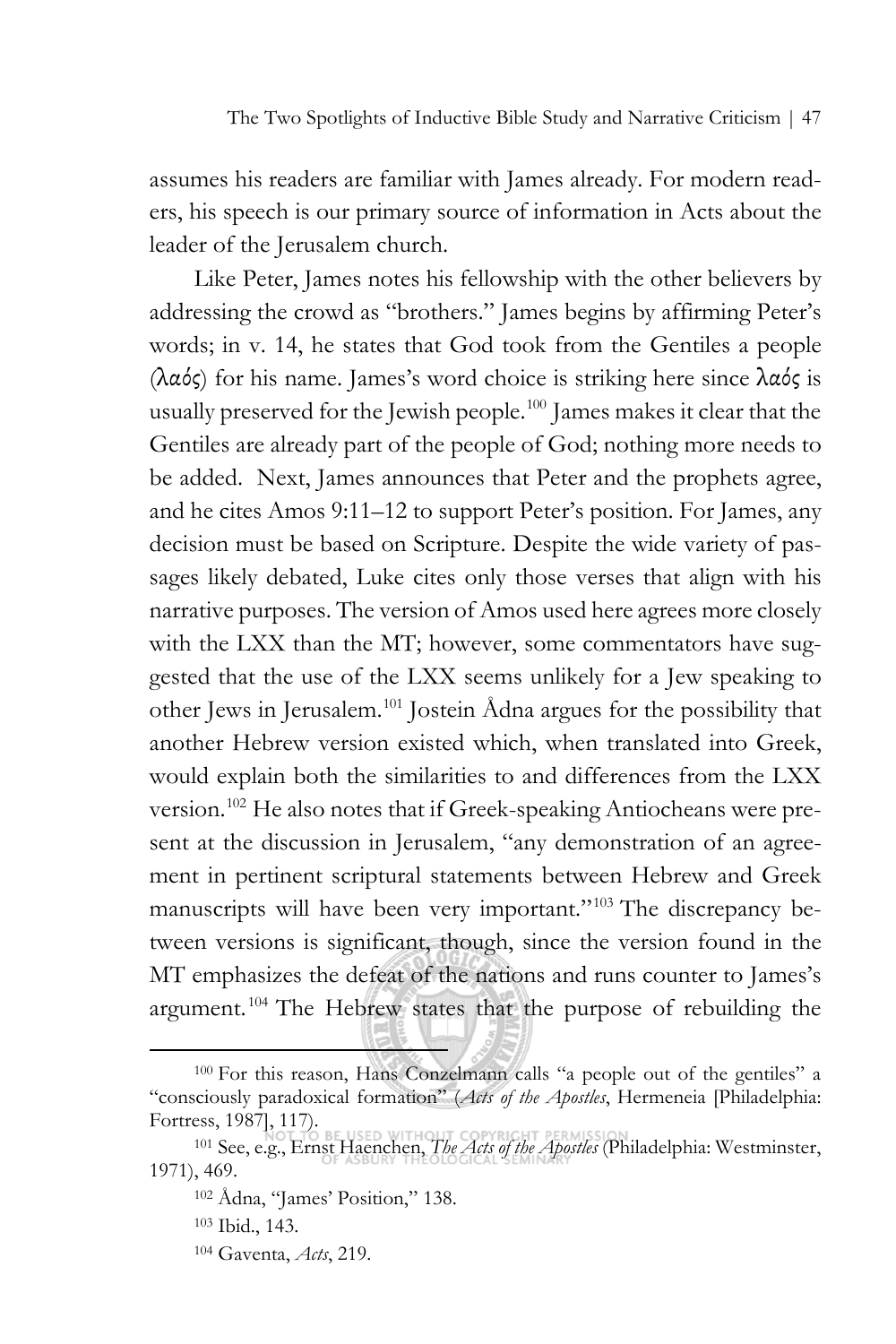assumes his readers are familiar with James already. For modern readers, his speech is our primary source of information in Acts about the leader of the Jerusalem church.

Like Peter, James notes his fellowship with the other believers by addressing the crowd as "brothers." James begins by affirming Peter's words; in v. 14, he states that God took from the Gentiles a people (λαός) for his name. James's word choice is striking here since λαός is usually preserved for the Jewish people.[100] James makes it clear that the Gentiles are already part of the people of God; nothing more needs to be added. Next, James announces that Peter and the prophets agree, and he cites Amos 9:11–12 to support Peter's position. For James, any decision must be based on Scripture. Despite the wide variety of passages likely debated, Luke cites only those verses that align with his narrative purposes. The version of Amos used here agrees more closely with the LXX than the MT; however, some commentators have suggested that the use of the LXX seems unlikely for a Jew speaking to other Jews in Jerusalem.[101] Jostein Ådna argues for the possibility that another Hebrew version existed which, when translated into Greek, would explain both the similarities to and differences from the LXX version.[102] He also notes that if Greek-speaking Antiocheans were present at the discussion in Jerusalem, "any demonstration of an agreement in pertinent scriptural statements between Hebrew and Greek manuscripts will have been very important."[103] The discrepancy between versions is significant, though, since the version found in the MT emphasizes the defeat of the nations and runs counter to James's argument.[104] The Hebrew states that the purpose of rebuilding the

---

[100] For this reason, Hans Conzelmann calls "a people out of the gentiles" a "consciously paradoxical formation" (*Acts of the Apostles*, Hermeneia [Philadelphia: Fortress, 1987], 117).

[101] See, e.g., Ernst Haenchen, *The Acts of the Apostles* (Philadelphia: Westminster, 1971), 469.

[102] Ådna, "James' Position," 138.

[103] Ibid., 143.

[104] Gaventa, *Acts*, 219.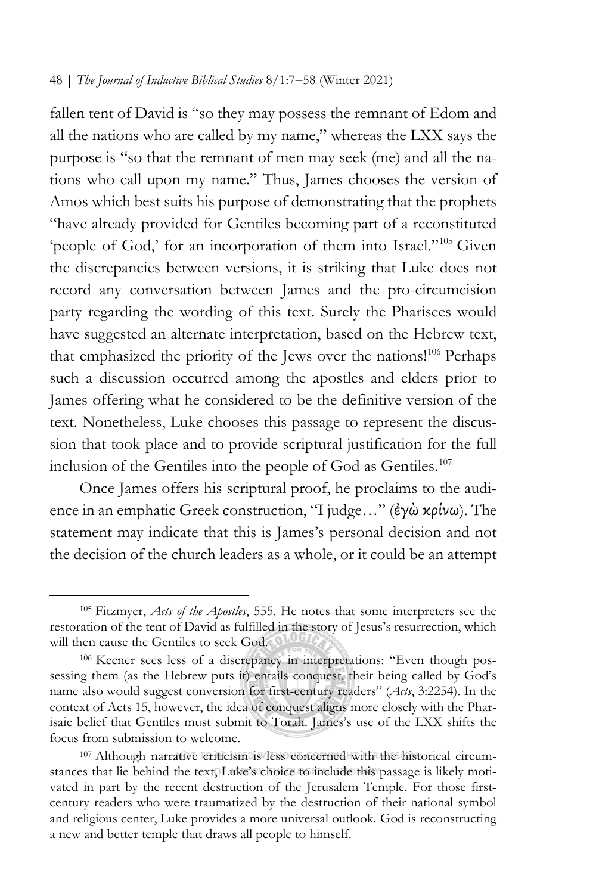fallen tent of David is "so they may possess the remnant of Edom and all the nations who are called by my name," whereas the LXX says the purpose is "so that the remnant of men may seek (me) and all the nations who call upon my name." Thus, James chooses the version of Amos which best suits his purpose of demonstrating that the prophets "have already provided for Gentiles becoming part of a reconstituted 'people of God,' for an incorporation of them into Israel."[105] Given the discrepancies between versions, it is striking that Luke does not record any conversation between James and the pro-circumcision party regarding the wording of this text. Surely the Pharisees would have suggested an alternate interpretation, based on the Hebrew text, that emphasized the priority of the Jews over the nations![106] Perhaps such a discussion occurred among the apostles and elders prior to James offering what he considered to be the definitive version of the text. Nonetheless, Luke chooses this passage to represent the discussion that took place and to provide scriptural justification for the full inclusion of the Gentiles into the people of God as Gentiles.[107]

Once James offers his scriptural proof, he proclaims to the audience in an emphatic Greek construction, "I judge…" (ἐγὼ κρίνω). The statement may indicate that this is James's personal decision and not the decision of the church leaders as a whole, or it could be an attempt

---

[105] Fitzmyer, *Acts of the Apostles*, 555. He notes that some interpreters see the restoration of the tent of David as fulfilled in the story of Jesus's resurrection, which will then cause the Gentiles to seek God.

[106] Keener sees less of a discrepancy in interpretations: "Even though possessing them (as the Hebrew puts it) entails conquest, their being called by God's name also would suggest conversion for first-century readers" (*Acts*, 3:2254). In the context of Acts 15, however, the idea of conquest aligns more closely with the Pharisaic belief that Gentiles must submit to Torah. James's use of the LXX shifts the focus from submission to welcome.

[107] Although narrative criticism is less concerned with the historical circumstances that lie behind the text, Luke's choice to include this passage is likely motivated in part by the recent destruction of the Jerusalem Temple. For those first-century readers who were traumatized by the destruction of their national symbol and religious center, Luke provides a more universal outlook. God is reconstructing a new and better temple that draws all people to himself.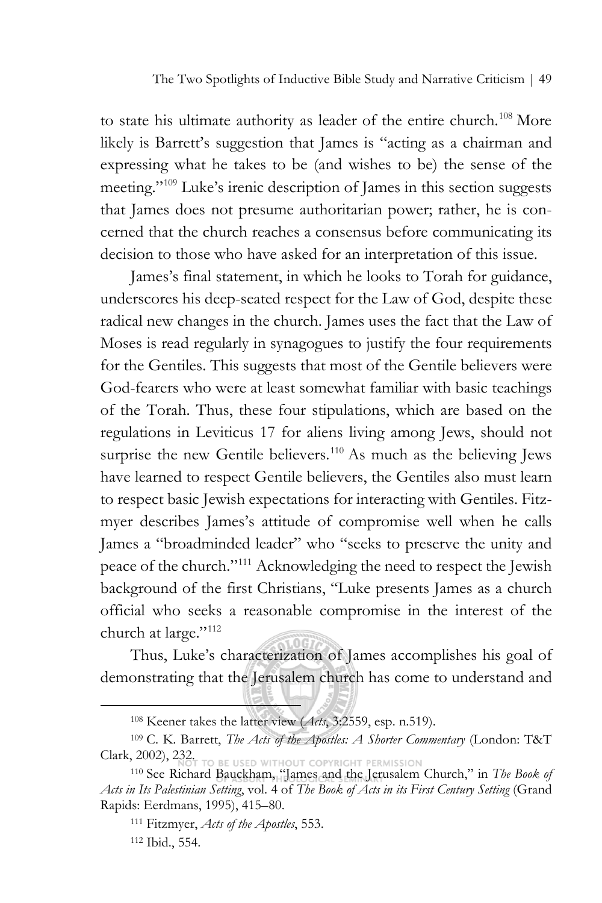to state his ultimate authority as leader of the entire church.[108] More likely is Barrett's suggestion that James is "acting as a chairman and expressing what he takes to be (and wishes to be) the sense of the meeting."[109] Luke's irenic description of James in this section suggests that James does not presume authoritarian power; rather, he is concerned that the church reaches a consensus before communicating its decision to those who have asked for an interpretation of this issue.

James's final statement, in which he looks to Torah for guidance, underscores his deep-seated respect for the Law of God, despite these radical new changes in the church. James uses the fact that the Law of Moses is read regularly in synagogues to justify the four requirements for the Gentiles. This suggests that most of the Gentile believers were God-fearers who were at least somewhat familiar with basic teachings of the Torah. Thus, these four stipulations, which are based on the regulations in Leviticus 17 for aliens living among Jews, should not surprise the new Gentile believers.[110] As much as the believing Jews have learned to respect Gentile believers, the Gentiles also must learn to respect basic Jewish expectations for interacting with Gentiles. Fitzmyer describes James's attitude of compromise well when he calls James a "broadminded leader" who "seeks to preserve the unity and peace of the church."[111] Acknowledging the need to respect the Jewish background of the first Christians, "Luke presents James as a church official who seeks a reasonable compromise in the interest of the church at large."[112]

Thus, Luke's characterization of James accomplishes his goal of demonstrating that the Jerusalem church has come to understand and

---

[108] Keener takes the latter view (*Acts*, 3:2559, esp. n.519).

[109] C. K. Barrett, *The Acts of the Apostles: A Shorter Commentary* (London: T&T Clark, 2002), 232.

[110] See Richard Bauckham, "James and the Jerusalem Church," in *The Book of Acts in Its Palestinian Setting*, vol. 4 of *The Book of Acts in its First Century Setting* (Grand Rapids: Eerdmans, 1995), 415–80.

[111] Fitzmyer, *Acts of the Apostles*, 553.

[112] Ibid., 554.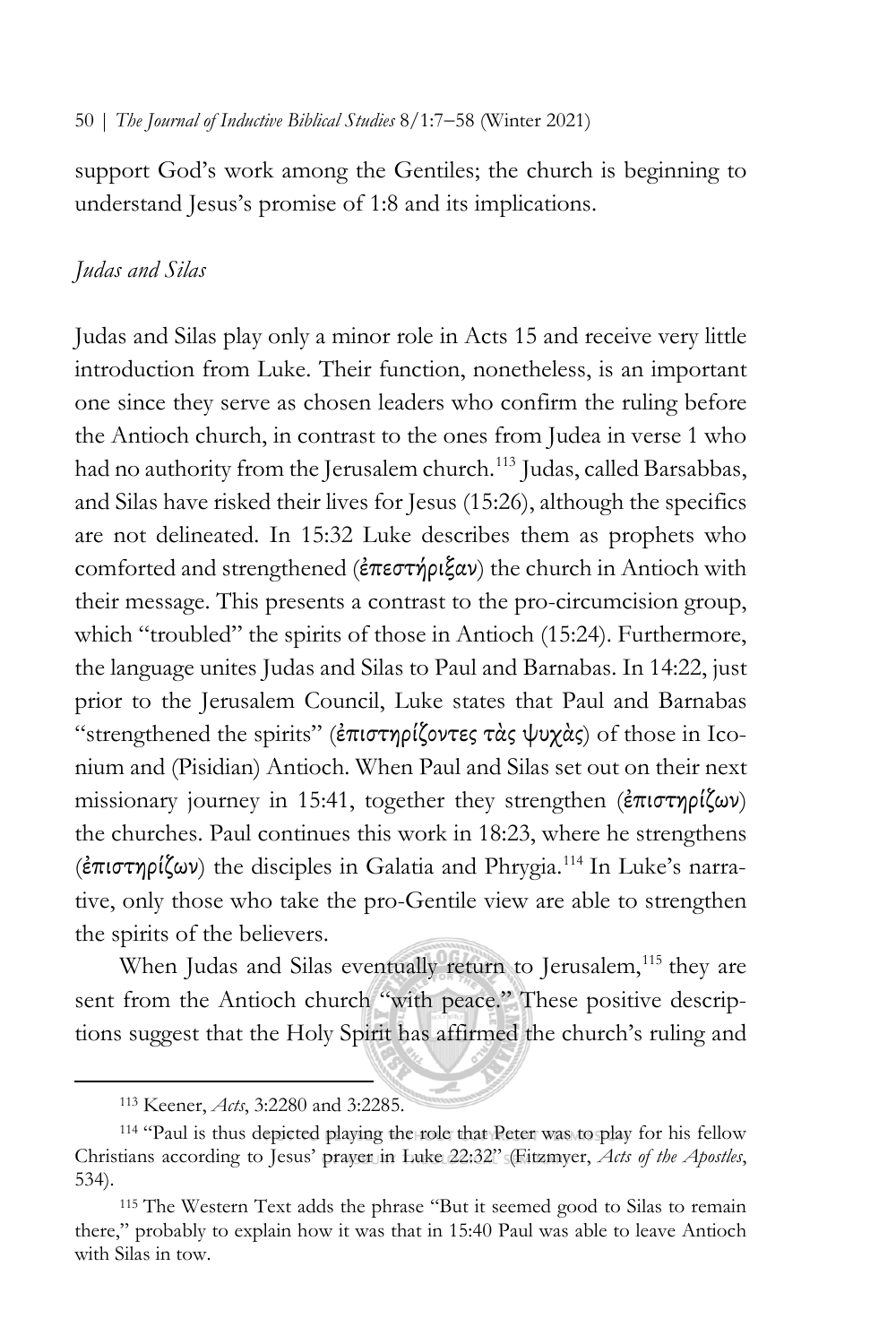support God's work among the Gentiles; the church is beginning to understand Jesus's promise of 1:8 and its implications.

### *Judas and Silas*

Judas and Silas play only a minor role in Acts 15 and receive very little introduction from Luke. Their function, nonetheless, is an important one since they serve as chosen leaders who confirm the ruling before the Antioch church, in contrast to the ones from Judea in verse 1 who had no authority from the Jerusalem church.[113] Judas, called Barsabbas, and Silas have risked their lives for Jesus (15:26), although the specifics are not delineated. In 15:32 Luke describes them as prophets who comforted and strengthened (ἐπεστήριξαν) the church in Antioch with their message. This presents a contrast to the pro-circumcision group, which "troubled" the spirits of those in Antioch (15:24). Furthermore, the language unites Judas and Silas to Paul and Barnabas. In 14:22, just prior to the Jerusalem Council, Luke states that Paul and Barnabas "strengthened the spirits" (ἐπιστηρίζοντες τὰς ψυχὰς) of those in Iconium and (Pisidian) Antioch. When Paul and Silas set out on their next missionary journey in 15:41, together they strengthen (ἐπιστηρίζων) the churches. Paul continues this work in 18:23, where he strengthens (ἐπιστηρίζων) the disciples in Galatia and Phrygia.[114] In Luke's narrative, only those who take the pro-Gentile view are able to strengthen the spirits of the believers.

When Judas and Silas eventually return to Jerusalem,[115] they are sent from the Antioch church "with peace." These positive descriptions suggest that the Holy Spirit has affirmed the church's ruling and

---

[113] Keener, *Acts*, 3:2280 and 3:2285.

[114] "Paul is thus depicted playing the role that Peter was to play for his fellow Christians according to Jesus' prayer in Luke 22:32" (Fitzmyer, *Acts of the Apostles*, 534).

[115] The Western Text adds the phrase "But it seemed good to Silas to remain there," probably to explain how it was that in 15:40 Paul was able to leave Antioch with Silas in tow.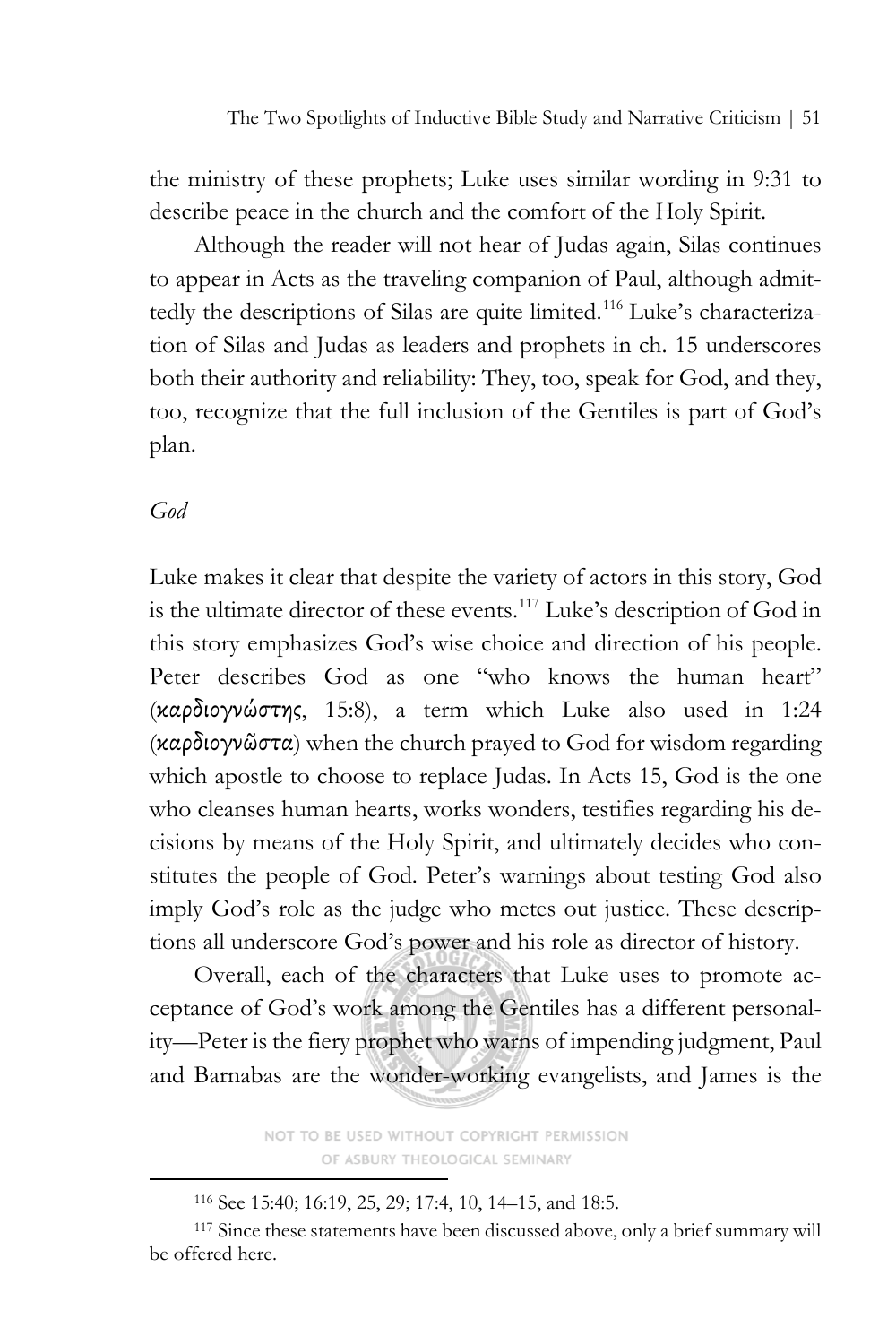the ministry of these prophets; Luke uses similar wording in 9:31 to describe peace in the church and the comfort of the Holy Spirit.

Although the reader will not hear of Judas again, Silas continues to appear in Acts as the traveling companion of Paul, although admittedly the descriptions of Silas are quite limited.[116] Luke's characterization of Silas and Judas as leaders and prophets in ch. 15 underscores both their authority and reliability: They, too, speak for God, and they, too, recognize that the full inclusion of the Gentiles is part of God's plan.

### *God*

Luke makes it clear that despite the variety of actors in this story, God is the ultimate director of these events.[117] Luke's description of God in this story emphasizes God's wise choice and direction of his people. Peter describes God as one "who knows the human heart" (καρδιογνώστης, 15:8), a term which Luke also used in 1:24 (καρδιογνῶστα) when the church prayed to God for wisdom regarding which apostle to choose to replace Judas. In Acts 15, God is the one who cleanses human hearts, works wonders, testifies regarding his decisions by means of the Holy Spirit, and ultimately decides who constitutes the people of God. Peter's warnings about testing God also imply God's role as the judge who metes out justice. These descriptions all underscore God's power and his role as director of history.

Overall, each of the characters that Luke uses to promote acceptance of God's work among the Gentiles has a different personality—Peter is the fiery prophet who warns of impending judgment, Paul and Barnabas are the wonder-working evangelists, and James is the

NOT TO BE USED WITHOUT COPYRIGHT PERMISSION OF ASBURY THEOLOGICAL SEMINARY

---

[116] See 15:40; 16:19, 25, 29; 17:4, 10, 14–15, and 18:5.

[117] Since these statements have been discussed above, only a brief summary will be offered here.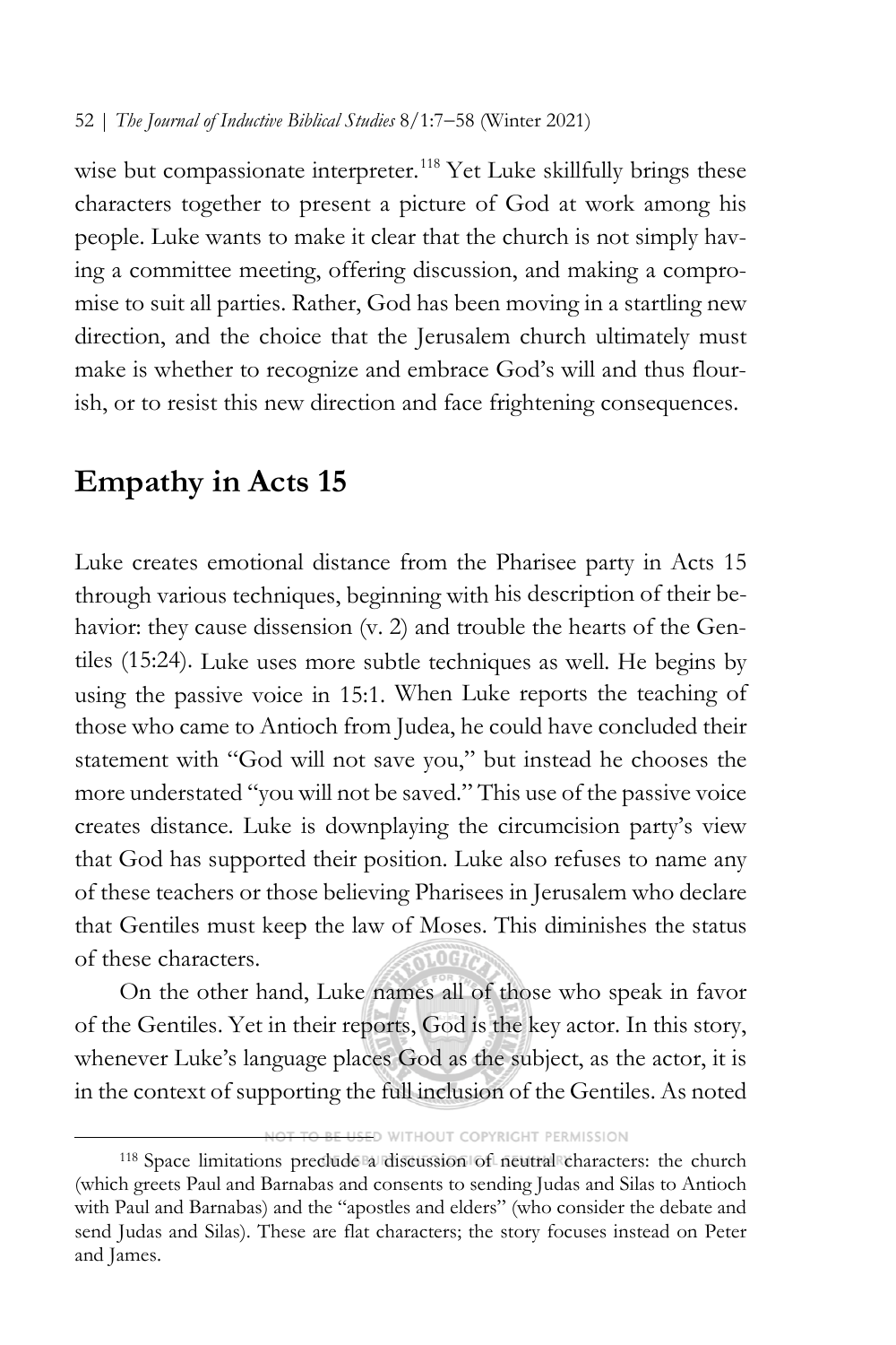wise but compassionate interpreter.[118] Yet Luke skillfully brings these characters together to present a picture of God at work among his people. Luke wants to make it clear that the church is not simply having a committee meeting, offering discussion, and making a compromise to suit all parties. Rather, God has been moving in a startling new direction, and the choice that the Jerusalem church ultimately must make is whether to recognize and embrace God's will and thus flourish, or to resist this new direction and face frightening consequences.

## Empathy in Acts 15

Luke creates emotional distance from the Pharisee party in Acts 15 through various techniques, beginning with his description of their behavior: they cause dissension (v. 2) and trouble the hearts of the Gentiles (15:24). Luke uses more subtle techniques as well. He begins by using the passive voice in 15:1. When Luke reports the teaching of those who came to Antioch from Judea, he could have concluded their statement with "God will not save you," but instead he chooses the more understated "you will not be saved." This use of the passive voice creates distance. Luke is downplaying the circumcision party's view that God has supported their position. Luke also refuses to name any of these teachers or those believing Pharisees in Jerusalem who declare that Gentiles must keep the law of Moses. This diminishes the status of these characters.

On the other hand, Luke names all of those who speak in favor of the Gentiles. Yet in their reports, God is the key actor. In this story, whenever Luke's language places God as the subject, as the actor, it is in the context of supporting the full inclusion of the Gentiles. As noted

---

[118] Space limitations preclude a discussion of neutral characters: the church (which greets Paul and Barnabas and consents to sending Judas and Silas to Antioch with Paul and Barnabas) and the "apostles and elders" (who consider the debate and send Judas and Silas). These are flat characters; the story focuses instead on Peter and James.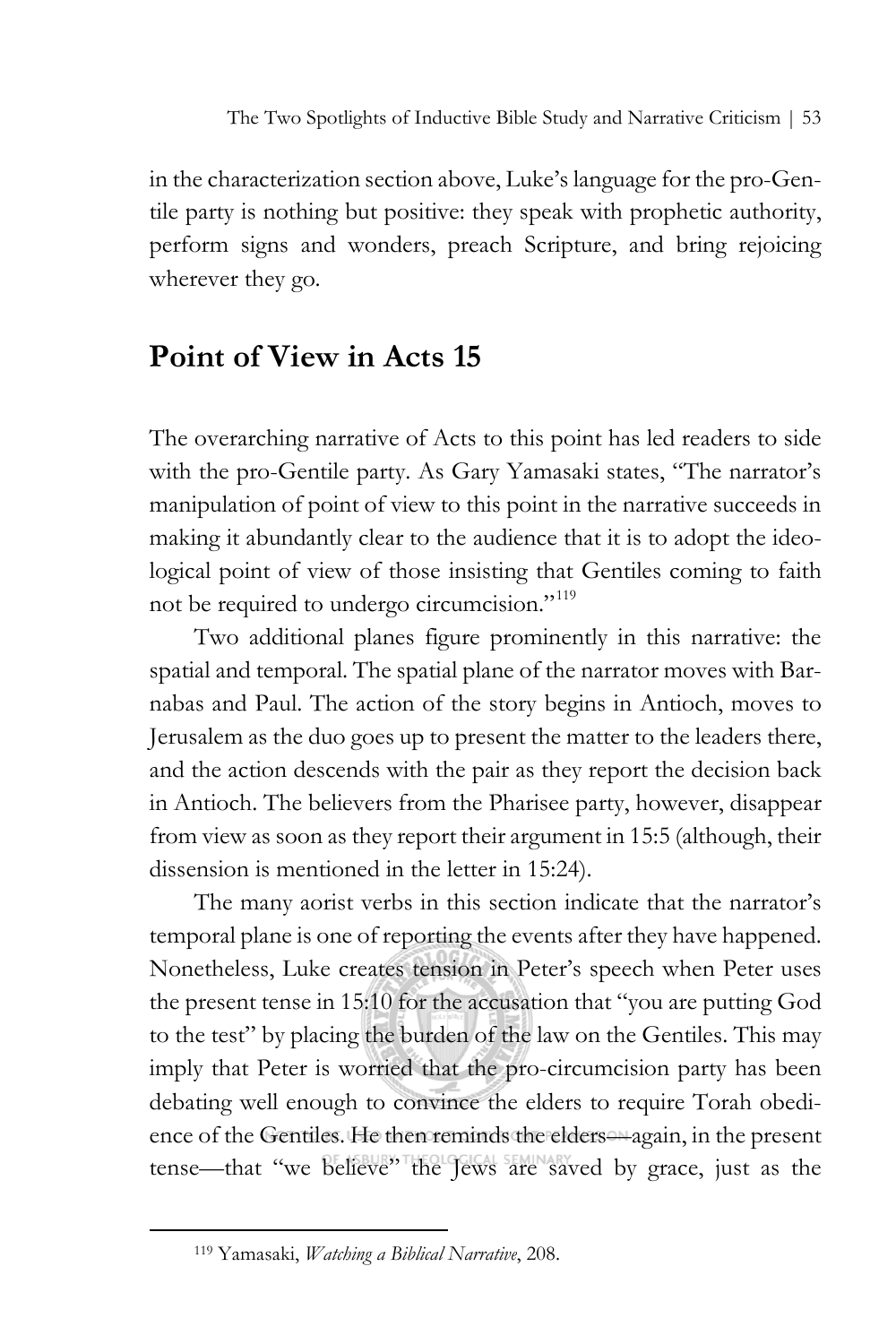in the characterization section above, Luke's language for the pro-Gentile party is nothing but positive: they speak with prophetic authority, perform signs and wonders, preach Scripture, and bring rejoicing wherever they go.

## Point of View in Acts 15

The overarching narrative of Acts to this point has led readers to side with the pro-Gentile party. As Gary Yamasaki states, "The narrator's manipulation of point of view to this point in the narrative succeeds in making it abundantly clear to the audience that it is to adopt the ideological point of view of those insisting that Gentiles coming to faith not be required to undergo circumcision."[119]

Two additional planes figure prominently in this narrative: the spatial and temporal. The spatial plane of the narrator moves with Barnabas and Paul. The action of the story begins in Antioch, moves to Jerusalem as the duo goes up to present the matter to the leaders there, and the action descends with the pair as they report the decision back in Antioch. The believers from the Pharisee party, however, disappear from view as soon as they report their argument in 15:5 (although, their dissension is mentioned in the letter in 15:24).

The many aorist verbs in this section indicate that the narrator's temporal plane is one of reporting the events after they have happened. Nonetheless, Luke creates tension in Peter's speech when Peter uses the present tense in 15:10 for the accusation that "you are putting God to the test" by placing the burden of the law on the Gentiles. This may imply that Peter is worried that the pro-circumcision party has been debating well enough to convince the elders to require Torah obedience of the Gentiles. He then reminds the elders—again, in the present tense—that "we believe" the Jews are saved by grace, just as the

[119] Yamasaki, *Watching a Biblical Narrative*, 208.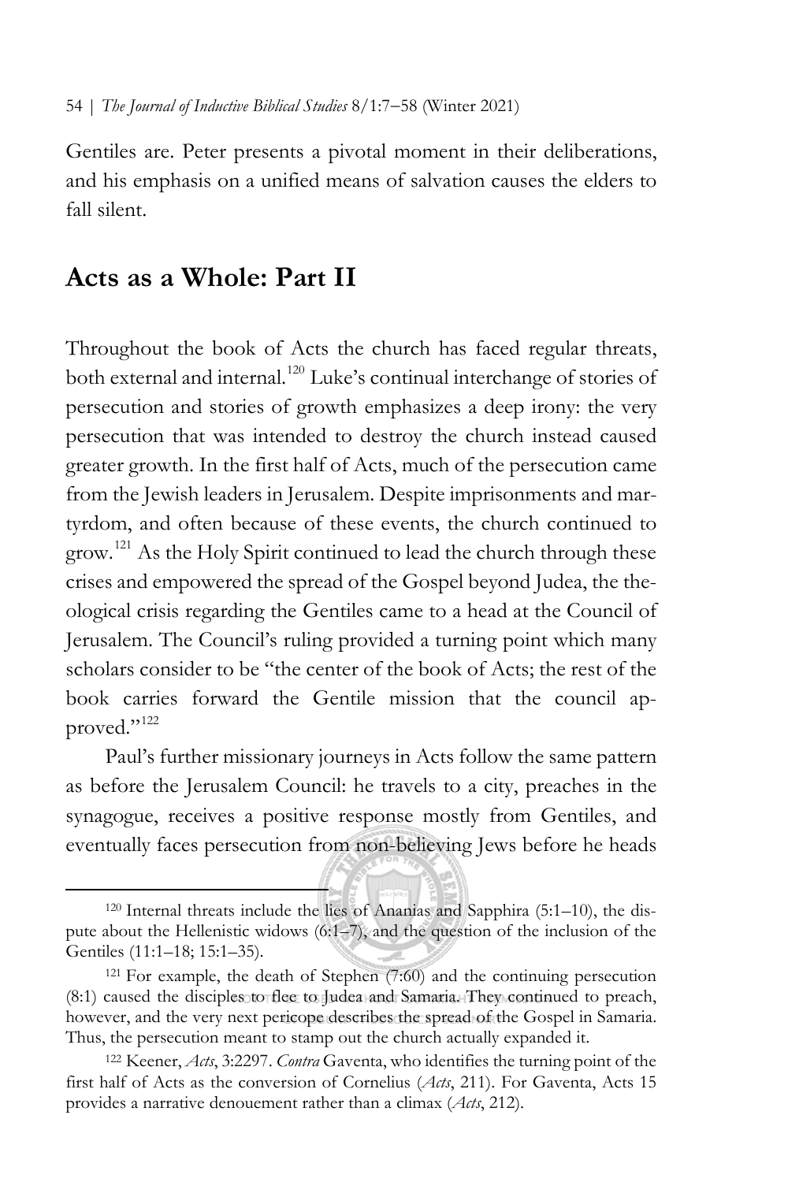Gentiles are. Peter presents a pivotal moment in their deliberations, and his emphasis on a unified means of salvation causes the elders to fall silent.

## Acts as a Whole: Part II

Throughout the book of Acts the church has faced regular threats, both external and internal.[120] Luke's continual interchange of stories of persecution and stories of growth emphasizes a deep irony: the very persecution that was intended to destroy the church instead caused greater growth. In the first half of Acts, much of the persecution came from the Jewish leaders in Jerusalem. Despite imprisonments and martyrdom, and often because of these events, the church continued to grow.[121] As the Holy Spirit continued to lead the church through these crises and empowered the spread of the Gospel beyond Judea, the theological crisis regarding the Gentiles came to a head at the Council of Jerusalem. The Council's ruling provided a turning point which many scholars consider to be "the center of the book of Acts; the rest of the book carries forward the Gentile mission that the council approved."[122]

Paul's further missionary journeys in Acts follow the same pattern as before the Jerusalem Council: he travels to a city, preaches in the synagogue, receives a positive response mostly from Gentiles, and eventually faces persecution from non-believing Jews before he heads

---

[120] Internal threats include the lies of Ananias and Sapphira (5:1–10), the dispute about the Hellenistic widows (6:1–7), and the question of the inclusion of the Gentiles (11:1–18; 15:1–35).

[121] For example, the death of Stephen (7:60) and the continuing persecution (8:1) caused the disciples to flee to Judea and Samaria. They continued to preach, however, and the very next pericope describes the spread of the Gospel in Samaria. Thus, the persecution meant to stamp out the church actually expanded it.

[122] Keener, *Acts*, 3:2297. *Contra* Gaventa, who identifies the turning point of the first half of Acts as the conversion of Cornelius (*Acts*, 211). For Gaventa, Acts 15 provides a narrative denouement rather than a climax (*Acts*, 212).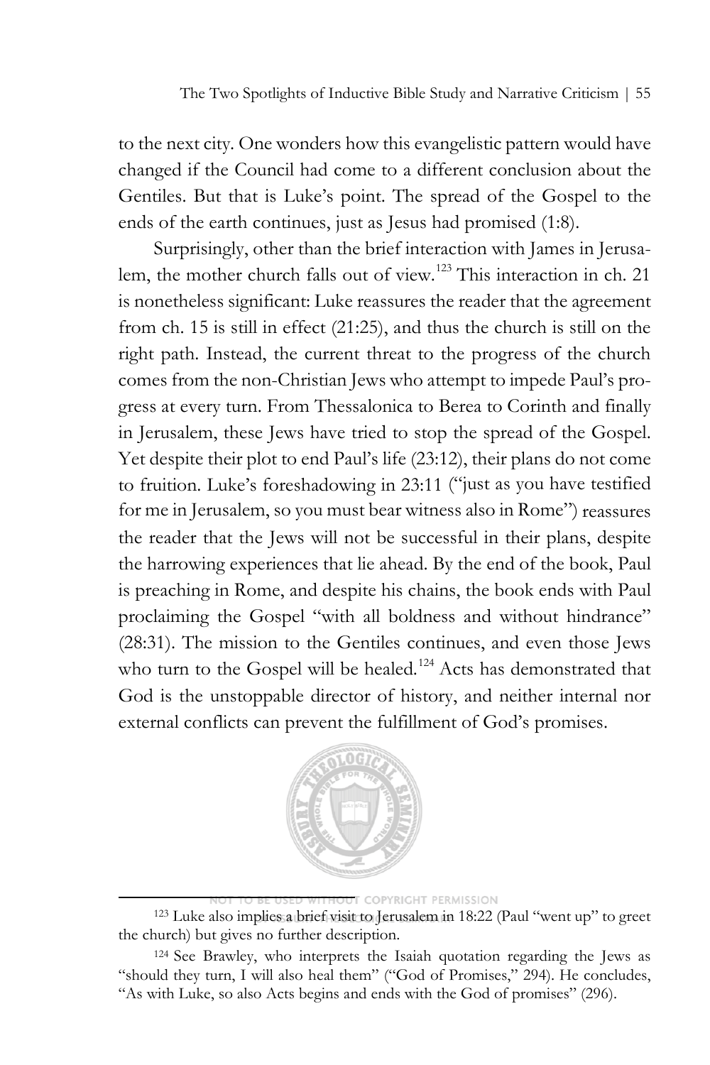to the next city. One wonders how this evangelistic pattern would have changed if the Council had come to a different conclusion about the Gentiles. But that is Luke's point. The spread of the Gospel to the ends of the earth continues, just as Jesus had promised (1:8).

Surprisingly, other than the brief interaction with James in Jerusalem, the mother church falls out of view.[123] This interaction in ch. 21 is nonetheless significant: Luke reassures the reader that the agreement from ch. 15 is still in effect (21:25), and thus the church is still on the right path. Instead, the current threat to the progress of the church comes from the non-Christian Jews who attempt to impede Paul's progress at every turn. From Thessalonica to Berea to Corinth and finally in Jerusalem, these Jews have tried to stop the spread of the Gospel. Yet despite their plot to end Paul's life (23:12), their plans do not come to fruition. Luke's foreshadowing in 23:11 ("just as you have testified for me in Jerusalem, so you must bear witness also in Rome") reassures the reader that the Jews will not be successful in their plans, despite the harrowing experiences that lie ahead. By the end of the book, Paul is preaching in Rome, and despite his chains, the book ends with Paul proclaiming the Gospel "with all boldness and without hindrance" (28:31). The mission to the Gentiles continues, and even those Jews who turn to the Gospel will be healed.[124] Acts has demonstrated that God is the unstoppable director of history, and neither internal nor external conflicts can prevent the fulfillment of God's promises.

---

[123] Luke also implies a brief visit to Jerusalem in 18:22 (Paul "went up" to greet the church) but gives no further description.

[124] See Brawley, who interprets the Isaiah quotation regarding the Jews as "should they turn, I will also heal them" ("God of Promises," 294). He concludes, "As with Luke, so also Acts begins and ends with the God of promises" (296).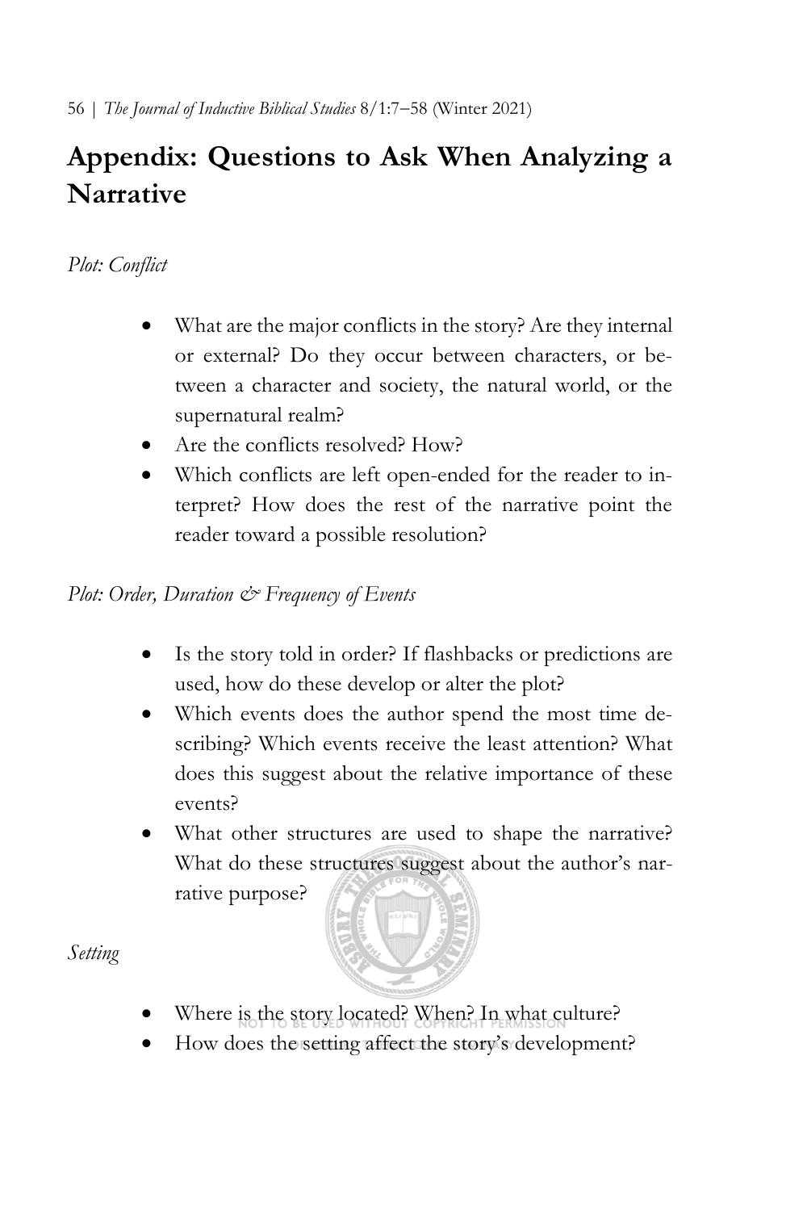## Appendix: Questions to Ask When Analyzing a Narrative

*Plot: Conflict*

- What are the major conflicts in the story? Are they internal or external? Do they occur between characters, or between a character and society, the natural world, or the supernatural realm?
- Are the conflicts resolved? How?
- Which conflicts are left open-ended for the reader to interpret? How does the rest of the narrative point the reader toward a possible resolution?

*Plot: Order, Duration & Frequency of Events*

- Is the story told in order? If flashbacks or predictions are used, how do these develop or alter the plot?
- Which events does the author spend the most time describing? Which events receive the least attention? What does this suggest about the relative importance of these events?
- What other structures are used to shape the narrative? What do these structures suggest about the author's narrative purpose?

*Setting*

- Where is the story located? When? In what culture?
- How does the setting affect the story's development?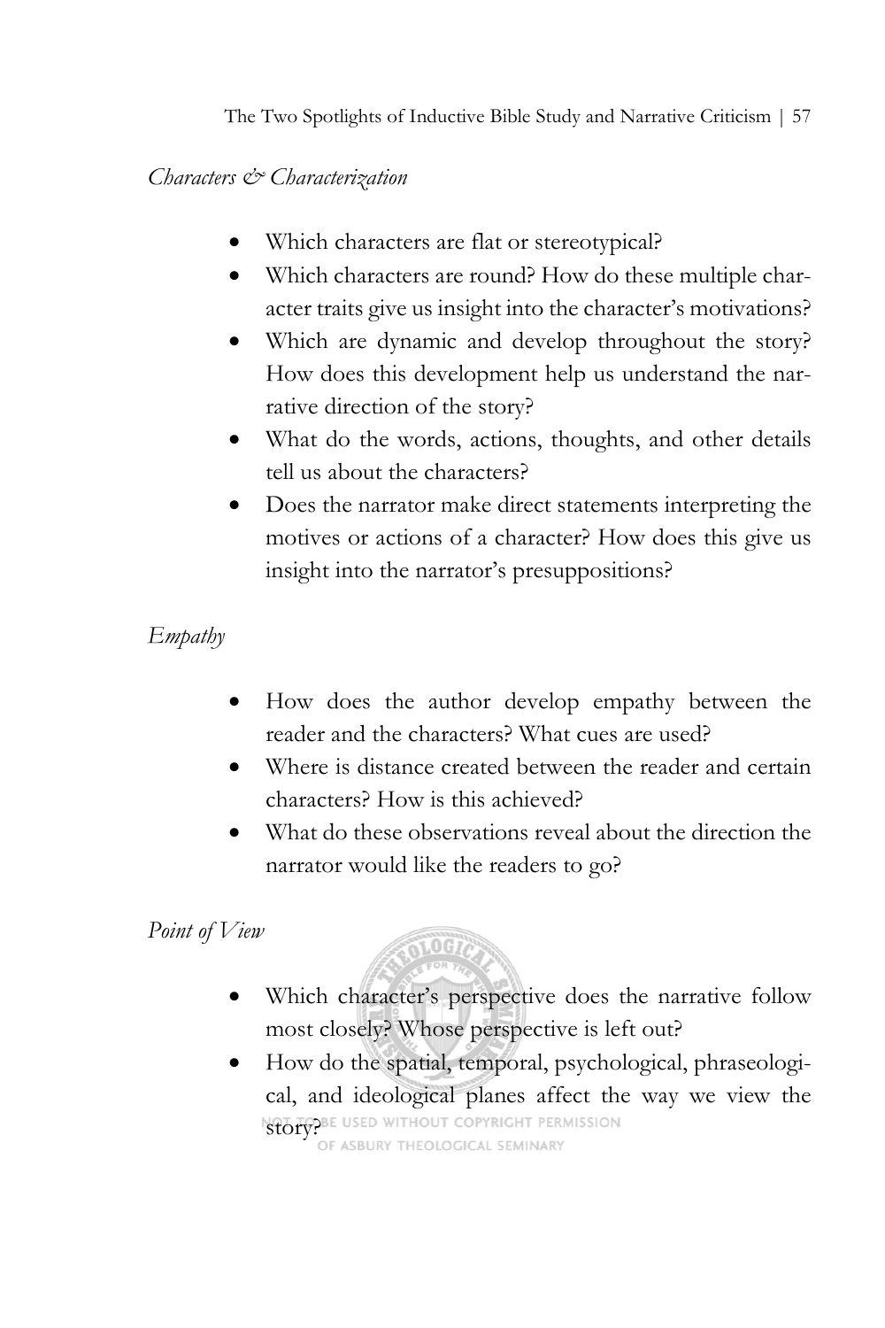*Characters & Characterization*

- Which characters are flat or stereotypical?
- Which characters are round? How do these multiple character traits give us insight into the character's motivations?
- Which are dynamic and develop throughout the story? How does this development help us understand the narrative direction of the story?
- What do the words, actions, thoughts, and other details tell us about the characters?
- Does the narrator make direct statements interpreting the motives or actions of a character? How does this give us insight into the narrator's presuppositions?

*Empathy*

- How does the author develop empathy between the reader and the characters? What cues are used?
- Where is distance created between the reader and certain characters? How is this achieved?
- What do these observations reveal about the direction the narrator would like the readers to go?

*Point of View*

- Which character's perspective does the narrative follow most closely? Whose perspective is left out?
- How do the spatial, temporal, psychological, phraseological, and ideological planes affect the way we view the story?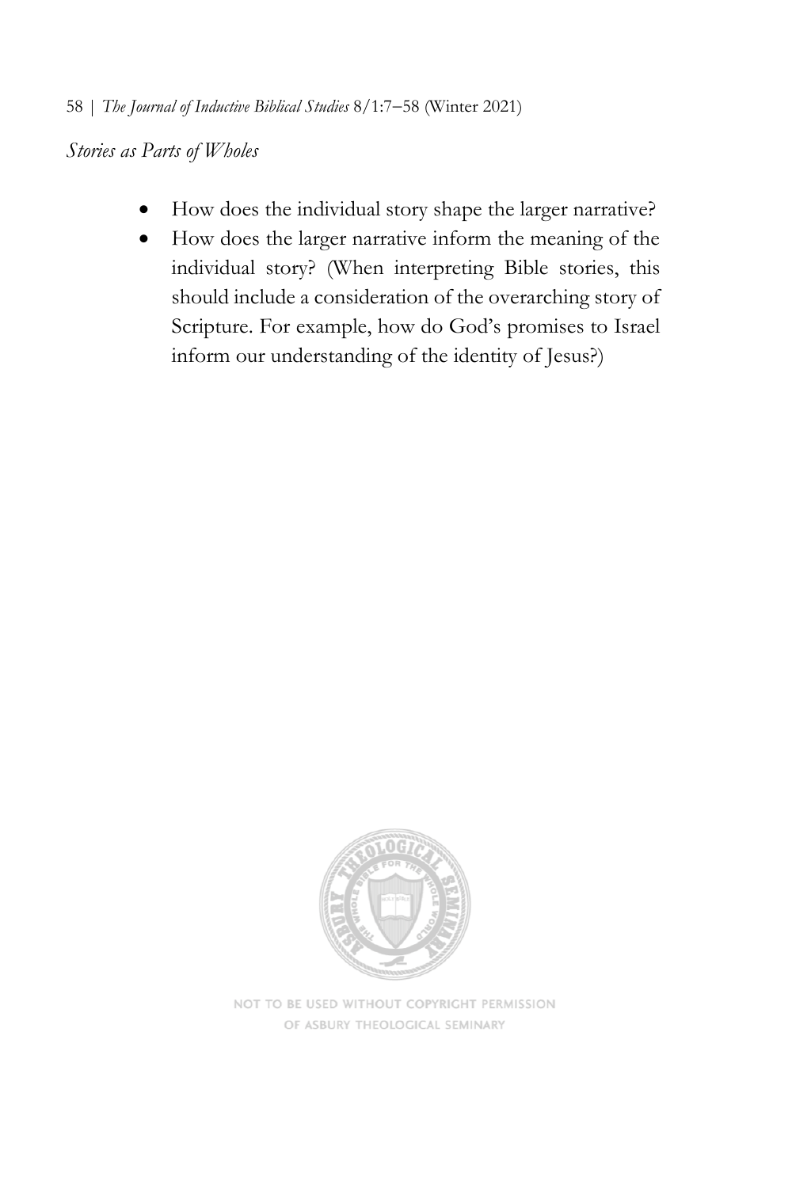*Stories as Parts of Wholes*

- How does the individual story shape the larger narrative?
- How does the larger narrative inform the meaning of the individual story? (When interpreting Bible stories, this should include a consideration of the overarching story of Scripture. For example, how do God's promises to Israel inform our understanding of the identity of Jesus?)

NOT TO BE USED WITHOUT COPYRIGHT PERMISSION OF ASBURY THEOLOGICAL SEMINARY